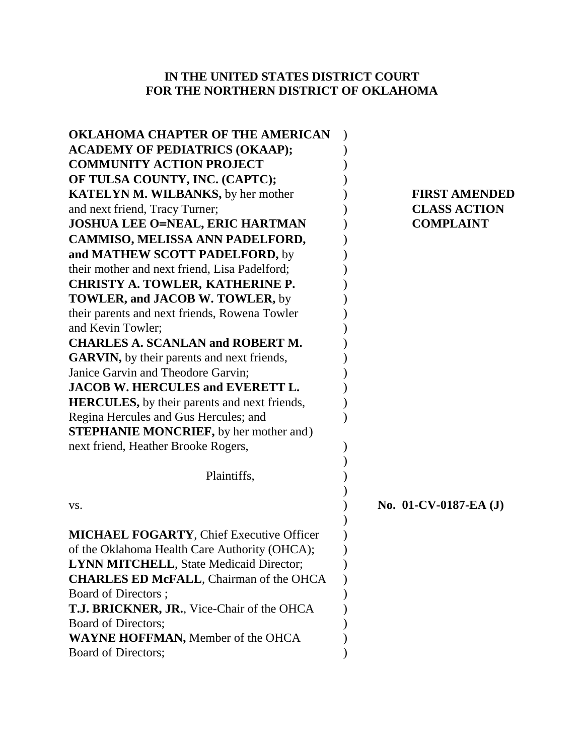**IN THE UNITED STATES DISTRICT COURT**
**FOR THE NORTHERN DISTRICT OF OKLAHOMA**

**OKLAHOMA CHAPTER OF THE AMERICAN ACADEMY OF PEDIATRICS (OKAAP); COMMUNITY ACTION PROJECT OF TULSA COUNTY, INC. (CAPTC); KATELYN M. WILBANKS,** by her mother and next friend, Tracy Turner; **JOSHUA LEE O=NEAL, ERIC HARTMAN CAMMISO, MELISSA ANN PADELFORD, and MATHEW SCOTT PADELFORD,** by their mother and next friend, Lisa Padelford; **CHRISTY A. TOWLER, KATHERINE P. TOWLER, and JACOB W. TOWLER,** by their parents and next friends, Rowena Towler and Kevin Towler; **CHARLES A. SCANLAN and ROBERT M. GARVIN,** by their parents and next friends, Janice Garvin and Theodore Garvin; **JACOB W. HERCULES and EVERETT L. HERCULES,** by their parents and next friends, Regina Hercules and Gus Hercules; and **STEPHANIE MONCRIEF,** by her mother and next friend, Heather Brooke Rogers,

Plaintiffs,

vs.

**MICHAEL FOGARTY**, Chief Executive Officer of the Oklahoma Health Care Authority (OHCA); **LYNN MITCHELL**, State Medicaid Director; **CHARLES ED McFALL**, Chairman of the OHCA Board of Directors ; **T.J. BRICKNER, JR.**, Vice-Chair of the OHCA Board of Directors; **WAYNE HOFFMAN,** Member of the OHCA Board of Directors;

**FIRST AMENDED CLASS ACTION COMPLAINT**

**No. 01-CV-0187-EA (J)**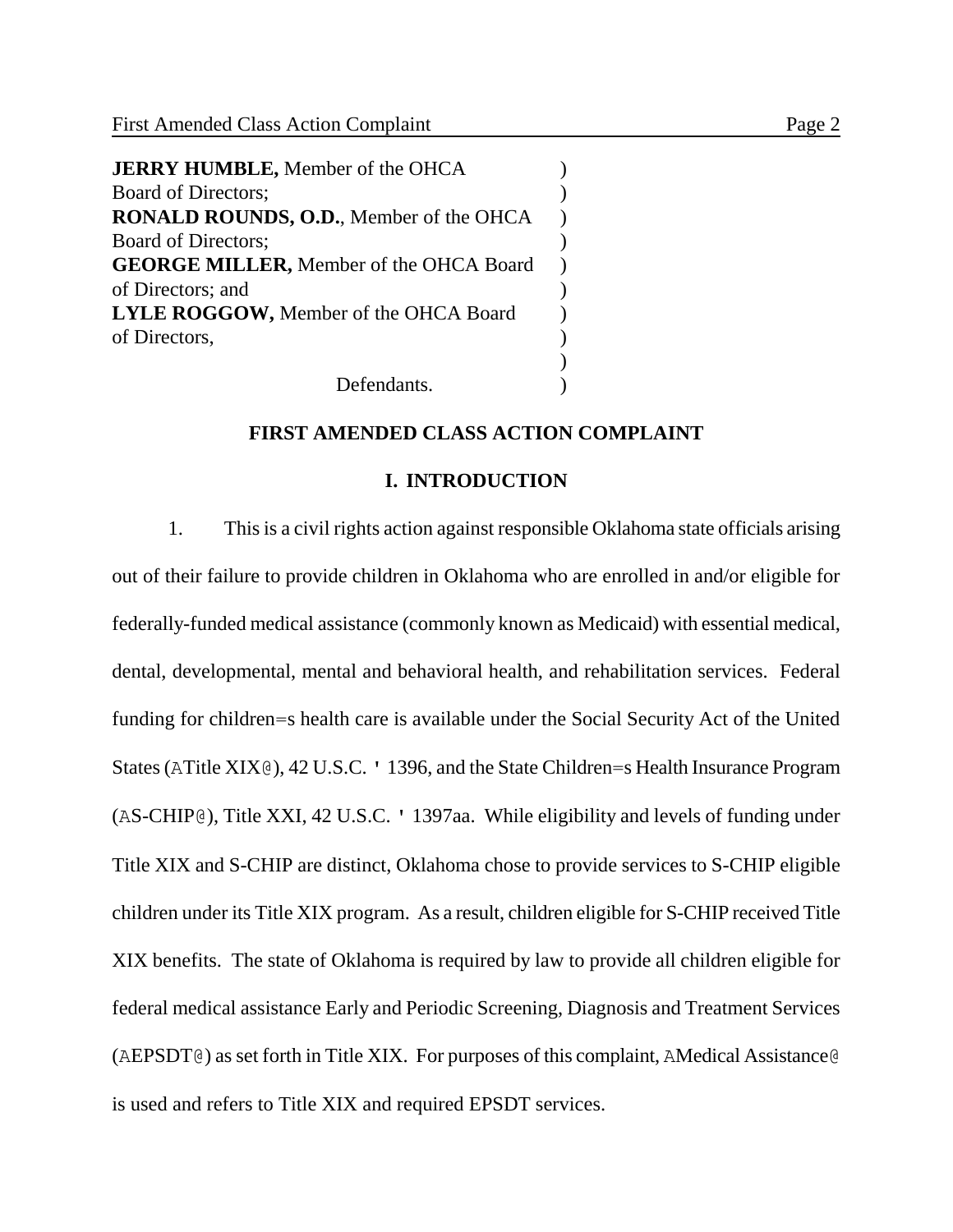**JERRY HUMBLE,** Member of the OHCA Board of Directors; )
**RONALD ROUNDS, O.D.**, Member of the OHCA Board of Directors; )
**GEORGE MILLER,** Member of the OHCA Board of Directors; and )
**LYLE ROGGOW,** Member of the OHCA Board of Directors, )
)
Defendants. )

## FIRST AMENDED CLASS ACTION COMPLAINT

## I. INTRODUCTION

1. This is a civil rights action against responsible Oklahoma state officials arising out of their failure to provide children in Oklahoma who are enrolled in and/or eligible for federally-funded medical assistance (commonly known as Medicaid) with essential medical, dental, developmental, mental and behavioral health, and rehabilitation services. Federal funding for children=s health care is available under the Social Security Act of the United States (ATitle XIX@), 42 U.S.C. ' 1396, and the State Children=s Health Insurance Program (AS-CHIP@), Title XXI, 42 U.S.C. ' 1397aa. While eligibility and levels of funding under Title XIX and S-CHIP are distinct, Oklahoma chose to provide services to S-CHIP eligible children under its Title XIX program. As a result, children eligible for S-CHIP received Title XIX benefits. The state of Oklahoma is required by law to provide all children eligible for federal medical assistance Early and Periodic Screening, Diagnosis and Treatment Services (AEPSDT@) as set forth in Title XIX. For purposes of this complaint, AMedical Assistance@ is used and refers to Title XIX and required EPSDT services.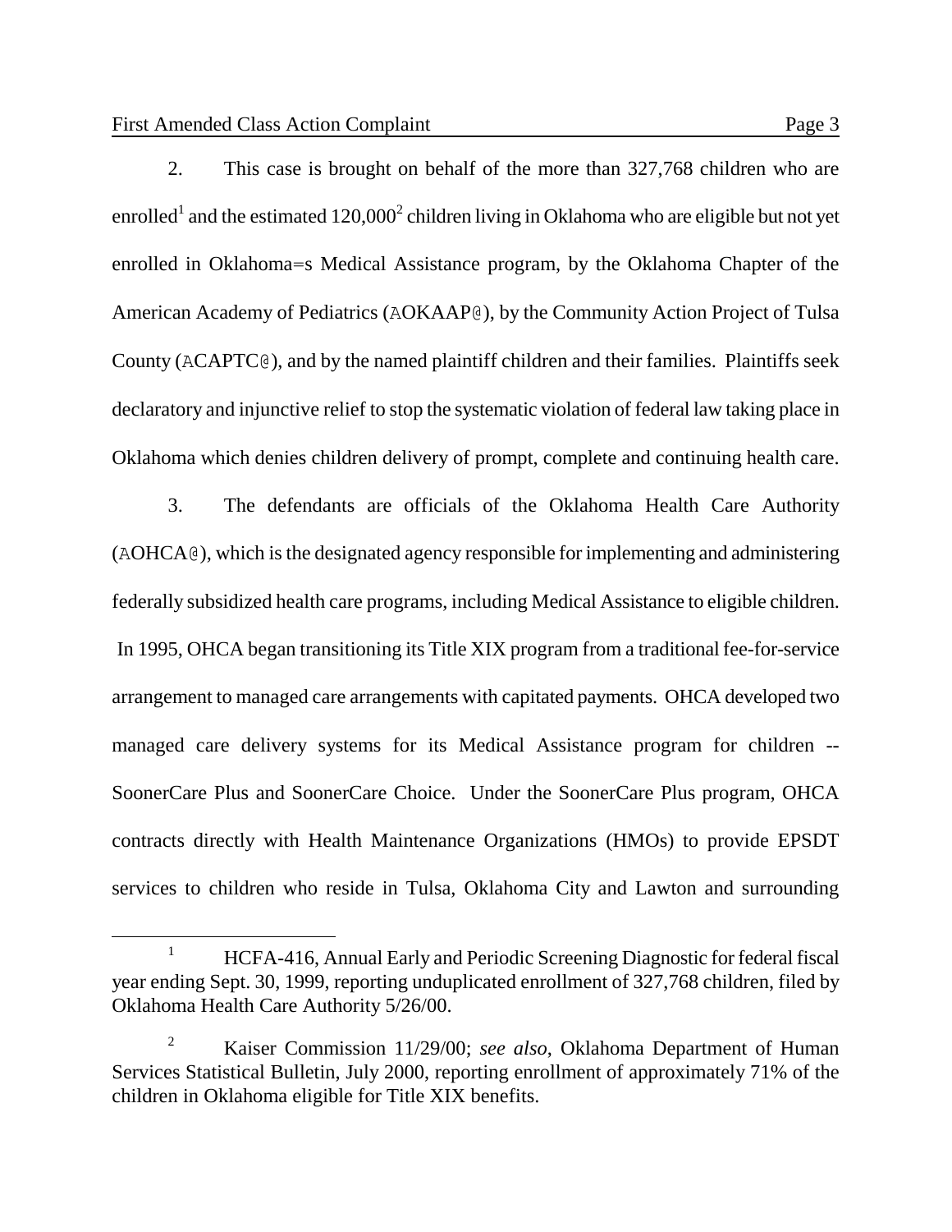2. This case is brought on behalf of the more than 327,768 children who are enrolled[1] and the estimated 120,000[2] children living in Oklahoma who are eligible but not yet enrolled in Oklahoma=s Medical Assistance program, by the Oklahoma Chapter of the American Academy of Pediatrics (AOKAAP@), by the Community Action Project of Tulsa County (ACAPTC@), and by the named plaintiff children and their families. Plaintiffs seek declaratory and injunctive relief to stop the systematic violation of federal law taking place in Oklahoma which denies children delivery of prompt, complete and continuing health care.

3. The defendants are officials of the Oklahoma Health Care Authority (AOHCA@), which is the designated agency responsible for implementing and administering federally subsidized health care programs, including Medical Assistance to eligible children. In 1995, OHCA began transitioning its Title XIX program from a traditional fee-for-service arrangement to managed care arrangements with capitated payments. OHCA developed two managed care delivery systems for its Medical Assistance program for children -- SoonerCare Plus and SoonerCare Choice. Under the SoonerCare Plus program, OHCA contracts directly with Health Maintenance Organizations (HMOs) to provide EPSDT services to children who reside in Tulsa, Oklahoma City and Lawton and surrounding

---

[1] HCFA-416, Annual Early and Periodic Screening Diagnostic for federal fiscal year ending Sept. 30, 1999, reporting unduplicated enrollment of 327,768 children, filed by Oklahoma Health Care Authority 5/26/00.

[2] Kaiser Commission 11/29/00; *see also*, Oklahoma Department of Human Services Statistical Bulletin, July 2000, reporting enrollment of approximately 71% of the children in Oklahoma eligible for Title XIX benefits.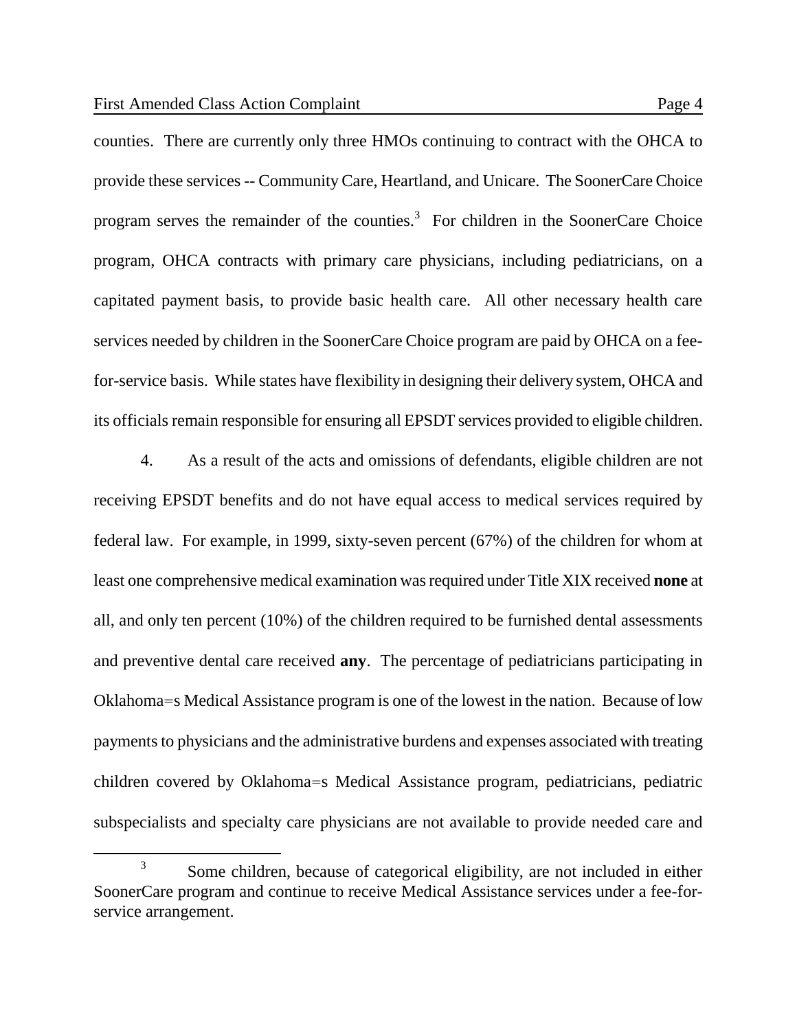counties. There are currently only three HMOs continuing to contract with the OHCA to provide these services -- Community Care, Heartland, and Unicare. The SoonerCare Choice program serves the remainder of the counties.[3] For children in the SoonerCare Choice program, OHCA contracts with primary care physicians, including pediatricians, on a capitated payment basis, to provide basic health care. All other necessary health care services needed by children in the SoonerCare Choice program are paid by OHCA on a fee-for-service basis. While states have flexibility in designing their delivery system, OHCA and its officials remain responsible for ensuring all EPSDT services provided to eligible children.

4. As a result of the acts and omissions of defendants, eligible children are not receiving EPSDT benefits and do not have equal access to medical services required by federal law. For example, in 1999, sixty-seven percent (67%) of the children for whom at least one comprehensive medical examination was required under Title XIX received **none** at all, and only ten percent (10%) of the children required to be furnished dental assessments and preventive dental care received **any**. The percentage of pediatricians participating in Oklahoma=s Medical Assistance program is one of the lowest in the nation. Because of low payments to physicians and the administrative burdens and expenses associated with treating children covered by Oklahoma=s Medical Assistance program, pediatricians, pediatric subspecialists and specialty care physicians are not available to provide needed care and

---

[3] Some children, because of categorical eligibility, are not included in either SoonerCare program and continue to receive Medical Assistance services under a fee-for-service arrangement.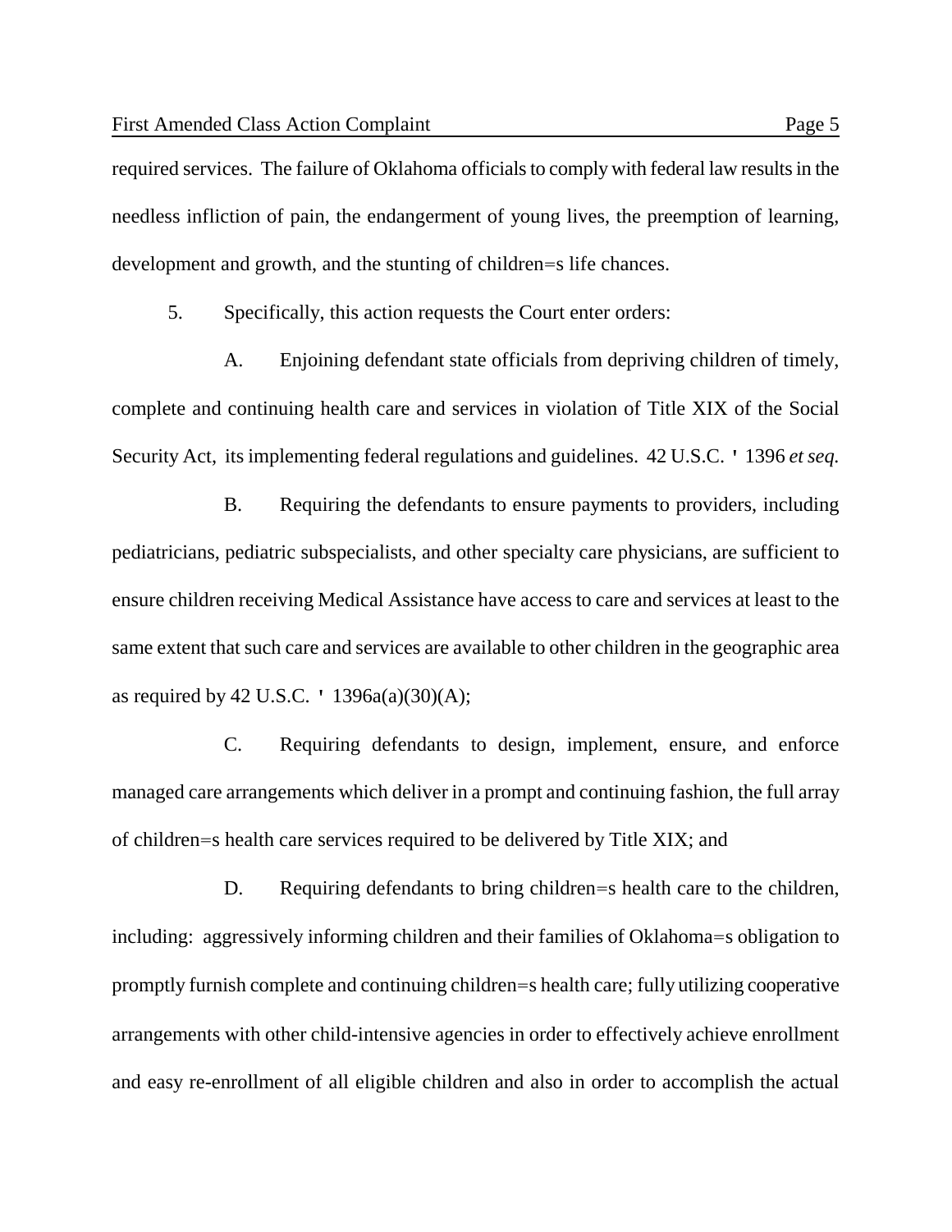required services. The failure of Oklahoma officials to comply with federal law results in the needless infliction of pain, the endangerment of young lives, the preemption of learning, development and growth, and the stunting of children=s life chances.

5. Specifically, this action requests the Court enter orders:

A. Enjoining defendant state officials from depriving children of timely, complete and continuing health care and services in violation of Title XIX of the Social Security Act, its implementing federal regulations and guidelines. 42 U.S.C. ' 1396 *et seq.*

B. Requiring the defendants to ensure payments to providers, including pediatricians, pediatric subspecialists, and other specialty care physicians, are sufficient to ensure children receiving Medical Assistance have access to care and services at least to the same extent that such care and services are available to other children in the geographic area as required by 42 U.S.C. ' 1396a(a)(30)(A);

C. Requiring defendants to design, implement, ensure, and enforce managed care arrangements which deliver in a prompt and continuing fashion, the full array of children=s health care services required to be delivered by Title XIX; and

D. Requiring defendants to bring children=s health care to the children, including: aggressively informing children and their families of Oklahoma=s obligation to promptly furnish complete and continuing children=s health care; fully utilizing cooperative arrangements with other child-intensive agencies in order to effectively achieve enrollment and easy re-enrollment of all eligible children and also in order to accomplish the actual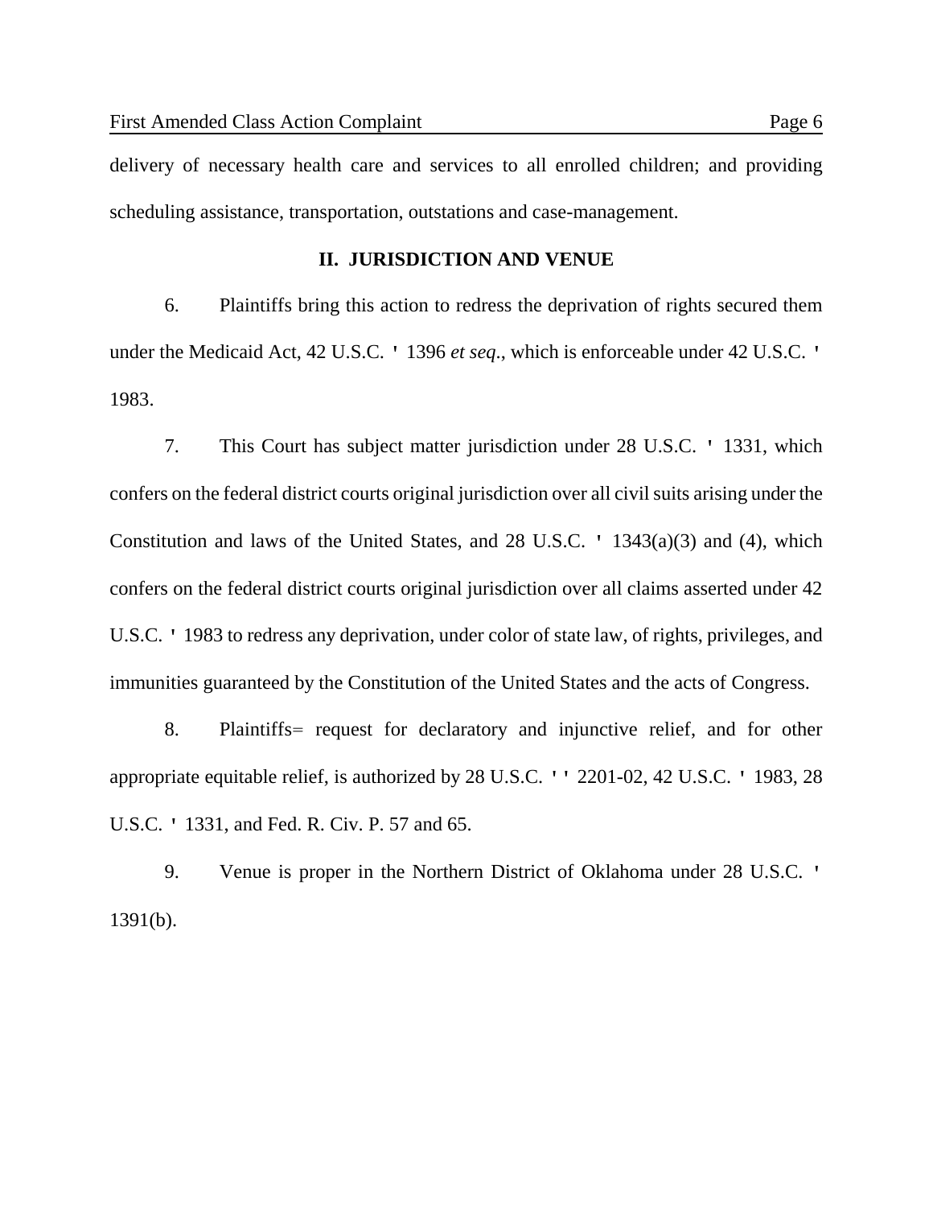delivery of necessary health care and services to all enrolled children; and providing scheduling assistance, transportation, outstations and case-management.

## II. JURISDICTION AND VENUE

6. Plaintiffs bring this action to redress the deprivation of rights secured them under the Medicaid Act, 42 U.S.C. ' 1396 *et seq*., which is enforceable under 42 U.S.C. ' 1983.

7. This Court has subject matter jurisdiction under 28 U.S.C. ' 1331, which confers on the federal district courts original jurisdiction over all civil suits arising under the Constitution and laws of the United States, and 28 U.S.C. ' 1343(a)(3) and (4), which confers on the federal district courts original jurisdiction over all claims asserted under 42 U.S.C. ' 1983 to redress any deprivation, under color of state law, of rights, privileges, and immunities guaranteed by the Constitution of the United States and the acts of Congress.

8. Plaintiffs= request for declaratory and injunctive relief, and for other appropriate equitable relief, is authorized by 28 U.S.C. '' 2201-02, 42 U.S.C. ' 1983, 28 U.S.C. ' 1331, and Fed. R. Civ. P. 57 and 65.

9. Venue is proper in the Northern District of Oklahoma under 28 U.S.C. ' 1391(b).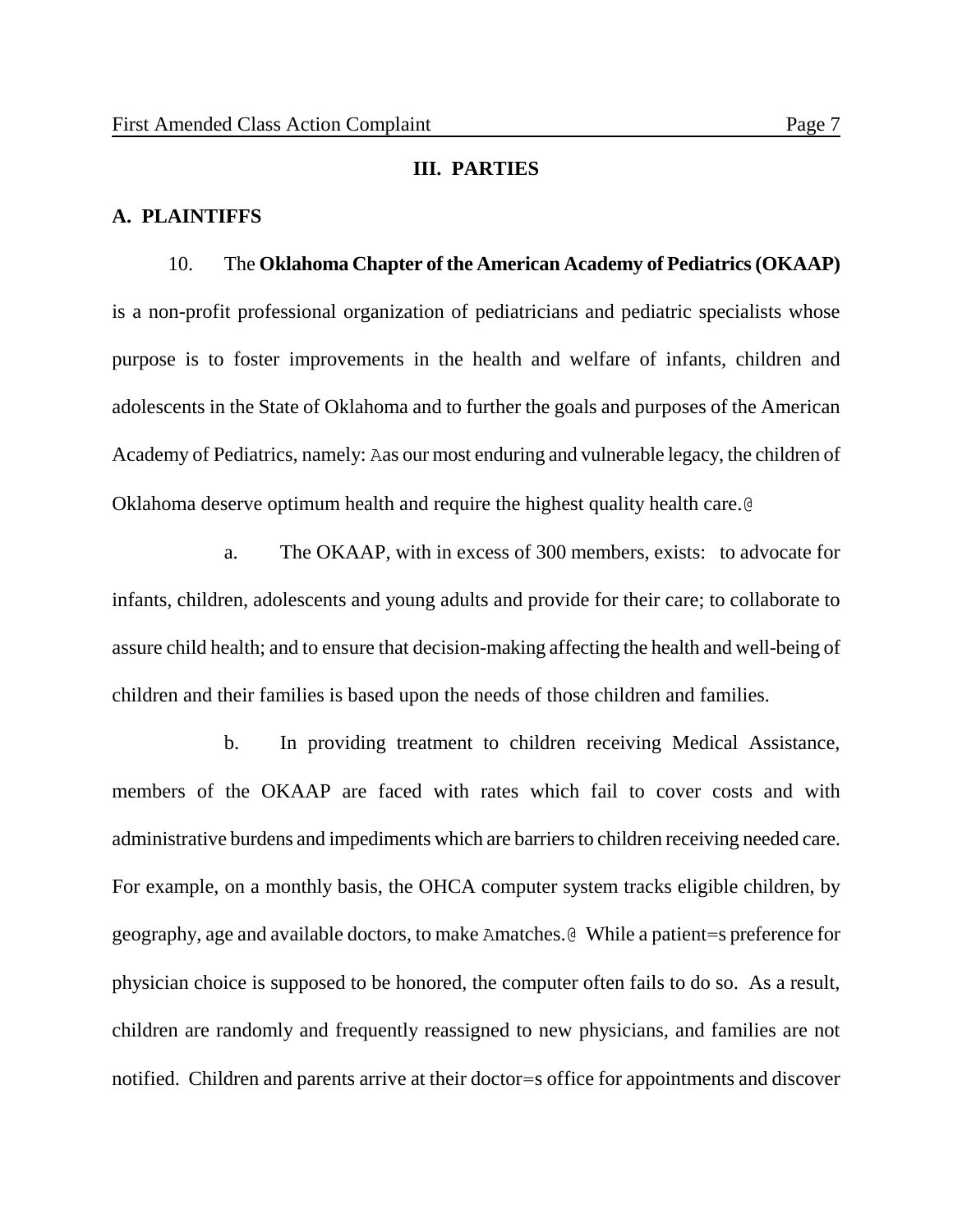## III. PARTIES

### A. PLAINTIFFS

10. The **Oklahoma Chapter of the American Academy of Pediatrics (OKAAP)** is a non-profit professional organization of pediatricians and pediatric specialists whose purpose is to foster improvements in the health and welfare of infants, children and adolescents in the State of Oklahoma and to further the goals and purposes of the American Academy of Pediatrics, namely: Aas our most enduring and vulnerable legacy, the children of Oklahoma deserve optimum health and require the highest quality health care.@

a. The OKAAP, with in excess of 300 members, exists: to advocate for infants, children, adolescents and young adults and provide for their care; to collaborate to assure child health; and to ensure that decision-making affecting the health and well-being of children and their families is based upon the needs of those children and families.

b. In providing treatment to children receiving Medical Assistance, members of the OKAAP are faced with rates which fail to cover costs and with administrative burdens and impediments which are barriers to children receiving needed care. For example, on a monthly basis, the OHCA computer system tracks eligible children, by geography, age and available doctors, to make Amatches.@ While a patient=s preference for physician choice is supposed to be honored, the computer often fails to do so. As a result, children are randomly and frequently reassigned to new physicians, and families are not notified. Children and parents arrive at their doctor=s office for appointments and discover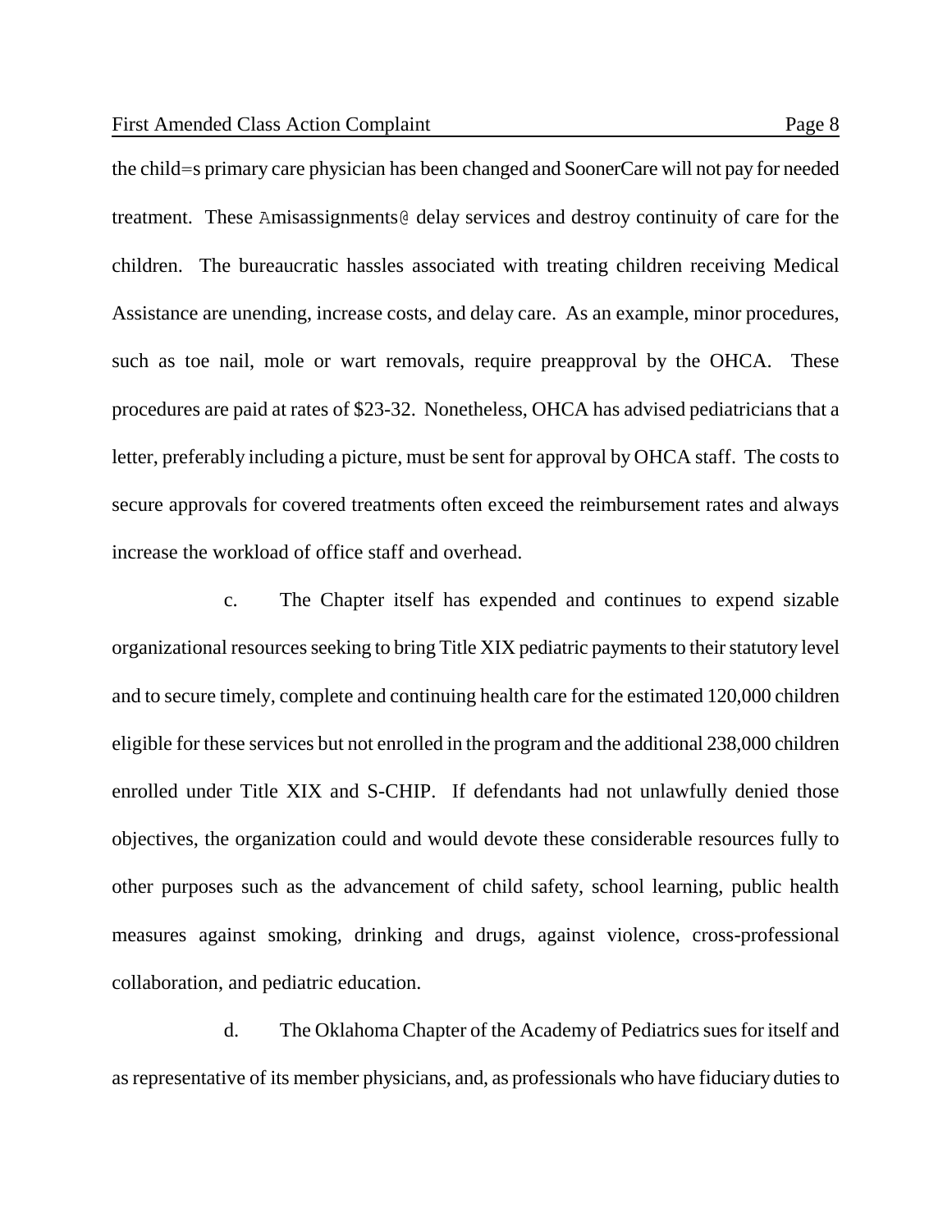the child=s primary care physician has been changed and SoonerCare will not pay for needed treatment. These Amisassignments@ delay services and destroy continuity of care for the children. The bureaucratic hassles associated with treating children receiving Medical Assistance are unending, increase costs, and delay care. As an example, minor procedures, such as toe nail, mole or wart removals, require preapproval by the OHCA. These procedures are paid at rates of $23-32. Nonetheless, OHCA has advised pediatricians that a letter, preferably including a picture, must be sent for approval by OHCA staff. The costs to secure approvals for covered treatments often exceed the reimbursement rates and always increase the workload of office staff and overhead.

c. The Chapter itself has expended and continues to expend sizable organizational resources seeking to bring Title XIX pediatric payments to their statutory level and to secure timely, complete and continuing health care for the estimated 120,000 children eligible for these services but not enrolled in the program and the additional 238,000 children enrolled under Title XIX and S-CHIP. If defendants had not unlawfully denied those objectives, the organization could and would devote these considerable resources fully to other purposes such as the advancement of child safety, school learning, public health measures against smoking, drinking and drugs, against violence, cross-professional collaboration, and pediatric education.

d. The Oklahoma Chapter of the Academy of Pediatrics sues for itself and as representative of its member physicians, and, as professionals who have fiduciary duties to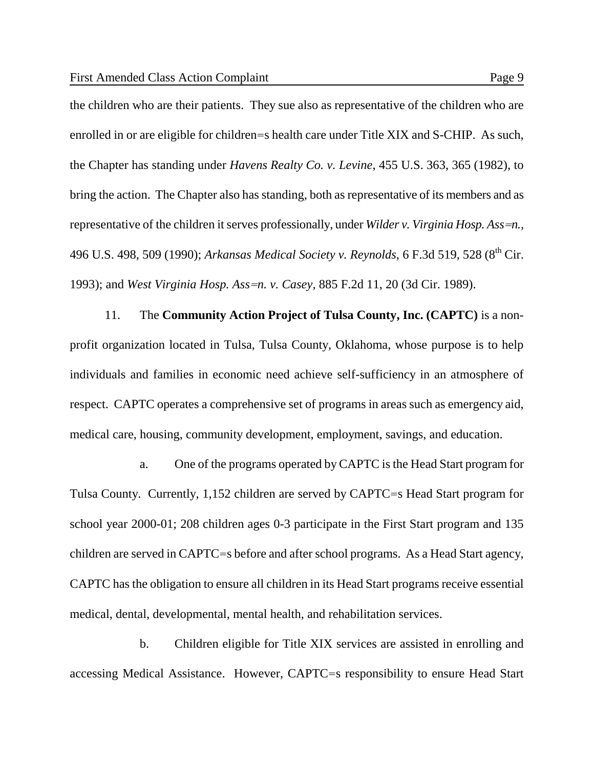the children who are their patients. They sue also as representative of the children who are enrolled in or are eligible for children=s health care under Title XIX and S-CHIP. As such, the Chapter has standing under *Havens Realty Co. v. Levine*, 455 U.S. 363, 365 (1982), to bring the action. The Chapter also has standing, both as representative of its members and as representative of the children it serves professionally, under *Wilder v. Virginia Hosp. Ass=n.*, 496 U.S. 498, 509 (1990); *Arkansas Medical Society v. Reynolds,* 6 F.3d 519, 528 (8th Cir. 1993); and *West Virginia Hosp. Ass=n. v. Casey,* 885 F.2d 11, 20 (3d Cir. 1989).

11. The **Community Action Project of Tulsa County, Inc. (CAPTC)** is a non-profit organization located in Tulsa, Tulsa County, Oklahoma, whose purpose is to help individuals and families in economic need achieve self-sufficiency in an atmosphere of respect. CAPTC operates a comprehensive set of programs in areas such as emergency aid, medical care, housing, community development, employment, savings, and education.

a. One of the programs operated by CAPTC is the Head Start program for Tulsa County. Currently, 1,152 children are served by CAPTC=s Head Start program for school year 2000-01; 208 children ages 0-3 participate in the First Start program and 135 children are served in CAPTC=s before and after school programs. As a Head Start agency, CAPTC has the obligation to ensure all children in its Head Start programs receive essential medical, dental, developmental, mental health, and rehabilitation services.

b. Children eligible for Title XIX services are assisted in enrolling and accessing Medical Assistance. However, CAPTC=s responsibility to ensure Head Start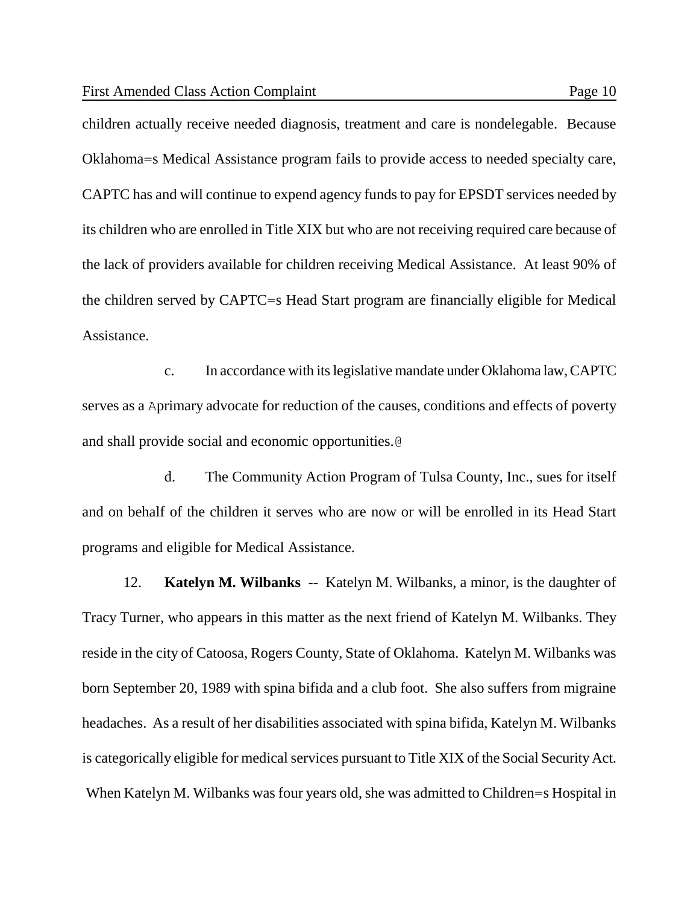children actually receive needed diagnosis, treatment and care is nondelegable. Because Oklahoma=s Medical Assistance program fails to provide access to needed specialty care, CAPTC has and will continue to expend agency funds to pay for EPSDT services needed by its children who are enrolled in Title XIX but who are not receiving required care because of the lack of providers available for children receiving Medical Assistance. At least 90% of the children served by CAPTC=s Head Start program are financially eligible for Medical Assistance.

c. In accordance with its legislative mandate under Oklahoma law, CAPTC serves as a Aprimary advocate for reduction of the causes, conditions and effects of poverty and shall provide social and economic opportunities.@

d. The Community Action Program of Tulsa County, Inc., sues for itself and on behalf of the children it serves who are now or will be enrolled in its Head Start programs and eligible for Medical Assistance.

12. **Katelyn M. Wilbanks** -- Katelyn M. Wilbanks, a minor, is the daughter of Tracy Turner, who appears in this matter as the next friend of Katelyn M. Wilbanks. They reside in the city of Catoosa, Rogers County, State of Oklahoma. Katelyn M. Wilbanks was born September 20, 1989 with spina bifida and a club foot. She also suffers from migraine headaches. As a result of her disabilities associated with spina bifida, Katelyn M. Wilbanks is categorically eligible for medical services pursuant to Title XIX of the Social Security Act. When Katelyn M. Wilbanks was four years old, she was admitted to Children=s Hospital in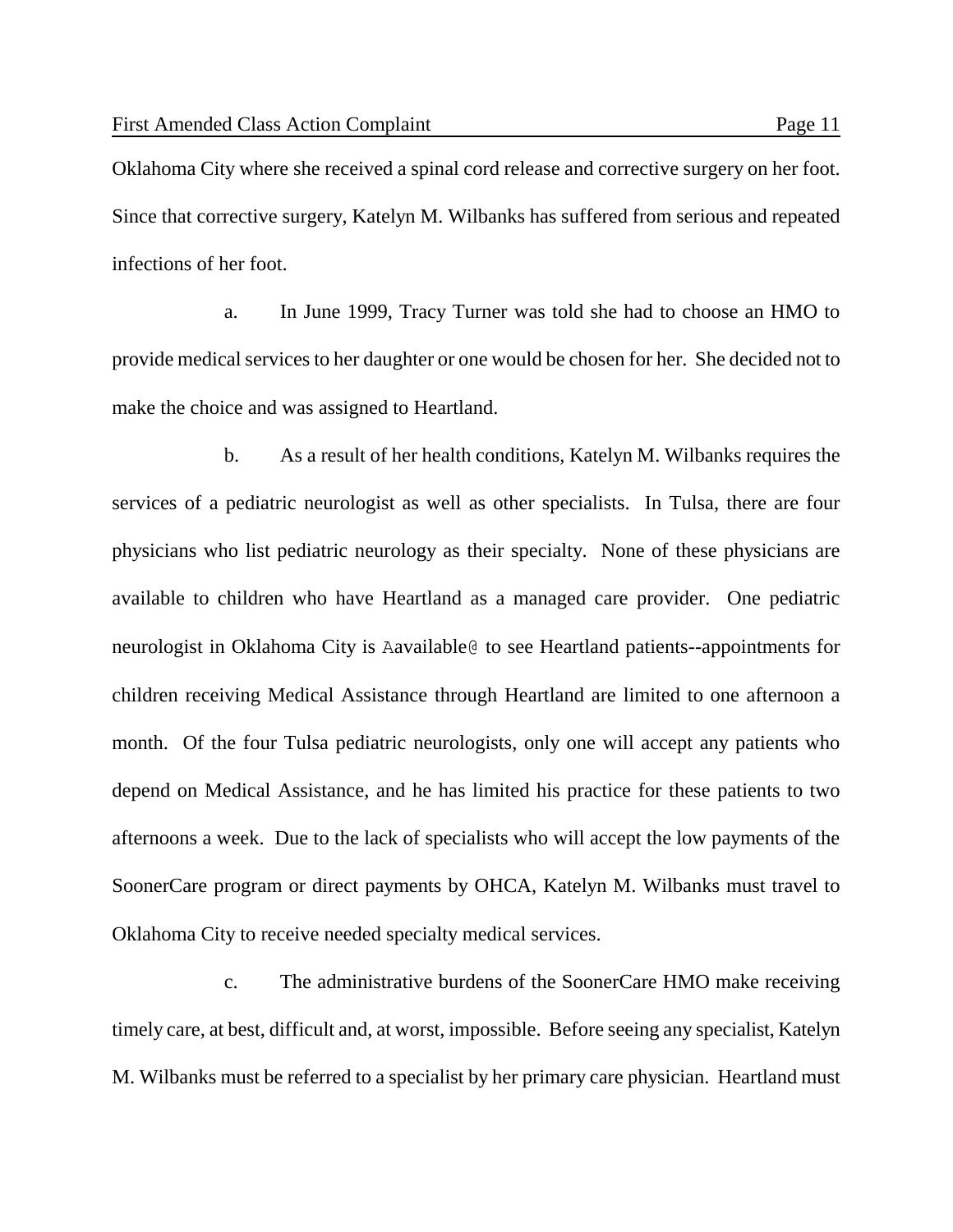Oklahoma City where she received a spinal cord release and corrective surgery on her foot. Since that corrective surgery, Katelyn M. Wilbanks has suffered from serious and repeated infections of her foot.

a. In June 1999, Tracy Turner was told she had to choose an HMO to provide medical services to her daughter or one would be chosen for her. She decided not to make the choice and was assigned to Heartland.

b. As a result of her health conditions, Katelyn M. Wilbanks requires the services of a pediatric neurologist as well as other specialists. In Tulsa, there are four physicians who list pediatric neurology as their specialty. None of these physicians are available to children who have Heartland as a managed care provider. One pediatric neurologist in Oklahoma City is Aavailable@ to see Heartland patients--appointments for children receiving Medical Assistance through Heartland are limited to one afternoon a month. Of the four Tulsa pediatric neurologists, only one will accept any patients who depend on Medical Assistance, and he has limited his practice for these patients to two afternoons a week. Due to the lack of specialists who will accept the low payments of the SoonerCare program or direct payments by OHCA, Katelyn M. Wilbanks must travel to Oklahoma City to receive needed specialty medical services.

c. The administrative burdens of the SoonerCare HMO make receiving timely care, at best, difficult and, at worst, impossible. Before seeing any specialist, Katelyn M. Wilbanks must be referred to a specialist by her primary care physician. Heartland must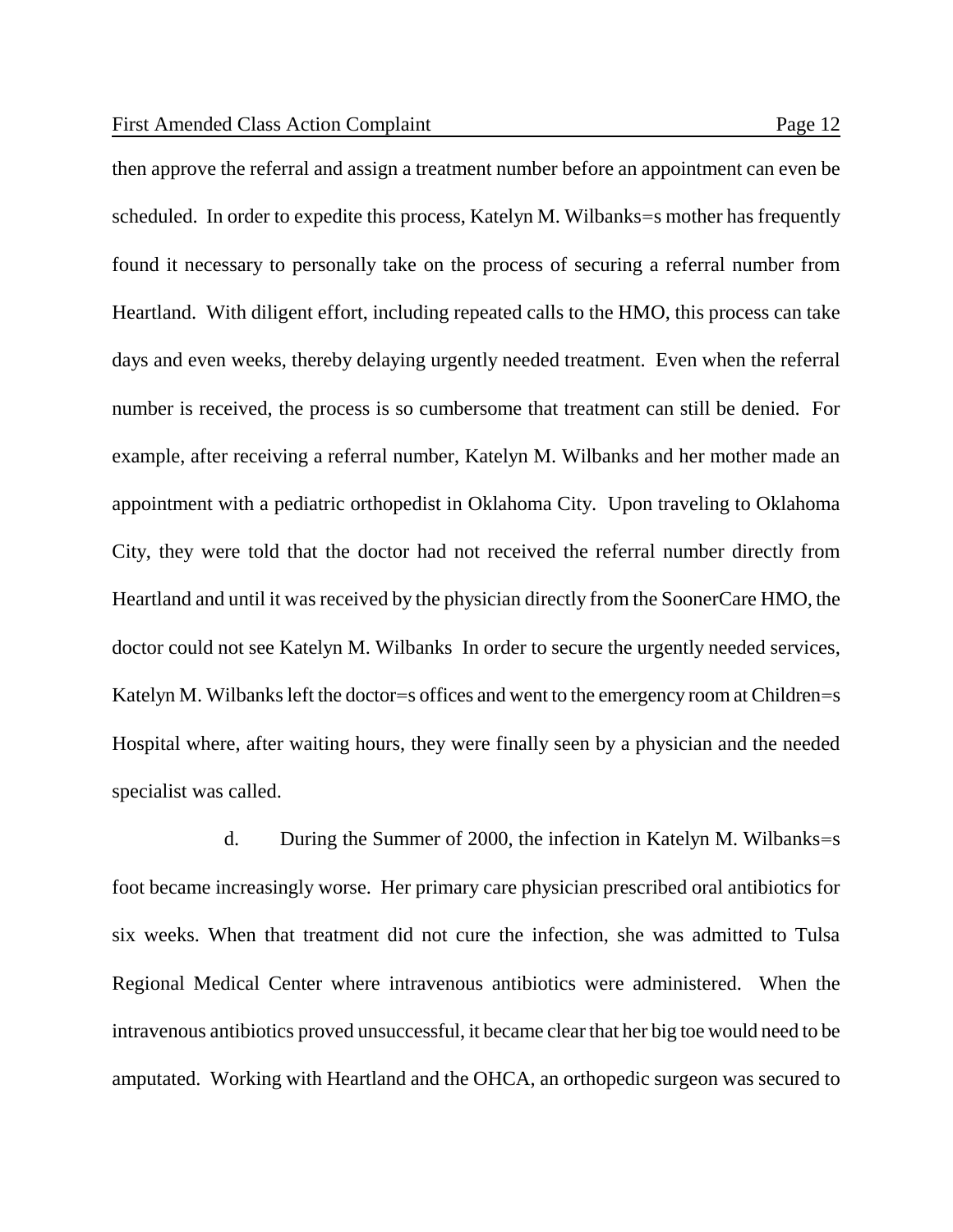then approve the referral and assign a treatment number before an appointment can even be scheduled. In order to expedite this process, Katelyn M. Wilbanks=s mother has frequently found it necessary to personally take on the process of securing a referral number from Heartland. With diligent effort, including repeated calls to the HMO, this process can take days and even weeks, thereby delaying urgently needed treatment. Even when the referral number is received, the process is so cumbersome that treatment can still be denied. For example, after receiving a referral number, Katelyn M. Wilbanks and her mother made an appointment with a pediatric orthopedist in Oklahoma City. Upon traveling to Oklahoma City, they were told that the doctor had not received the referral number directly from Heartland and until it was received by the physician directly from the SoonerCare HMO, the doctor could not see Katelyn M. Wilbanks In order to secure the urgently needed services, Katelyn M. Wilbanks left the doctor=s offices and went to the emergency room at Children=s Hospital where, after waiting hours, they were finally seen by a physician and the needed specialist was called.

d. During the Summer of 2000, the infection in Katelyn M. Wilbanks=s foot became increasingly worse. Her primary care physician prescribed oral antibiotics for six weeks. When that treatment did not cure the infection, she was admitted to Tulsa Regional Medical Center where intravenous antibiotics were administered. When the intravenous antibiotics proved unsuccessful, it became clear that her big toe would need to be amputated. Working with Heartland and the OHCA, an orthopedic surgeon was secured to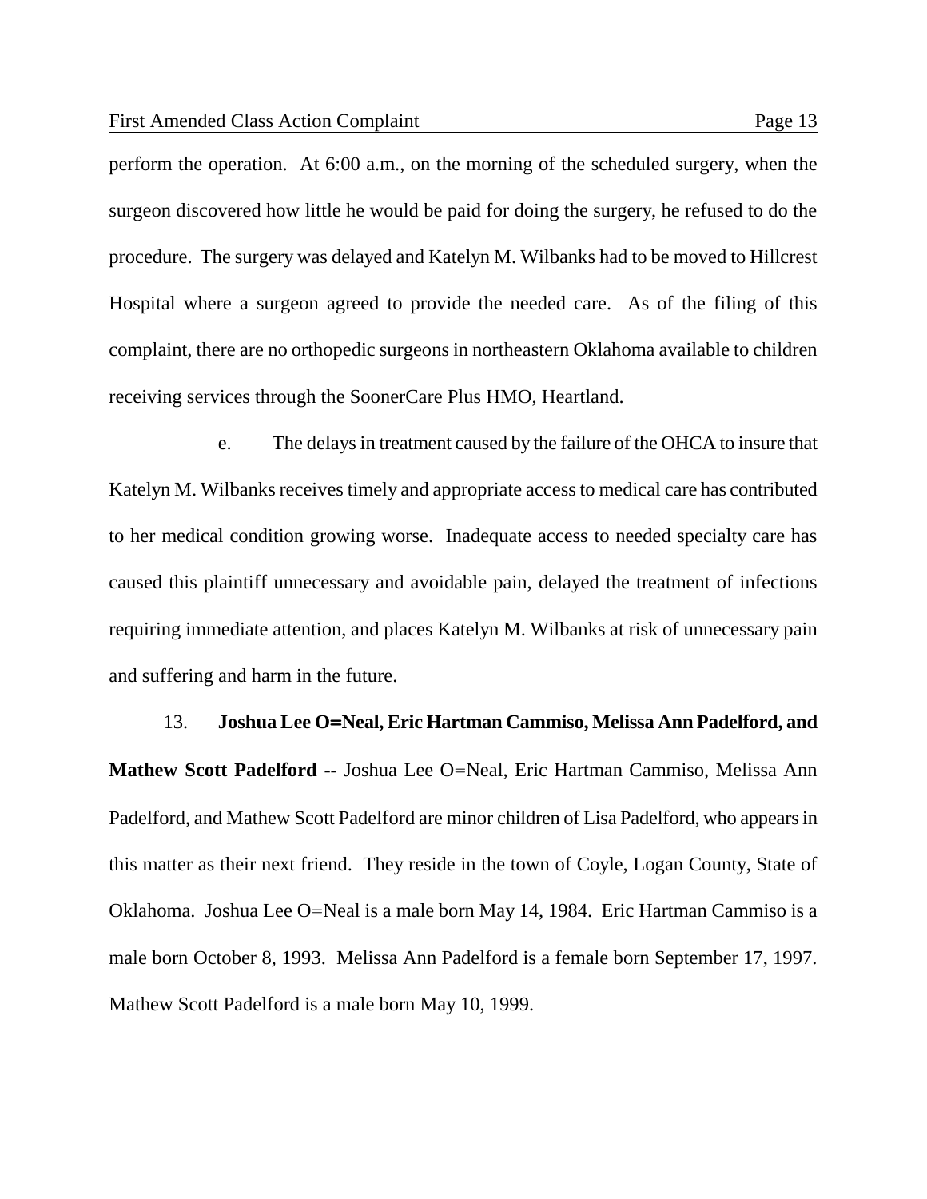perform the operation. At 6:00 a.m., on the morning of the scheduled surgery, when the surgeon discovered how little he would be paid for doing the surgery, he refused to do the procedure. The surgery was delayed and Katelyn M. Wilbanks had to be moved to Hillcrest Hospital where a surgeon agreed to provide the needed care. As of the filing of this complaint, there are no orthopedic surgeons in northeastern Oklahoma available to children receiving services through the SoonerCare Plus HMO, Heartland.

e. The delays in treatment caused by the failure of the OHCA to insure that Katelyn M. Wilbanks receives timely and appropriate access to medical care has contributed to her medical condition growing worse. Inadequate access to needed specialty care has caused this plaintiff unnecessary and avoidable pain, delayed the treatment of infections requiring immediate attention, and places Katelyn M. Wilbanks at risk of unnecessary pain and suffering and harm in the future.

13. **Joshua Lee O=Neal, Eric Hartman Cammiso, Melissa Ann Padelford, and Mathew Scott Padelford --** Joshua Lee O=Neal, Eric Hartman Cammiso, Melissa Ann Padelford, and Mathew Scott Padelford are minor children of Lisa Padelford, who appears in this matter as their next friend. They reside in the town of Coyle, Logan County, State of Oklahoma. Joshua Lee O=Neal is a male born May 14, 1984. Eric Hartman Cammiso is a male born October 8, 1993. Melissa Ann Padelford is a female born September 17, 1997. Mathew Scott Padelford is a male born May 10, 1999.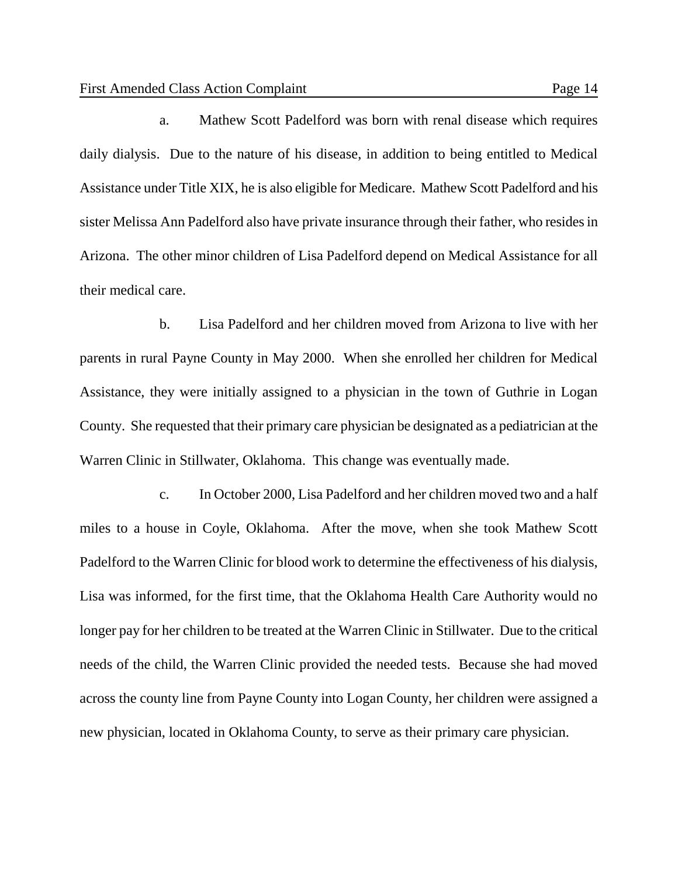a. Mathew Scott Padelford was born with renal disease which requires daily dialysis. Due to the nature of his disease, in addition to being entitled to Medical Assistance under Title XIX, he is also eligible for Medicare. Mathew Scott Padelford and his sister Melissa Ann Padelford also have private insurance through their father, who resides in Arizona. The other minor children of Lisa Padelford depend on Medical Assistance for all their medical care.

b. Lisa Padelford and her children moved from Arizona to live with her parents in rural Payne County in May 2000. When she enrolled her children for Medical Assistance, they were initially assigned to a physician in the town of Guthrie in Logan County. She requested that their primary care physician be designated as a pediatrician at the Warren Clinic in Stillwater, Oklahoma. This change was eventually made.

c. In October 2000, Lisa Padelford and her children moved two and a half miles to a house in Coyle, Oklahoma. After the move, when she took Mathew Scott Padelford to the Warren Clinic for blood work to determine the effectiveness of his dialysis, Lisa was informed, for the first time, that the Oklahoma Health Care Authority would no longer pay for her children to be treated at the Warren Clinic in Stillwater. Due to the critical needs of the child, the Warren Clinic provided the needed tests. Because she had moved across the county line from Payne County into Logan County, her children were assigned a new physician, located in Oklahoma County, to serve as their primary care physician.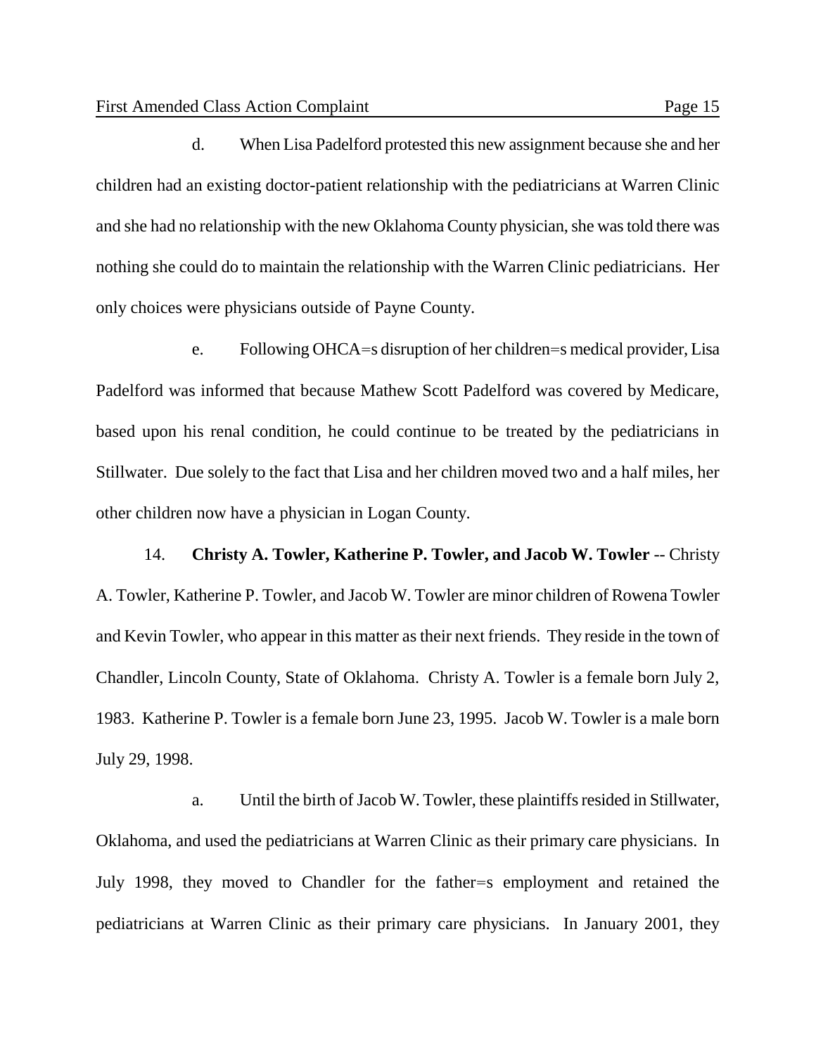d. When Lisa Padelford protested this new assignment because she and her children had an existing doctor-patient relationship with the pediatricians at Warren Clinic and she had no relationship with the new Oklahoma County physician, she was told there was nothing she could do to maintain the relationship with the Warren Clinic pediatricians. Her only choices were physicians outside of Payne County.

e. Following OHCA=s disruption of her children=s medical provider, Lisa Padelford was informed that because Mathew Scott Padelford was covered by Medicare, based upon his renal condition, he could continue to be treated by the pediatricians in Stillwater. Due solely to the fact that Lisa and her children moved two and a half miles, her other children now have a physician in Logan County.

14. **Christy A. Towler, Katherine P. Towler, and Jacob W. Towler** -- Christy A. Towler, Katherine P. Towler, and Jacob W. Towler are minor children of Rowena Towler and Kevin Towler, who appear in this matter as their next friends. They reside in the town of Chandler, Lincoln County, State of Oklahoma. Christy A. Towler is a female born July 2, 1983. Katherine P. Towler is a female born June 23, 1995. Jacob W. Towler is a male born July 29, 1998.

a. Until the birth of Jacob W. Towler, these plaintiffs resided in Stillwater, Oklahoma, and used the pediatricians at Warren Clinic as their primary care physicians. In July 1998, they moved to Chandler for the father=s employment and retained the pediatricians at Warren Clinic as their primary care physicians. In January 2001, they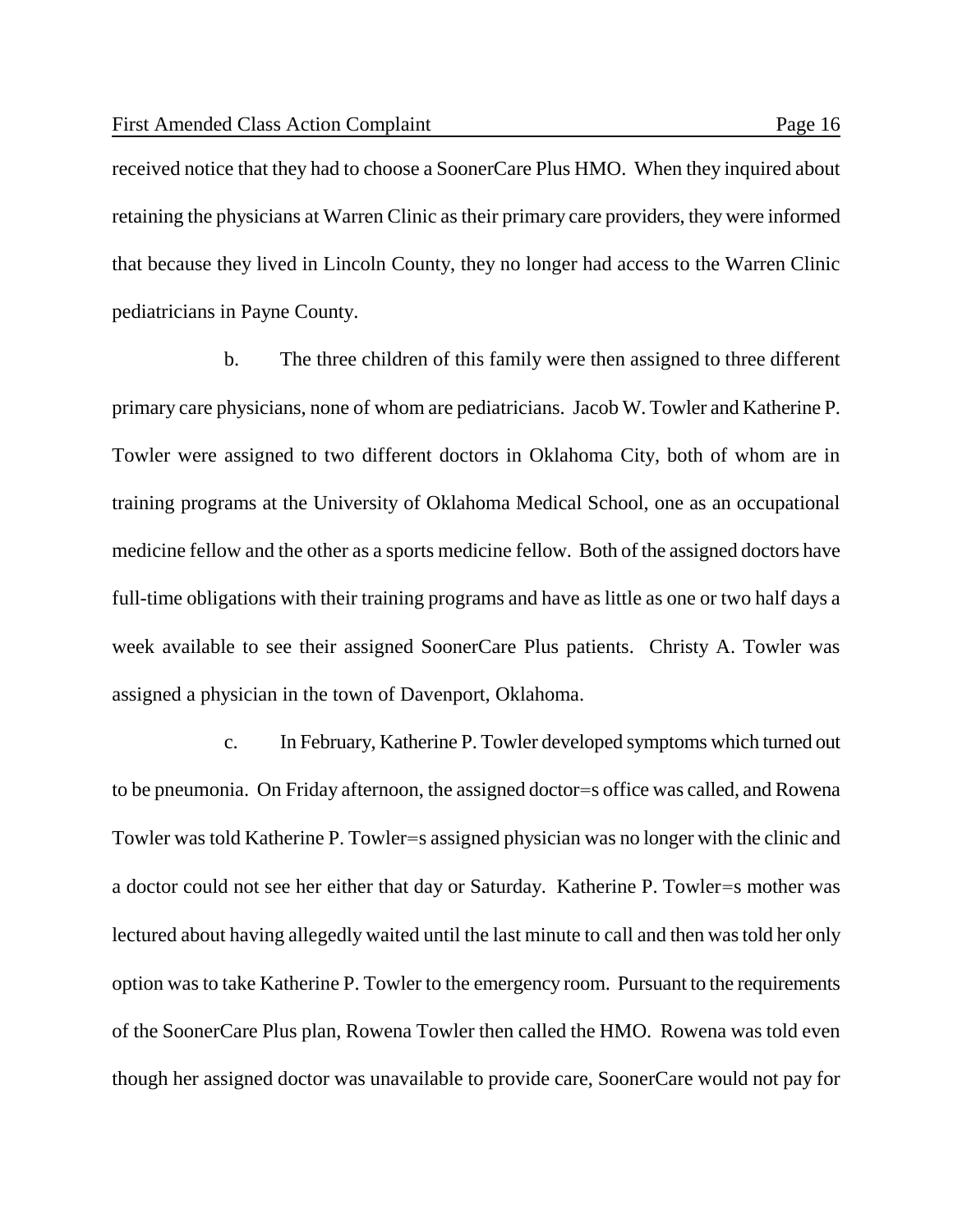received notice that they had to choose a SoonerCare Plus HMO. When they inquired about retaining the physicians at Warren Clinic as their primary care providers, they were informed that because they lived in Lincoln County, they no longer had access to the Warren Clinic pediatricians in Payne County.

b. The three children of this family were then assigned to three different primary care physicians, none of whom are pediatricians. Jacob W. Towler and Katherine P. Towler were assigned to two different doctors in Oklahoma City, both of whom are in training programs at the University of Oklahoma Medical School, one as an occupational medicine fellow and the other as a sports medicine fellow. Both of the assigned doctors have full-time obligations with their training programs and have as little as one or two half days a week available to see their assigned SoonerCare Plus patients. Christy A. Towler was assigned a physician in the town of Davenport, Oklahoma.

c. In February, Katherine P. Towler developed symptoms which turned out to be pneumonia. On Friday afternoon, the assigned doctor=s office was called, and Rowena Towler was told Katherine P. Towler=s assigned physician was no longer with the clinic and a doctor could not see her either that day or Saturday. Katherine P. Towler=s mother was lectured about having allegedly waited until the last minute to call and then was told her only option was to take Katherine P. Towler to the emergency room. Pursuant to the requirements of the SoonerCare Plus plan, Rowena Towler then called the HMO. Rowena was told even though her assigned doctor was unavailable to provide care, SoonerCare would not pay for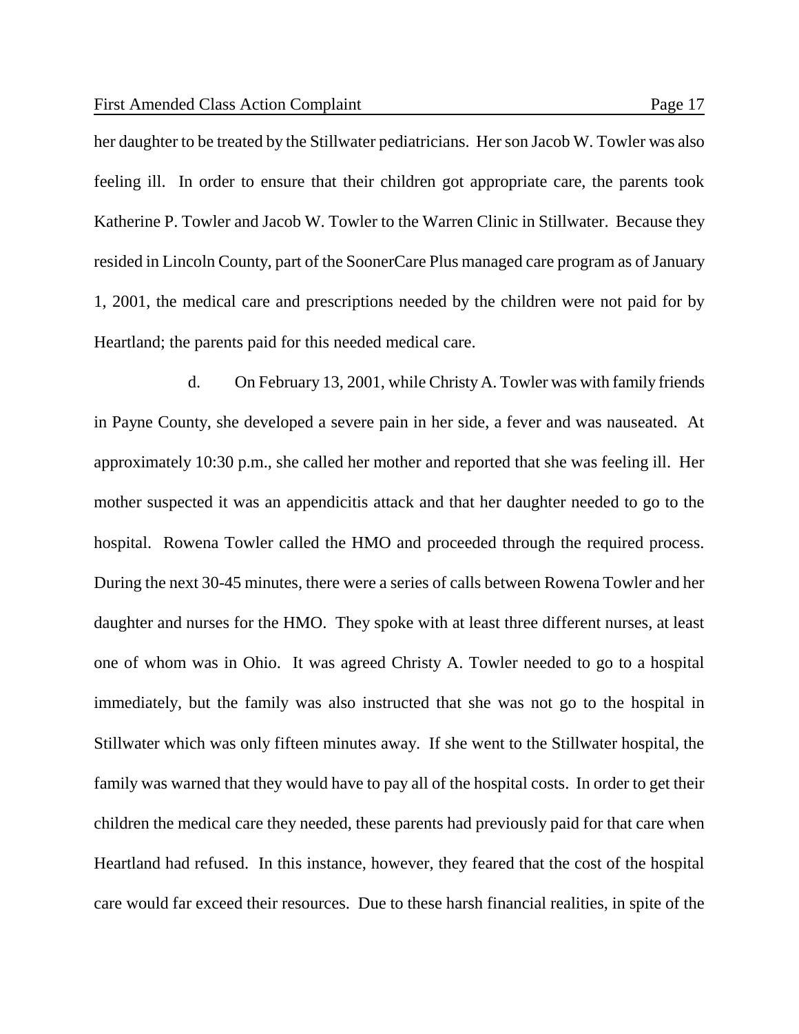her daughter to be treated by the Stillwater pediatricians. Her son Jacob W. Towler was also feeling ill. In order to ensure that their children got appropriate care, the parents took Katherine P. Towler and Jacob W. Towler to the Warren Clinic in Stillwater. Because they resided in Lincoln County, part of the SoonerCare Plus managed care program as of January 1, 2001, the medical care and prescriptions needed by the children were not paid for by Heartland; the parents paid for this needed medical care.

d. On February 13, 2001, while Christy A. Towler was with family friends in Payne County, she developed a severe pain in her side, a fever and was nauseated. At approximately 10:30 p.m., she called her mother and reported that she was feeling ill. Her mother suspected it was an appendicitis attack and that her daughter needed to go to the hospital. Rowena Towler called the HMO and proceeded through the required process. During the next 30-45 minutes, there were a series of calls between Rowena Towler and her daughter and nurses for the HMO. They spoke with at least three different nurses, at least one of whom was in Ohio. It was agreed Christy A. Towler needed to go to a hospital immediately, but the family was also instructed that she was not go to the hospital in Stillwater which was only fifteen minutes away. If she went to the Stillwater hospital, the family was warned that they would have to pay all of the hospital costs. In order to get their children the medical care they needed, these parents had previously paid for that care when Heartland had refused. In this instance, however, they feared that the cost of the hospital care would far exceed their resources. Due to these harsh financial realities, in spite of the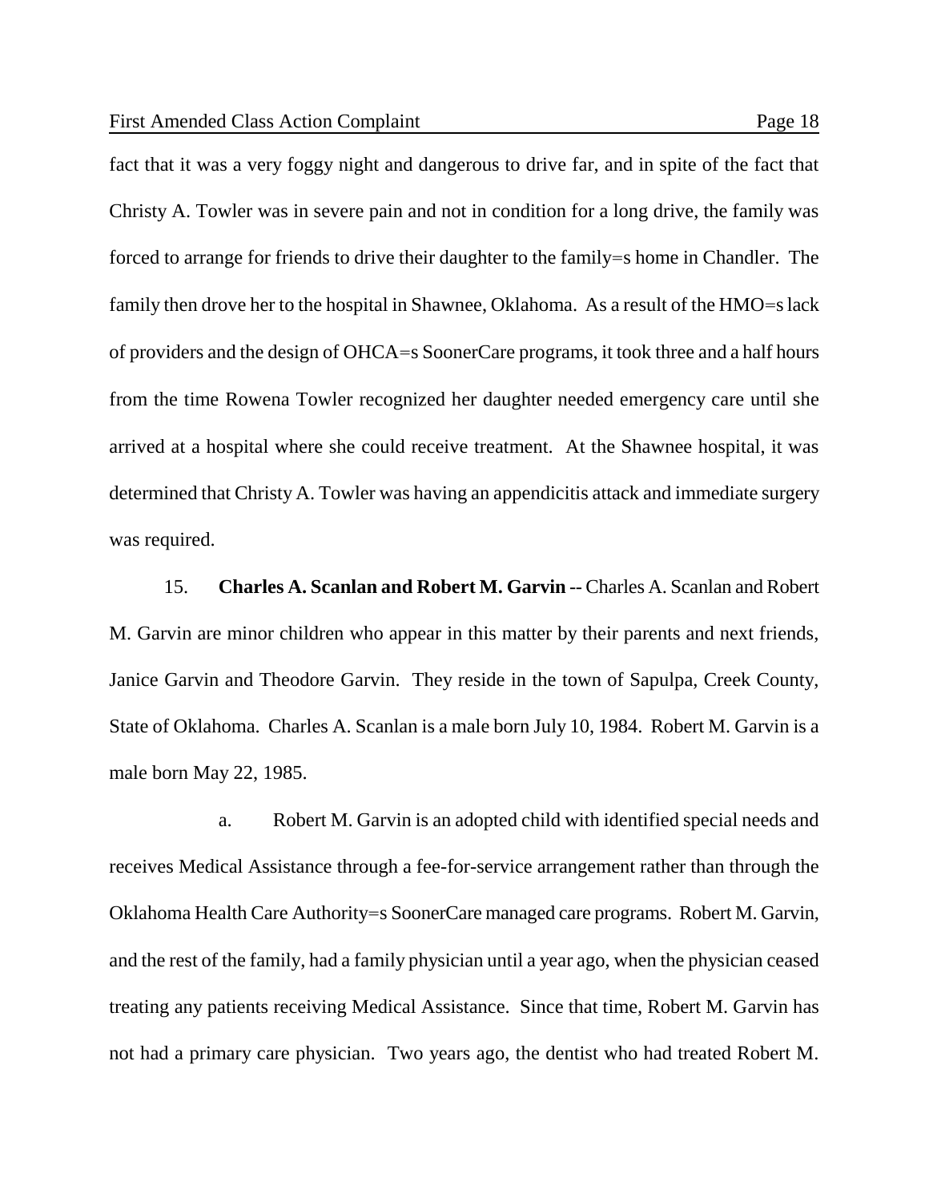fact that it was a very foggy night and dangerous to drive far, and in spite of the fact that Christy A. Towler was in severe pain and not in condition for a long drive, the family was forced to arrange for friends to drive their daughter to the family=s home in Chandler. The family then drove her to the hospital in Shawnee, Oklahoma. As a result of the HMO=s lack of providers and the design of OHCA=s SoonerCare programs, it took three and a half hours from the time Rowena Towler recognized her daughter needed emergency care until she arrived at a hospital where she could receive treatment. At the Shawnee hospital, it was determined that Christy A. Towler was having an appendicitis attack and immediate surgery was required.

15. **Charles A. Scanlan and Robert M. Garvin** -- Charles A. Scanlan and Robert M. Garvin are minor children who appear in this matter by their parents and next friends, Janice Garvin and Theodore Garvin. They reside in the town of Sapulpa, Creek County, State of Oklahoma. Charles A. Scanlan is a male born July 10, 1984. Robert M. Garvin is a male born May 22, 1985.

a. Robert M. Garvin is an adopted child with identified special needs and receives Medical Assistance through a fee-for-service arrangement rather than through the Oklahoma Health Care Authority=s SoonerCare managed care programs. Robert M. Garvin, and the rest of the family, had a family physician until a year ago, when the physician ceased treating any patients receiving Medical Assistance. Since that time, Robert M. Garvin has not had a primary care physician. Two years ago, the dentist who had treated Robert M.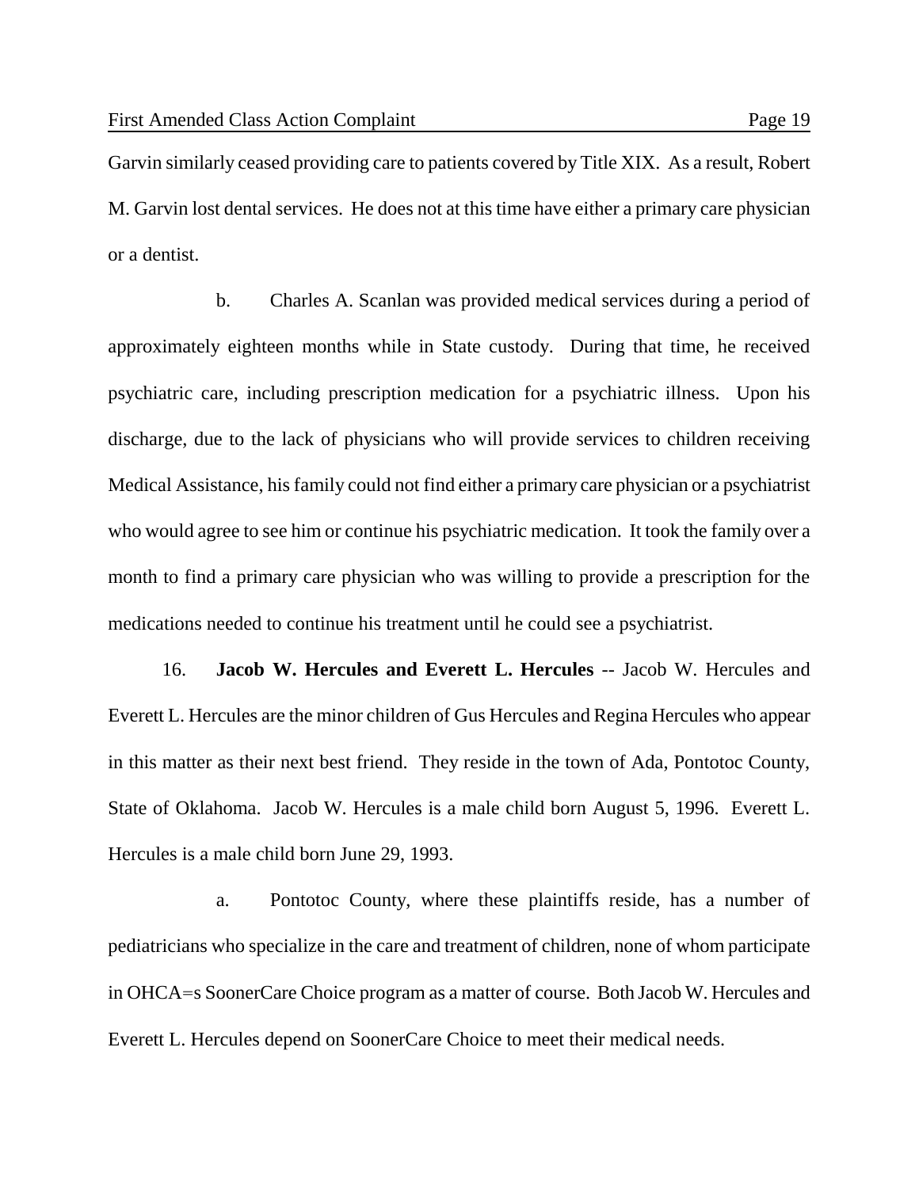Garvin similarly ceased providing care to patients covered by Title XIX. As a result, Robert M. Garvin lost dental services. He does not at this time have either a primary care physician or a dentist.

b. Charles A. Scanlan was provided medical services during a period of approximately eighteen months while in State custody. During that time, he received psychiatric care, including prescription medication for a psychiatric illness. Upon his discharge, due to the lack of physicians who will provide services to children receiving Medical Assistance, his family could not find either a primary care physician or a psychiatrist who would agree to see him or continue his psychiatric medication. It took the family over a month to find a primary care physician who was willing to provide a prescription for the medications needed to continue his treatment until he could see a psychiatrist.

16. **Jacob W. Hercules and Everett L. Hercules** -- Jacob W. Hercules and Everett L. Hercules are the minor children of Gus Hercules and Regina Hercules who appear in this matter as their next best friend. They reside in the town of Ada, Pontotoc County, State of Oklahoma. Jacob W. Hercules is a male child born August 5, 1996. Everett L. Hercules is a male child born June 29, 1993.

a. Pontotoc County, where these plaintiffs reside, has a number of pediatricians who specialize in the care and treatment of children, none of whom participate in OHCA=s SoonerCare Choice program as a matter of course. Both Jacob W. Hercules and Everett L. Hercules depend on SoonerCare Choice to meet their medical needs.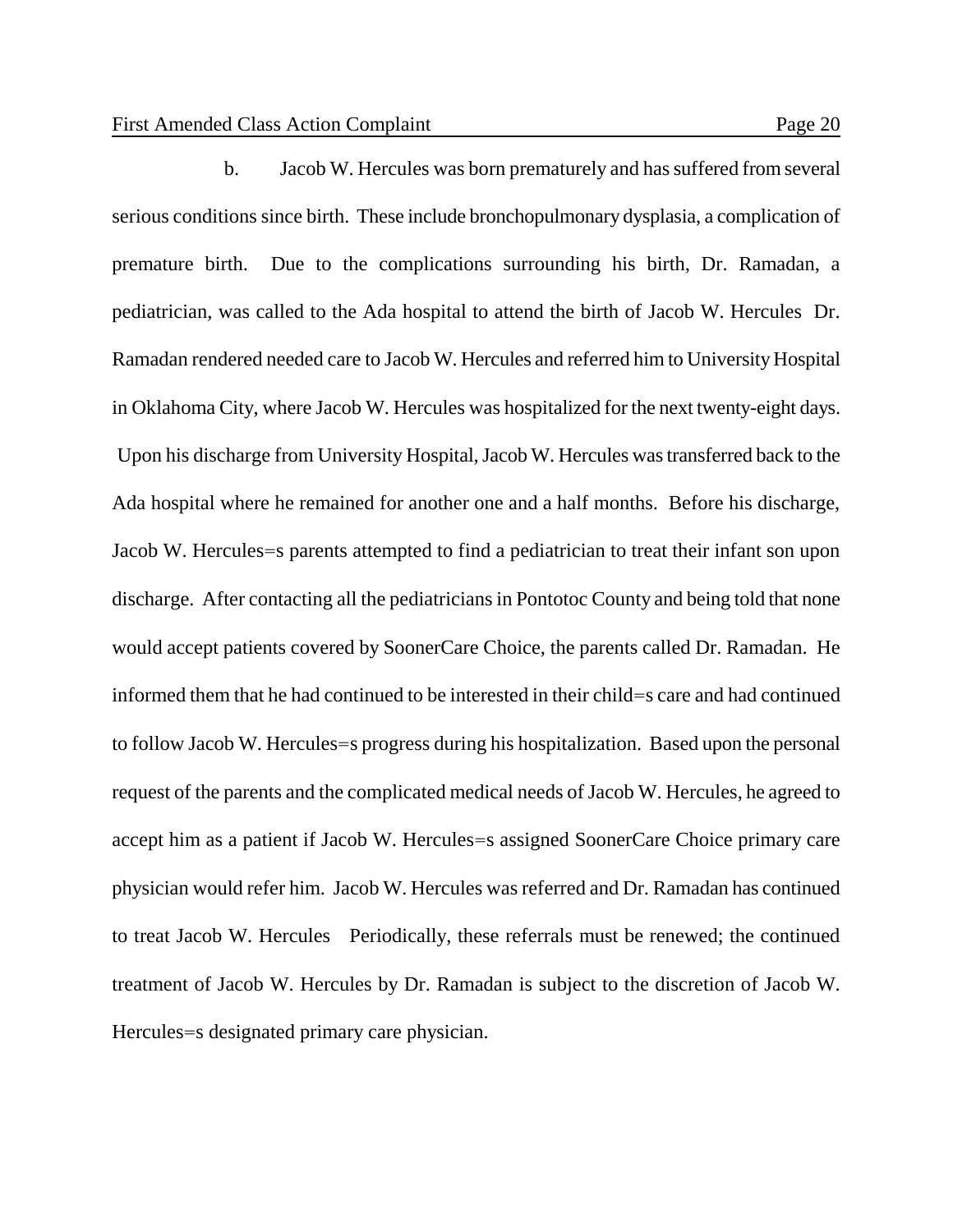b. Jacob W. Hercules was born prematurely and has suffered from several serious conditions since birth. These include bronchopulmonary dysplasia, a complication of premature birth. Due to the complications surrounding his birth, Dr. Ramadan, a pediatrician, was called to the Ada hospital to attend the birth of Jacob W. Hercules Dr. Ramadan rendered needed care to Jacob W. Hercules and referred him to University Hospital in Oklahoma City, where Jacob W. Hercules was hospitalized for the next twenty-eight days. Upon his discharge from University Hospital, Jacob W. Hercules was transferred back to the Ada hospital where he remained for another one and a half months. Before his discharge, Jacob W. Hercules=s parents attempted to find a pediatrician to treat their infant son upon discharge. After contacting all the pediatricians in Pontotoc County and being told that none would accept patients covered by SoonerCare Choice, the parents called Dr. Ramadan. He informed them that he had continued to be interested in their child=s care and had continued to follow Jacob W. Hercules=s progress during his hospitalization. Based upon the personal request of the parents and the complicated medical needs of Jacob W. Hercules, he agreed to accept him as a patient if Jacob W. Hercules=s assigned SoonerCare Choice primary care physician would refer him. Jacob W. Hercules was referred and Dr. Ramadan has continued to treat Jacob W. Hercules Periodically, these referrals must be renewed; the continued treatment of Jacob W. Hercules by Dr. Ramadan is subject to the discretion of Jacob W. Hercules=s designated primary care physician.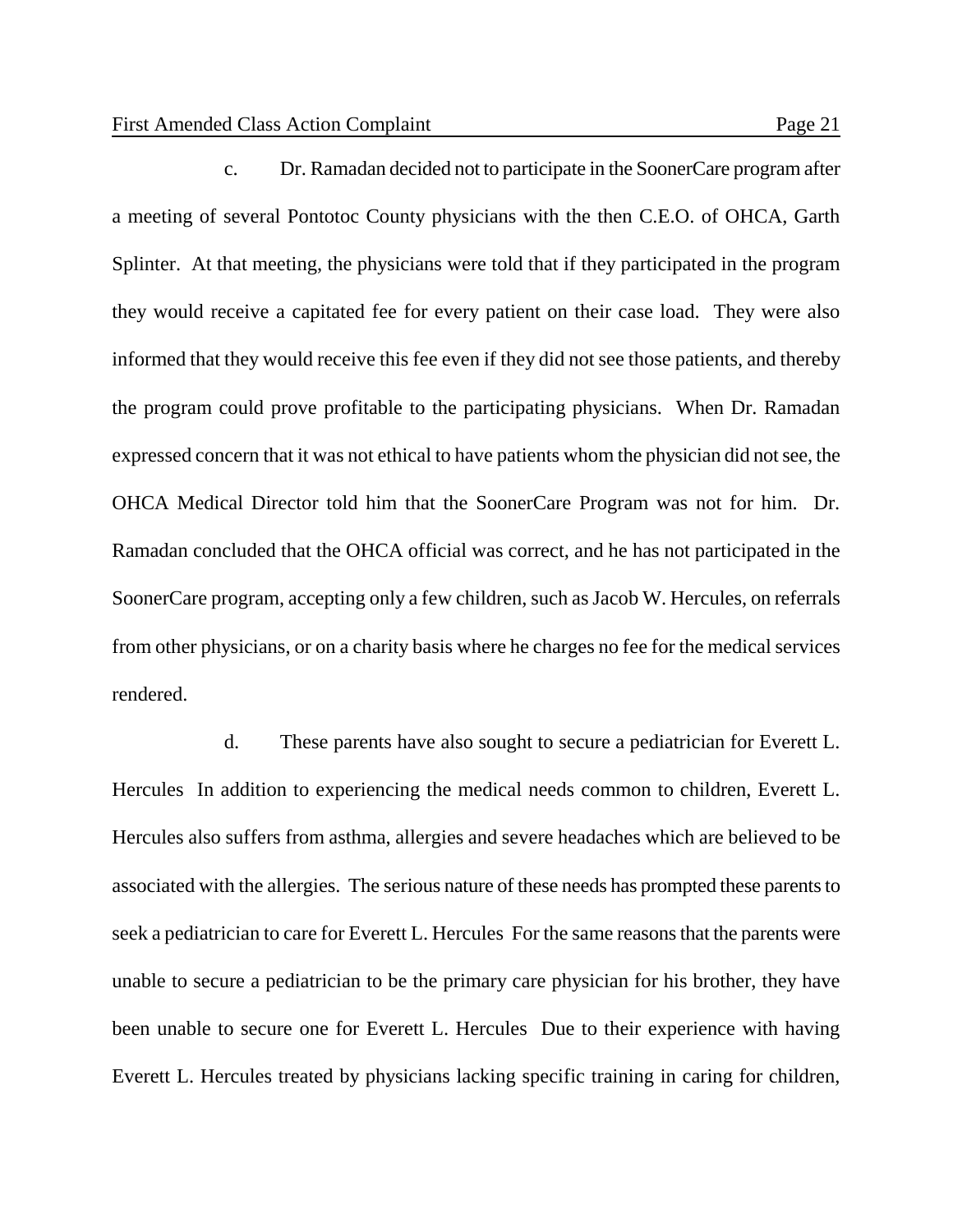c. Dr. Ramadan decided not to participate in the SoonerCare program after a meeting of several Pontotoc County physicians with the then C.E.O. of OHCA, Garth Splinter. At that meeting, the physicians were told that if they participated in the program they would receive a capitated fee for every patient on their case load. They were also informed that they would receive this fee even if they did not see those patients, and thereby the program could prove profitable to the participating physicians. When Dr. Ramadan expressed concern that it was not ethical to have patients whom the physician did not see, the OHCA Medical Director told him that the SoonerCare Program was not for him. Dr. Ramadan concluded that the OHCA official was correct, and he has not participated in the SoonerCare program, accepting only a few children, such as Jacob W. Hercules, on referrals from other physicians, or on a charity basis where he charges no fee for the medical services rendered.

d. These parents have also sought to secure a pediatrician for Everett L. Hercules In addition to experiencing the medical needs common to children, Everett L. Hercules also suffers from asthma, allergies and severe headaches which are believed to be associated with the allergies. The serious nature of these needs has prompted these parents to seek a pediatrician to care for Everett L. Hercules For the same reasons that the parents were unable to secure a pediatrician to be the primary care physician for his brother, they have been unable to secure one for Everett L. Hercules Due to their experience with having Everett L. Hercules treated by physicians lacking specific training in caring for children,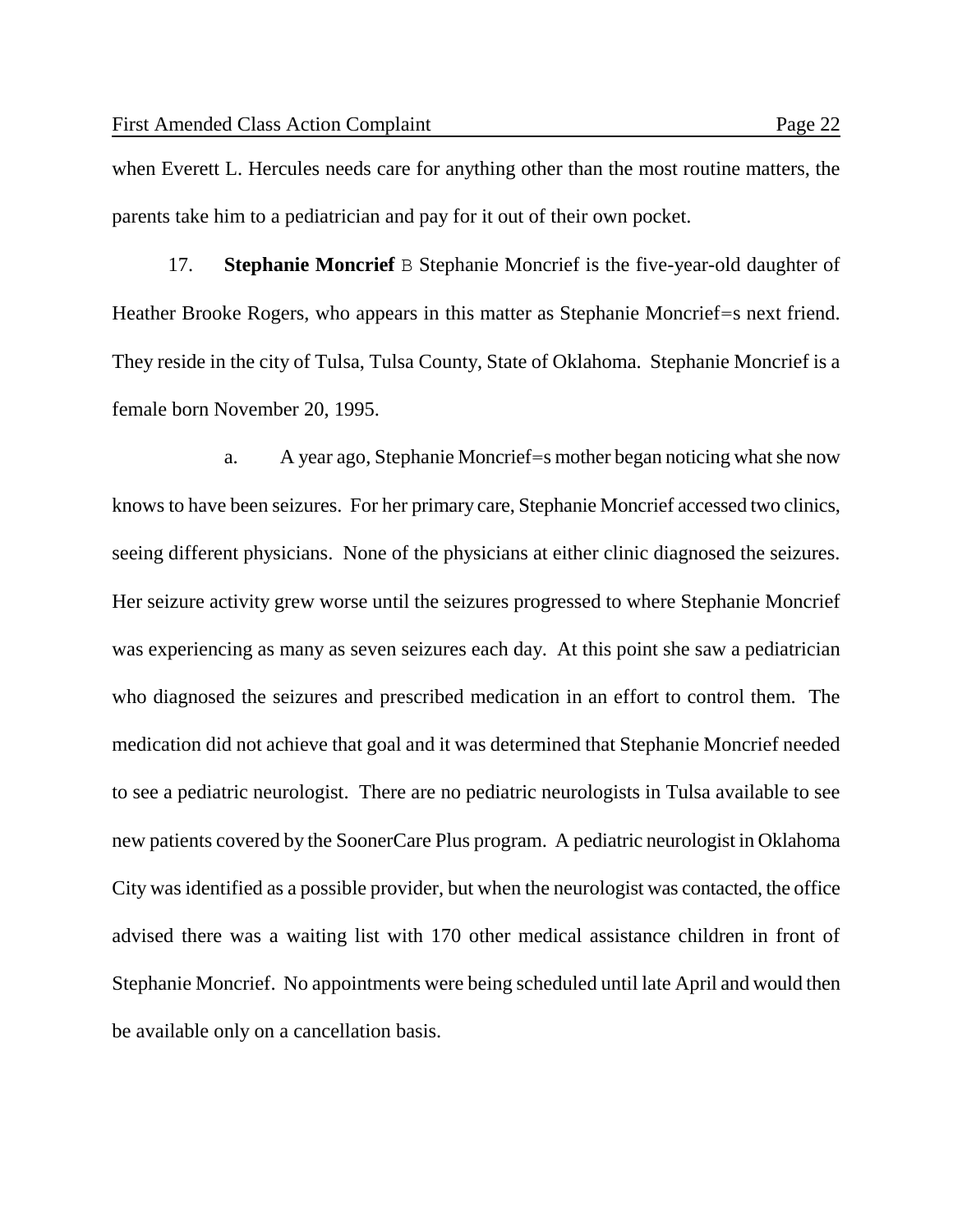when Everett L. Hercules needs care for anything other than the most routine matters, the parents take him to a pediatrician and pay for it out of their own pocket.

17. **Stephanie Moncrief** B Stephanie Moncrief is the five-year-old daughter of Heather Brooke Rogers, who appears in this matter as Stephanie Moncrief=s next friend. They reside in the city of Tulsa, Tulsa County, State of Oklahoma. Stephanie Moncrief is a female born November 20, 1995.

a. A year ago, Stephanie Moncrief=s mother began noticing what she now knows to have been seizures. For her primary care, Stephanie Moncrief accessed two clinics, seeing different physicians. None of the physicians at either clinic diagnosed the seizures. Her seizure activity grew worse until the seizures progressed to where Stephanie Moncrief was experiencing as many as seven seizures each day. At this point she saw a pediatrician who diagnosed the seizures and prescribed medication in an effort to control them. The medication did not achieve that goal and it was determined that Stephanie Moncrief needed to see a pediatric neurologist. There are no pediatric neurologists in Tulsa available to see new patients covered by the SoonerCare Plus program. A pediatric neurologist in Oklahoma City was identified as a possible provider, but when the neurologist was contacted, the office advised there was a waiting list with 170 other medical assistance children in front of Stephanie Moncrief. No appointments were being scheduled until late April and would then be available only on a cancellation basis.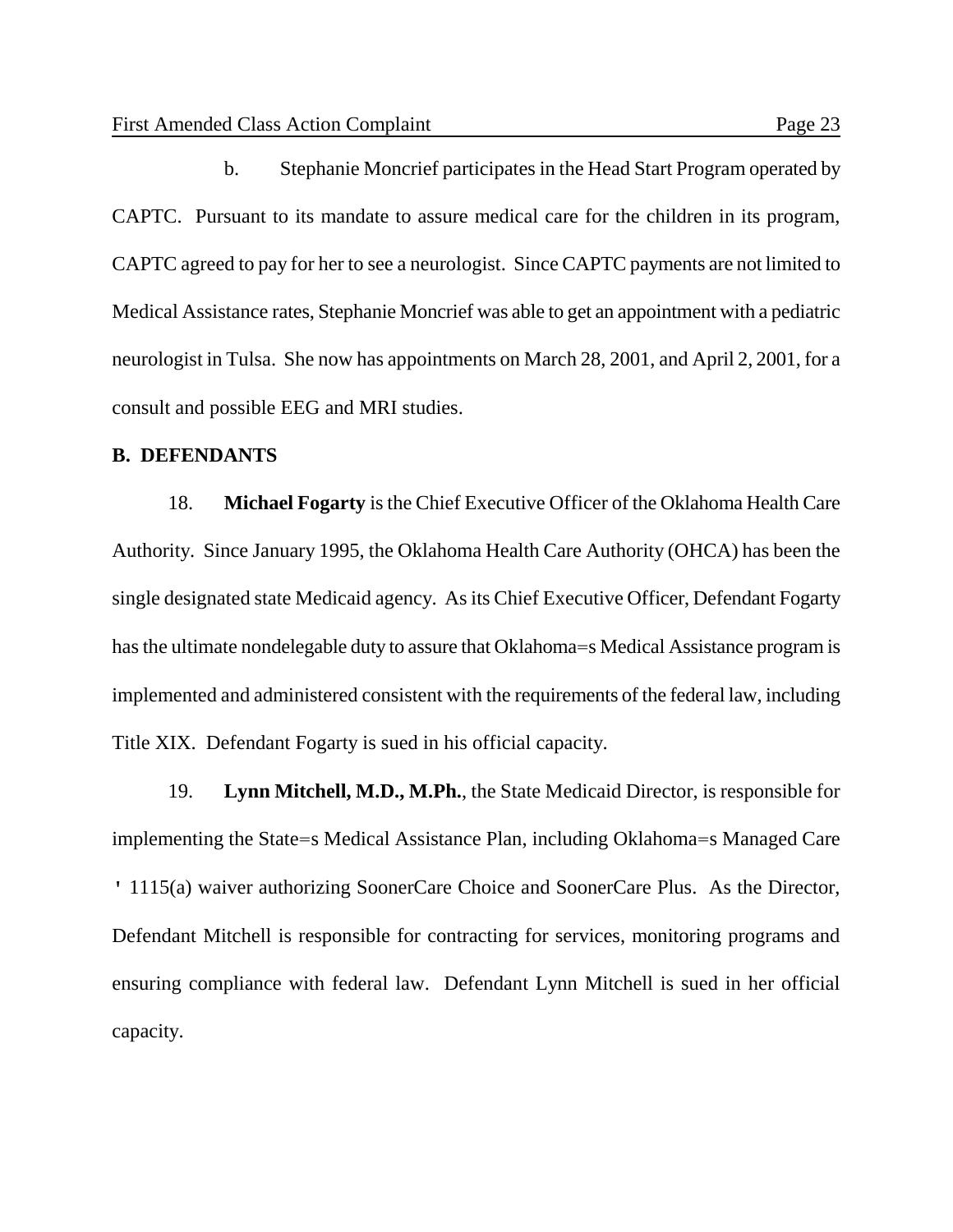b. Stephanie Moncrief participates in the Head Start Program operated by CAPTC. Pursuant to its mandate to assure medical care for the children in its program, CAPTC agreed to pay for her to see a neurologist. Since CAPTC payments are not limited to Medical Assistance rates, Stephanie Moncrief was able to get an appointment with a pediatric neurologist in Tulsa. She now has appointments on March 28, 2001, and April 2, 2001, for a consult and possible EEG and MRI studies.

**B. DEFENDANTS**

18. **Michael Fogarty** is the Chief Executive Officer of the Oklahoma Health Care Authority. Since January 1995, the Oklahoma Health Care Authority (OHCA) has been the single designated state Medicaid agency. As its Chief Executive Officer, Defendant Fogarty has the ultimate nondelegable duty to assure that Oklahoma=s Medical Assistance program is implemented and administered consistent with the requirements of the federal law, including Title XIX. Defendant Fogarty is sued in his official capacity.

19. **Lynn Mitchell, M.D., M.Ph.**, the State Medicaid Director, is responsible for implementing the State=s Medical Assistance Plan, including Oklahoma=s Managed Care ' 1115(a) waiver authorizing SoonerCare Choice and SoonerCare Plus. As the Director, Defendant Mitchell is responsible for contracting for services, monitoring programs and ensuring compliance with federal law. Defendant Lynn Mitchell is sued in her official capacity.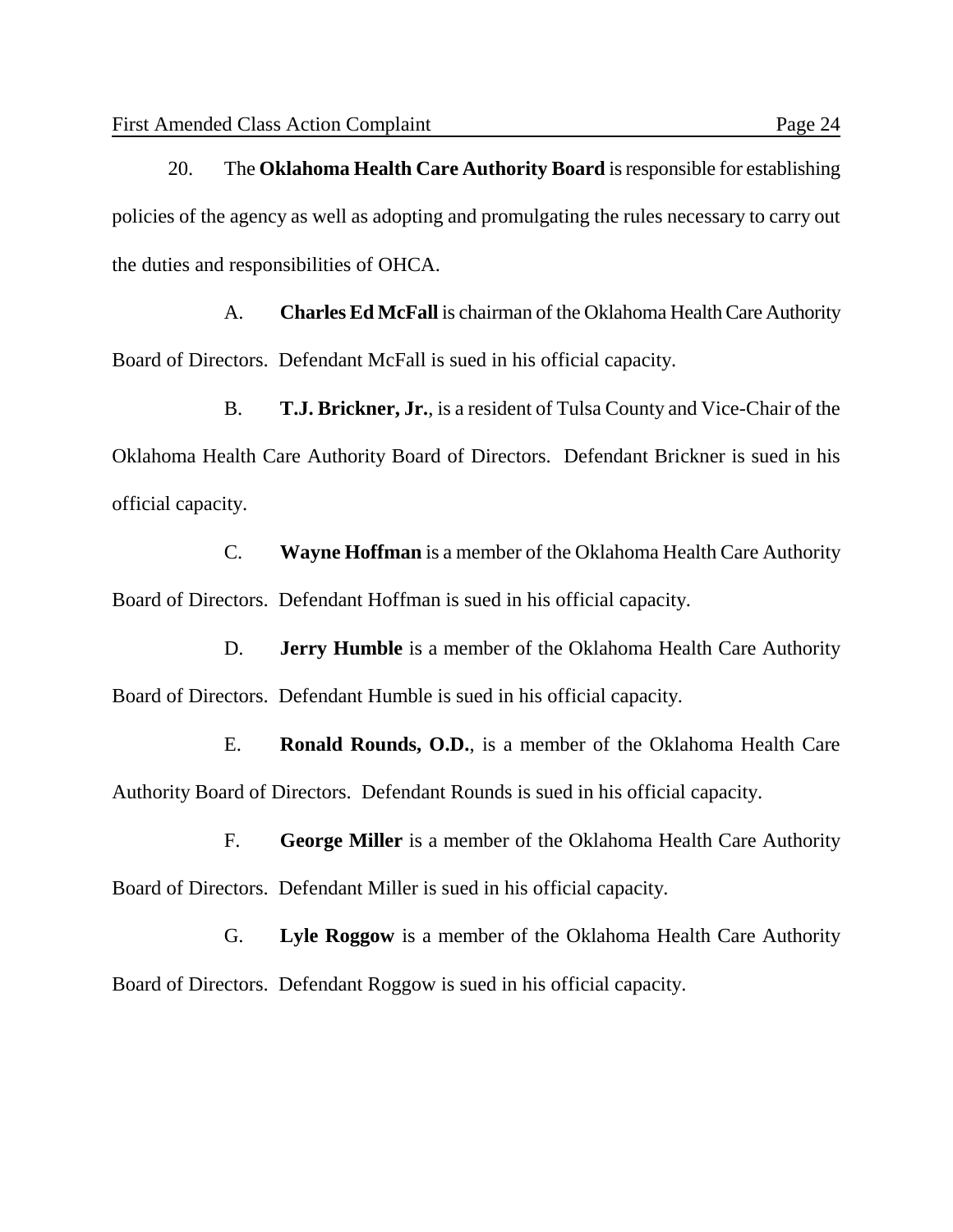20. The **Oklahoma Health Care Authority Board** is responsible for establishing policies of the agency as well as adopting and promulgating the rules necessary to carry out the duties and responsibilities of OHCA.

A. **Charles Ed McFall** is chairman of the Oklahoma Health Care Authority Board of Directors. Defendant McFall is sued in his official capacity.

B. **T.J. Brickner, Jr.**, is a resident of Tulsa County and Vice-Chair of the Oklahoma Health Care Authority Board of Directors. Defendant Brickner is sued in his official capacity.

C. **Wayne Hoffman** is a member of the Oklahoma Health Care Authority Board of Directors. Defendant Hoffman is sued in his official capacity.

D. **Jerry Humble** is a member of the Oklahoma Health Care Authority Board of Directors. Defendant Humble is sued in his official capacity.

E. **Ronald Rounds, O.D.**, is a member of the Oklahoma Health Care Authority Board of Directors. Defendant Rounds is sued in his official capacity.

F. **George Miller** is a member of the Oklahoma Health Care Authority Board of Directors. Defendant Miller is sued in his official capacity.

G. **Lyle Roggow** is a member of the Oklahoma Health Care Authority Board of Directors. Defendant Roggow is sued in his official capacity.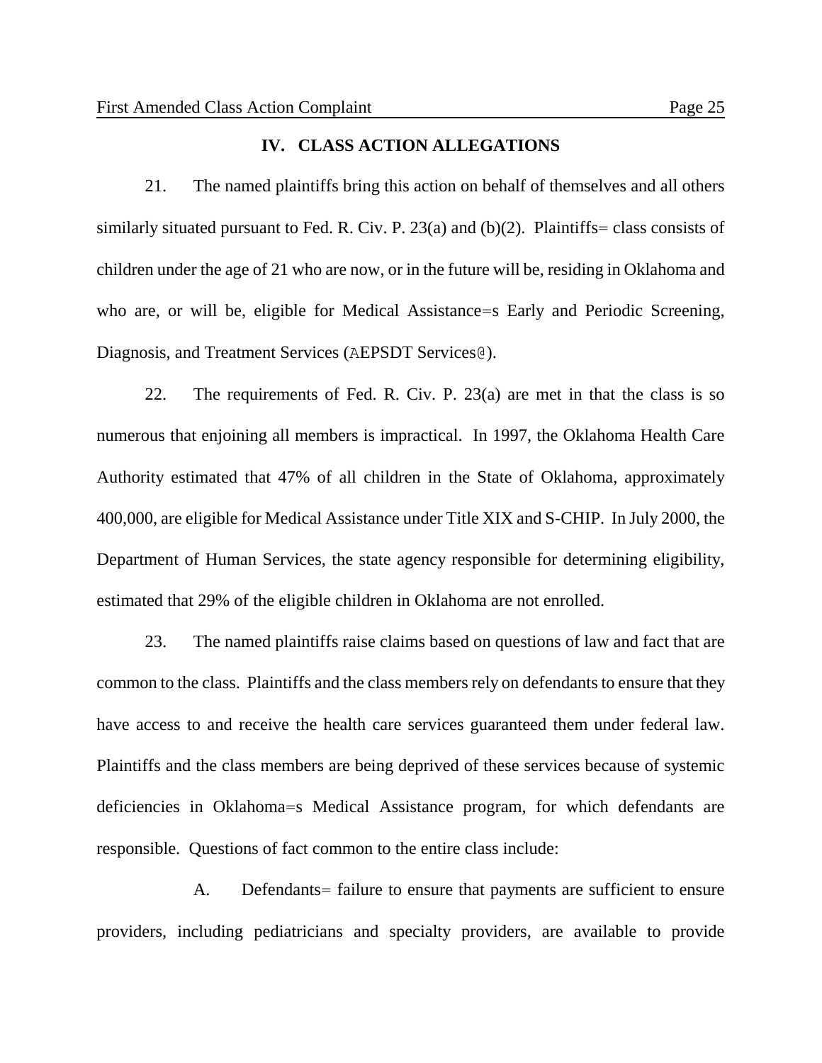## IV. CLASS ACTION ALLEGATIONS

21. The named plaintiffs bring this action on behalf of themselves and all others similarly situated pursuant to Fed. R. Civ. P. 23(a) and (b)(2). Plaintiffs= class consists of children under the age of 21 who are now, or in the future will be, residing in Oklahoma and who are, or will be, eligible for Medical Assistance=s Early and Periodic Screening, Diagnosis, and Treatment Services (AEPSDT Services@).

22. The requirements of Fed. R. Civ. P. 23(a) are met in that the class is so numerous that enjoining all members is impractical. In 1997, the Oklahoma Health Care Authority estimated that 47% of all children in the State of Oklahoma, approximately 400,000, are eligible for Medical Assistance under Title XIX and S-CHIP. In July 2000, the Department of Human Services, the state agency responsible for determining eligibility, estimated that 29% of the eligible children in Oklahoma are not enrolled.

23. The named plaintiffs raise claims based on questions of law and fact that are common to the class. Plaintiffs and the class members rely on defendants to ensure that they have access to and receive the health care services guaranteed them under federal law. Plaintiffs and the class members are being deprived of these services because of systemic deficiencies in Oklahoma=s Medical Assistance program, for which defendants are responsible. Questions of fact common to the entire class include:

A. Defendants= failure to ensure that payments are sufficient to ensure providers, including pediatricians and specialty providers, are available to provide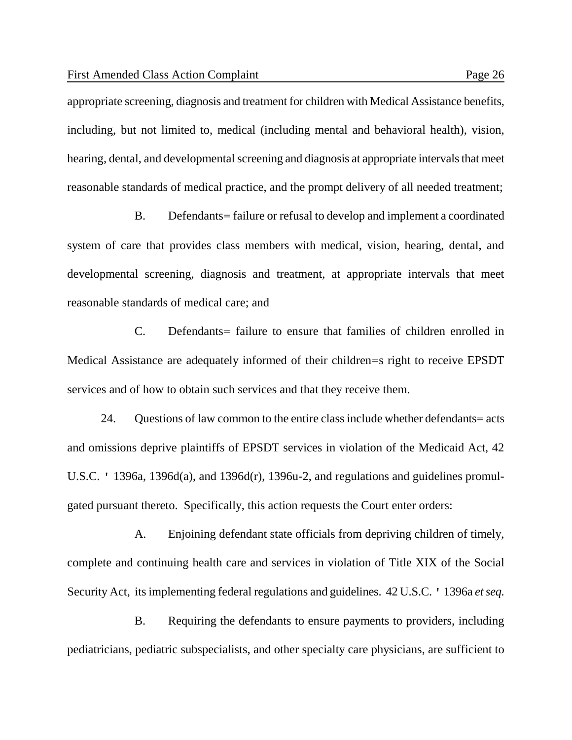appropriate screening, diagnosis and treatment for children with Medical Assistance benefits, including, but not limited to, medical (including mental and behavioral health), vision, hearing, dental, and developmental screening and diagnosis at appropriate intervals that meet reasonable standards of medical practice, and the prompt delivery of all needed treatment;

B. Defendants= failure or refusal to develop and implement a coordinated system of care that provides class members with medical, vision, hearing, dental, and developmental screening, diagnosis and treatment, at appropriate intervals that meet reasonable standards of medical care; and

C. Defendants= failure to ensure that families of children enrolled in Medical Assistance are adequately informed of their children=s right to receive EPSDT services and of how to obtain such services and that they receive them.

24. Questions of law common to the entire class include whether defendants= acts and omissions deprive plaintiffs of EPSDT services in violation of the Medicaid Act, 42 U.S.C. ' 1396a, 1396d(a), and 1396d(r), 1396u-2, and regulations and guidelines promulgated pursuant thereto. Specifically, this action requests the Court enter orders:

A. Enjoining defendant state officials from depriving children of timely, complete and continuing health care and services in violation of Title XIX of the Social Security Act, its implementing federal regulations and guidelines. 42 U.S.C. ' 1396a *et seq.*

B. Requiring the defendants to ensure payments to providers, including pediatricians, pediatric subspecialists, and other specialty care physicians, are sufficient to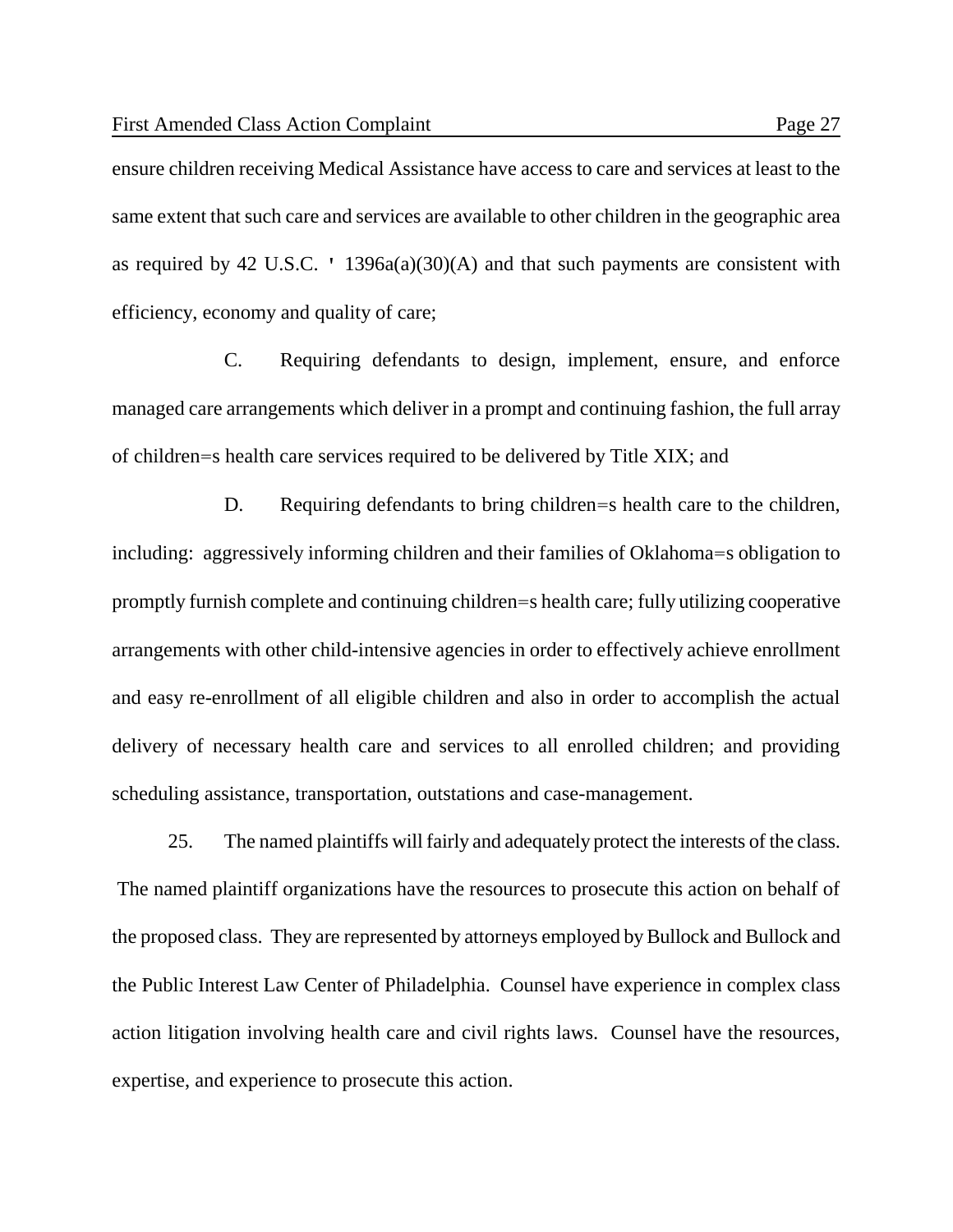ensure children receiving Medical Assistance have access to care and services at least to the same extent that such care and services are available to other children in the geographic area as required by 42 U.S.C. ' 1396a(a)(30)(A) and that such payments are consistent with efficiency, economy and quality of care;

C. Requiring defendants to design, implement, ensure, and enforce managed care arrangements which deliver in a prompt and continuing fashion, the full array of children=s health care services required to be delivered by Title XIX; and

D. Requiring defendants to bring children=s health care to the children, including: aggressively informing children and their families of Oklahoma=s obligation to promptly furnish complete and continuing children=s health care; fully utilizing cooperative arrangements with other child-intensive agencies in order to effectively achieve enrollment and easy re-enrollment of all eligible children and also in order to accomplish the actual delivery of necessary health care and services to all enrolled children; and providing scheduling assistance, transportation, outstations and case-management.

25. The named plaintiffs will fairly and adequately protect the interests of the class. The named plaintiff organizations have the resources to prosecute this action on behalf of the proposed class. They are represented by attorneys employed by Bullock and Bullock and the Public Interest Law Center of Philadelphia. Counsel have experience in complex class action litigation involving health care and civil rights laws. Counsel have the resources, expertise, and experience to prosecute this action.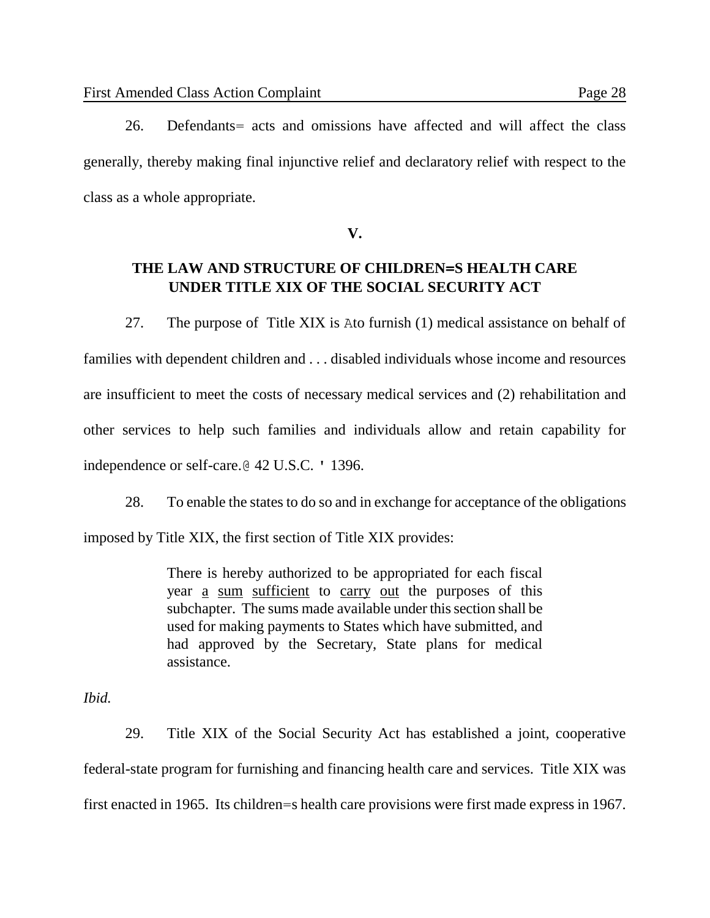26. Defendants= acts and omissions have affected and will affect the class generally, thereby making final injunctive relief and declaratory relief with respect to the class as a whole appropriate.

**V.**

## THE LAW AND STRUCTURE OF CHILDREN=S HEALTH CARE UNDER TITLE XIX OF THE SOCIAL SECURITY ACT

27. The purpose of Title XIX is Ato furnish (1) medical assistance on behalf of families with dependent children and . . . disabled individuals whose income and resources are insufficient to meet the costs of necessary medical services and (2) rehabilitation and other services to help such families and individuals allow and retain capability for independence or self-care.@ 42 U.S.C. ' 1396.

28. To enable the states to do so and in exchange for acceptance of the obligations imposed by Title XIX, the first section of Title XIX provides:

> There is hereby authorized to be appropriated for each fiscal year <u>a</u> <u>sum</u> <u>sufficient</u> to <u>carry</u> <u>out</u> the purposes of this subchapter. The sums made available under this section shall be used for making payments to States which have submitted, and had approved by the Secretary, State plans for medical assistance.

*Ibid.*

29. Title XIX of the Social Security Act has established a joint, cooperative federal-state program for furnishing and financing health care and services. Title XIX was first enacted in 1965. Its children=s health care provisions were first made express in 1967.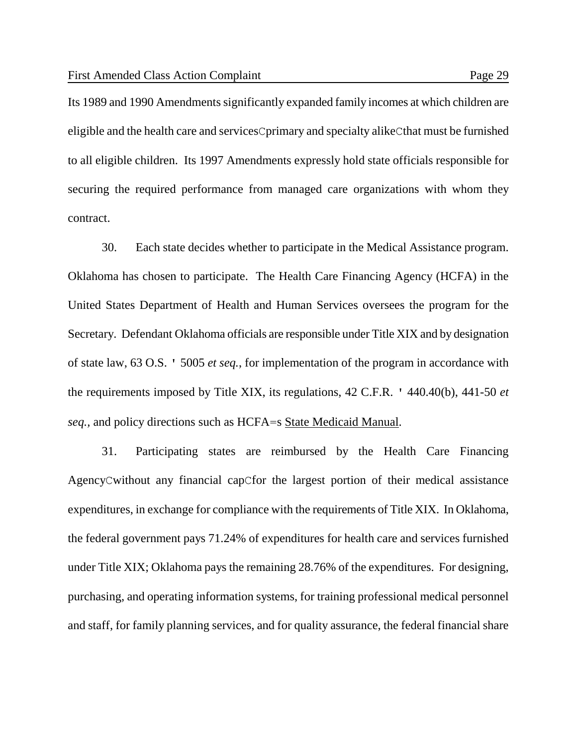Its 1989 and 1990 Amendments significantly expanded family incomes at which children are eligible and the health care and servicesCprimary and specialty alikeCthat must be furnished to all eligible children. Its 1997 Amendments expressly hold state officials responsible for securing the required performance from managed care organizations with whom they contract.

30. Each state decides whether to participate in the Medical Assistance program. Oklahoma has chosen to participate. The Health Care Financing Agency (HCFA) in the United States Department of Health and Human Services oversees the program for the Secretary. Defendant Oklahoma officials are responsible under Title XIX and by designation of state law, 63 O.S. ' 5005 *et seq.*, for implementation of the program in accordance with the requirements imposed by Title XIX, its regulations, 42 C.F.R. ' 440.40(b), 441-50 *et seq.*, and policy directions such as HCFA=s <u>State Medicaid Manual</u>.

31. Participating states are reimbursed by the Health Care Financing AgencyCwithout any financial capCfor the largest portion of their medical assistance expenditures, in exchange for compliance with the requirements of Title XIX. In Oklahoma, the federal government pays 71.24% of expenditures for health care and services furnished under Title XIX; Oklahoma pays the remaining 28.76% of the expenditures. For designing, purchasing, and operating information systems, for training professional medical personnel and staff, for family planning services, and for quality assurance, the federal financial share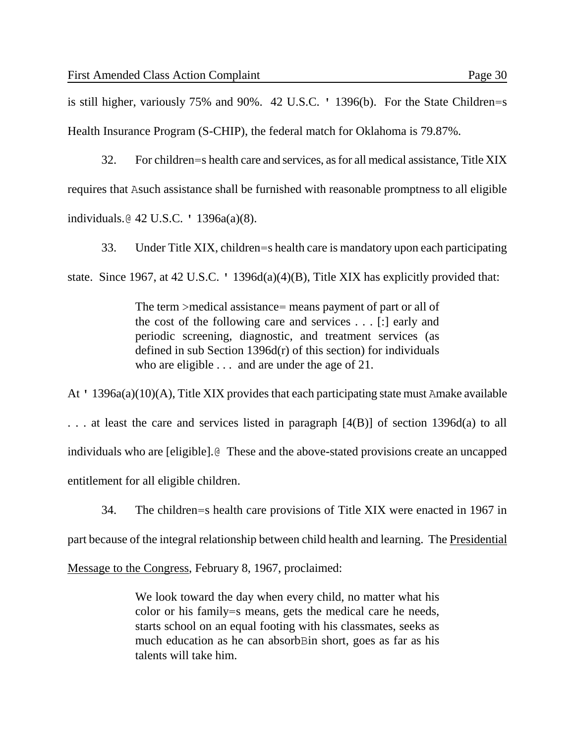is still higher, variously 75% and 90%. 42 U.S.C. ' 1396(b). For the State Children=s Health Insurance Program (S-CHIP), the federal match for Oklahoma is 79.87%.

32. For children=s health care and services, as for all medical assistance, Title XIX requires that Asuch assistance shall be furnished with reasonable promptness to all eligible individuals.@ 42 U.S.C. ' 1396a(a)(8).

33. Under Title XIX, children=s health care is mandatory upon each participating state. Since 1967, at 42 U.S.C. ' 1396d(a)(4)(B), Title XIX has explicitly provided that:

> The term >medical assistance= means payment of part or all of the cost of the following care and services . . . [:] early and periodic screening, diagnostic, and treatment services (as defined in sub Section 1396d(r) of this section) for individuals who are eligible . . . and are under the age of 21.

At ' 1396a(a)(10)(A), Title XIX provides that each participating state must Amake available . . . at least the care and services listed in paragraph [4(B)] of section 1396d(a) to all individuals who are [eligible].@ These and the above-stated provisions create an uncapped entitlement for all eligible children.

34. The children=s health care provisions of Title XIX were enacted in 1967 in part because of the integral relationship between child health and learning. The Presidential Message to the Congress, February 8, 1967, proclaimed:

> We look toward the day when every child, no matter what his color or his family=s means, gets the medical care he needs, starts school on an equal footing with his classmates, seeks as much education as he can absorbBin short, goes as far as his talents will take him.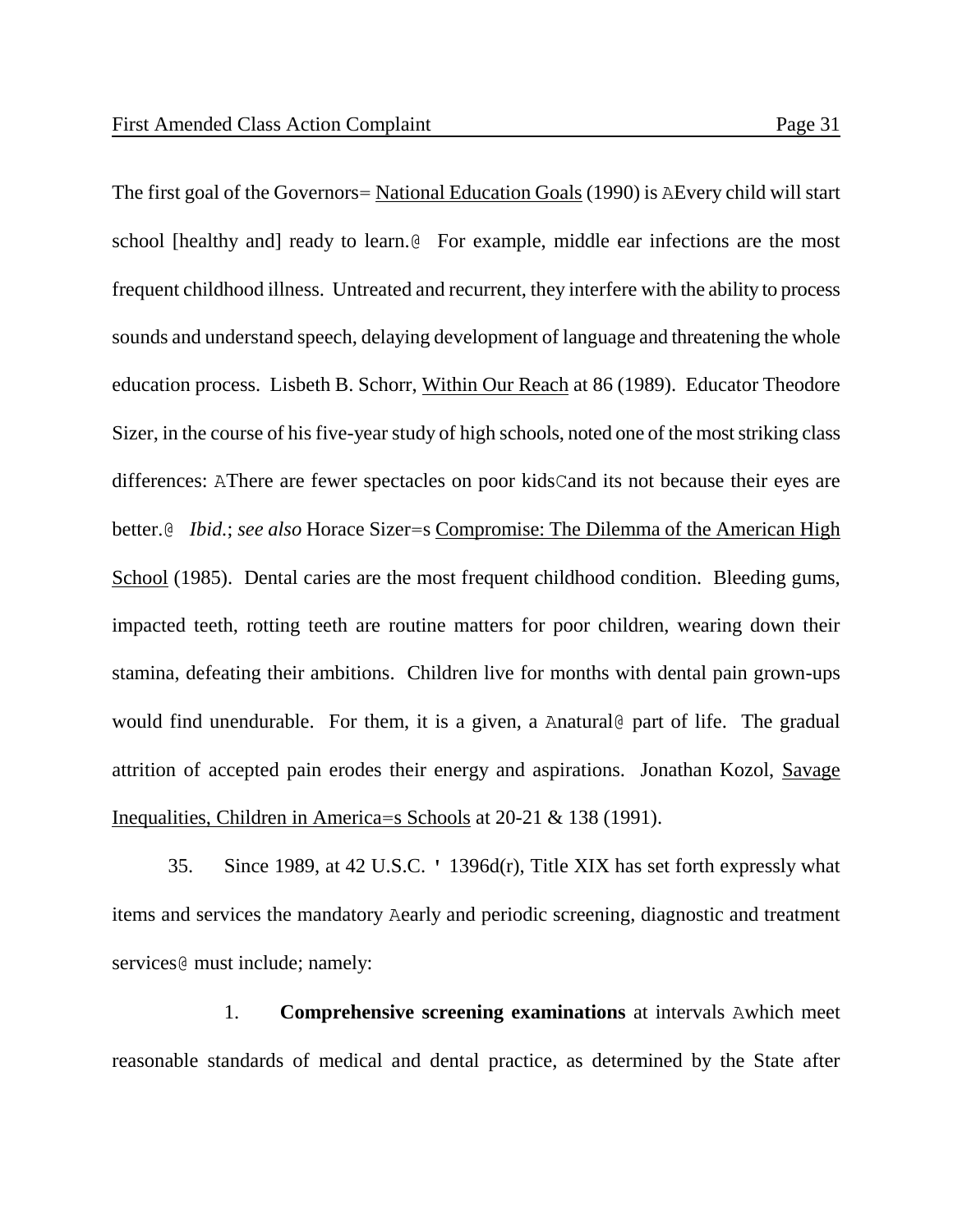The first goal of the Governors= National Education Goals (1990) is AEvery child will start school [healthy and] ready to learn.@ For example, middle ear infections are the most frequent childhood illness. Untreated and recurrent, they interfere with the ability to process sounds and understand speech, delaying development of language and threatening the whole education process. Lisbeth B. Schorr, Within Our Reach at 86 (1989). Educator Theodore Sizer, in the course of his five-year study of high schools, noted one of the most striking class differences: AThere are fewer spectacles on poor kidsCand its not because their eyes are better.@ *Ibid.*; *see also* Horace Sizer=s Compromise: The Dilemma of the American High School (1985). Dental caries are the most frequent childhood condition. Bleeding gums, impacted teeth, rotting teeth are routine matters for poor children, wearing down their stamina, defeating their ambitions. Children live for months with dental pain grown-ups would find unendurable. For them, it is a given, a Anatural@ part of life. The gradual attrition of accepted pain erodes their energy and aspirations. Jonathan Kozol, Savage Inequalities, Children in America=s Schools at 20-21 & 138 (1991).

35. Since 1989, at 42 U.S.C. ' 1396d(r), Title XIX has set forth expressly what items and services the mandatory Aearly and periodic screening, diagnostic and treatment services@ must include; namely:

1. **Comprehensive screening examinations** at intervals Awhich meet reasonable standards of medical and dental practice, as determined by the State after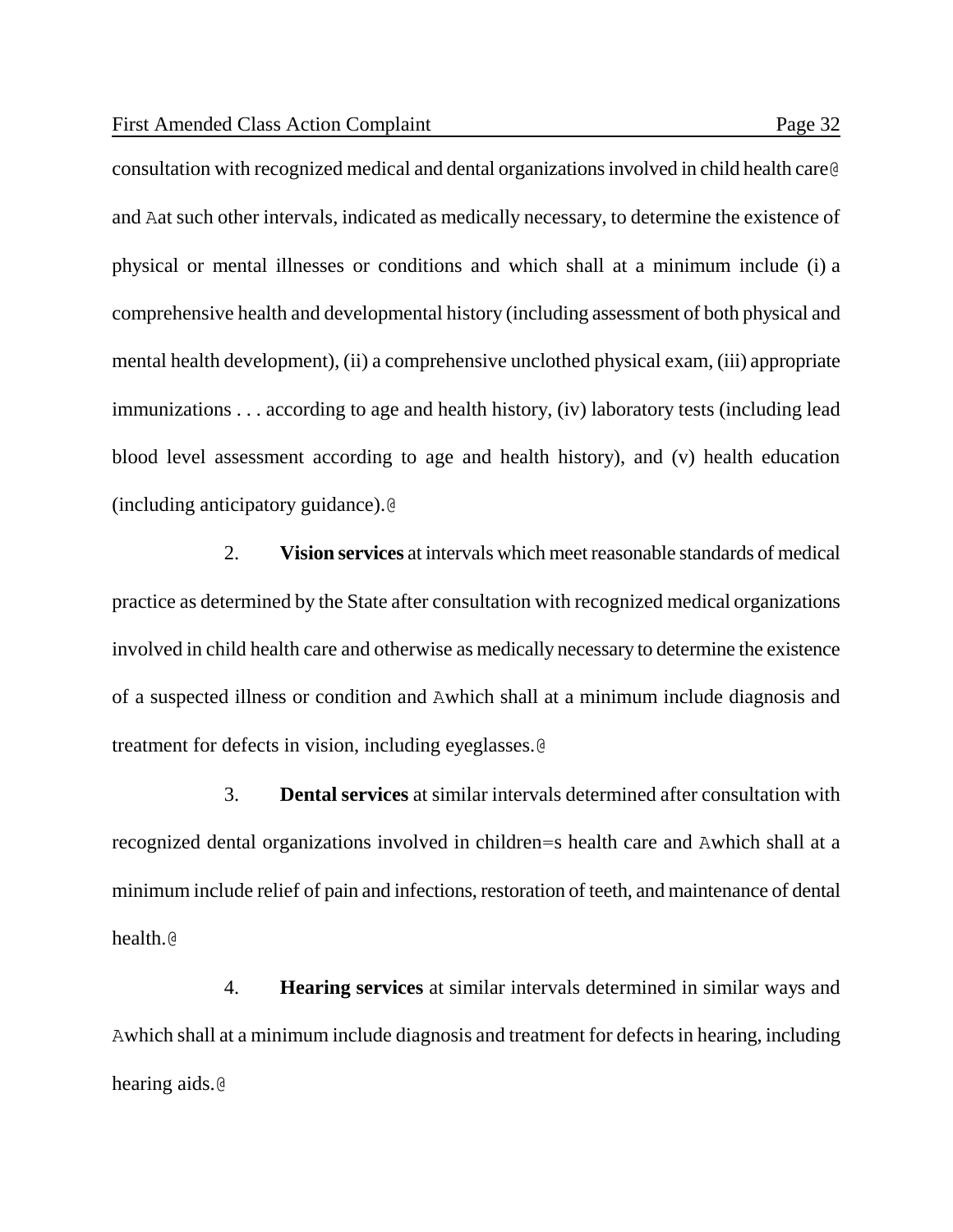consultation with recognized medical and dental organizations involved in child health care@ and Aat such other intervals, indicated as medically necessary, to determine the existence of physical or mental illnesses or conditions and which shall at a minimum include (i) a comprehensive health and developmental history (including assessment of both physical and mental health development), (ii) a comprehensive unclothed physical exam, (iii) appropriate immunizations . . . according to age and health history, (iv) laboratory tests (including lead blood level assessment according to age and health history), and (v) health education (including anticipatory guidance).@

2. **Vision services** at intervals which meet reasonable standards of medical practice as determined by the State after consultation with recognized medical organizations involved in child health care and otherwise as medically necessary to determine the existence of a suspected illness or condition and Awhich shall at a minimum include diagnosis and treatment for defects in vision, including eyeglasses.@

3. **Dental services** at similar intervals determined after consultation with recognized dental organizations involved in children=s health care and Awhich shall at a minimum include relief of pain and infections, restoration of teeth, and maintenance of dental health.@

4. **Hearing services** at similar intervals determined in similar ways and Awhich shall at a minimum include diagnosis and treatment for defects in hearing, including hearing aids.@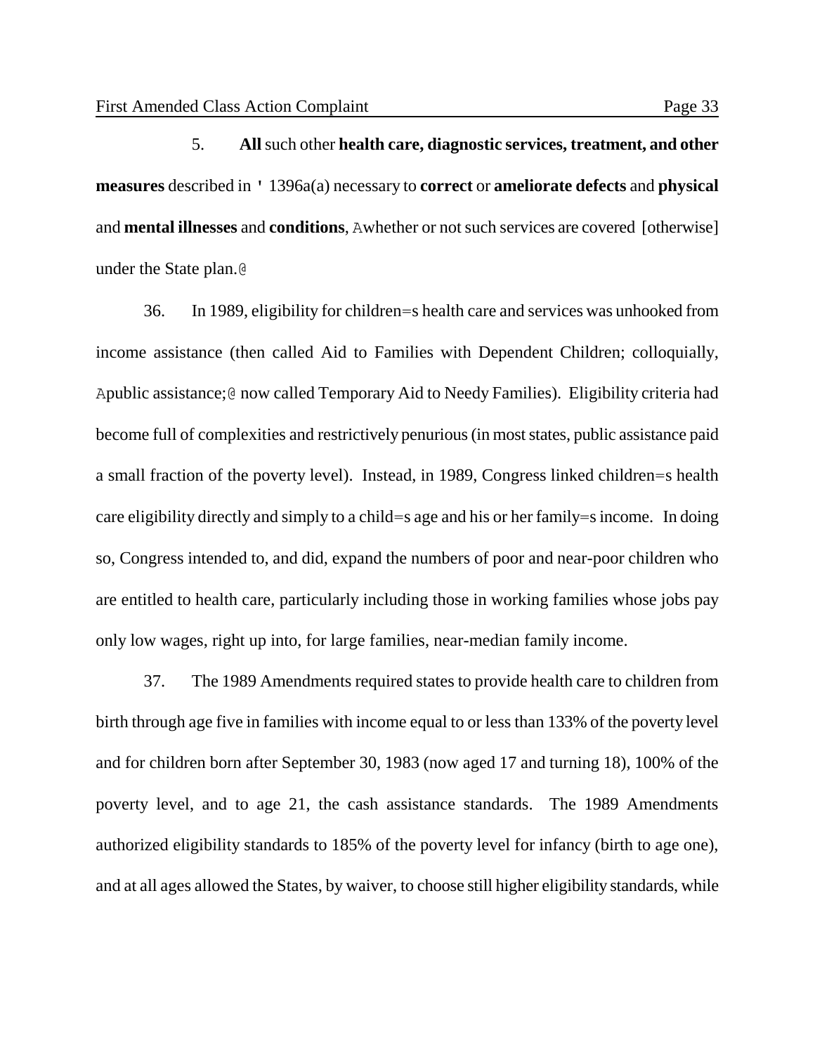5. **All** such other **health care, diagnostic services, treatment, and other measures** described in ' 1396a(a) necessary to **correct** or **ameliorate defects** and **physical** and **mental illnesses** and **conditions**, Awhether or not such services are covered [otherwise] under the State plan.@

36. In 1989, eligibility for children=s health care and services was unhooked from income assistance (then called Aid to Families with Dependent Children; colloquially, Apublic assistance;@ now called Temporary Aid to Needy Families). Eligibility criteria had become full of complexities and restrictively penurious (in most states, public assistance paid a small fraction of the poverty level). Instead, in 1989, Congress linked children=s health care eligibility directly and simply to a child=s age and his or her family=s income. In doing so, Congress intended to, and did, expand the numbers of poor and near-poor children who are entitled to health care, particularly including those in working families whose jobs pay only low wages, right up into, for large families, near-median family income.

37. The 1989 Amendments required states to provide health care to children from birth through age five in families with income equal to or less than 133% of the poverty level and for children born after September 30, 1983 (now aged 17 and turning 18), 100% of the poverty level, and to age 21, the cash assistance standards. The 1989 Amendments authorized eligibility standards to 185% of the poverty level for infancy (birth to age one), and at all ages allowed the States, by waiver, to choose still higher eligibility standards, while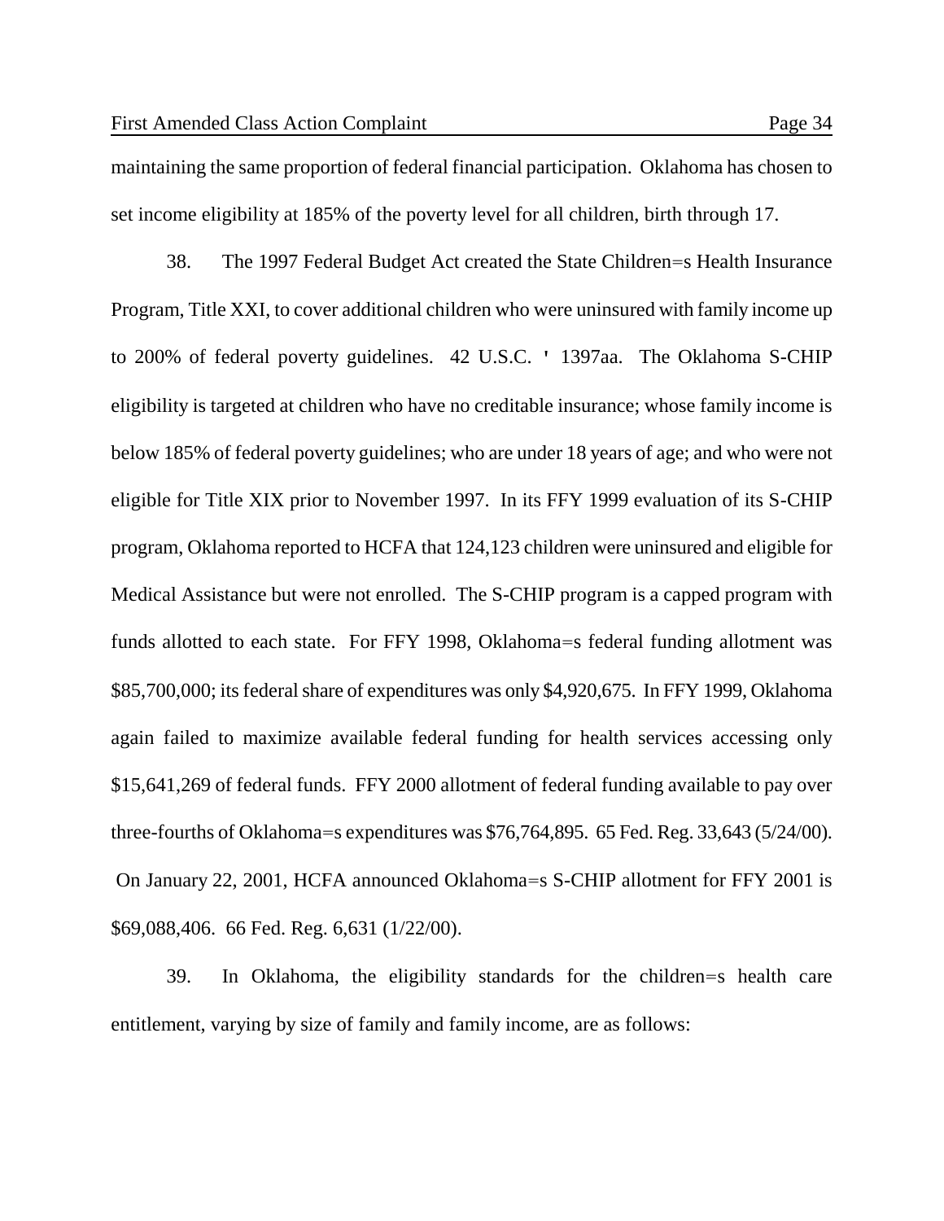maintaining the same proportion of federal financial participation. Oklahoma has chosen to set income eligibility at 185% of the poverty level for all children, birth through 17.

38. The 1997 Federal Budget Act created the State Children=s Health Insurance Program, Title XXI, to cover additional children who were uninsured with family income up to 200% of federal poverty guidelines. 42 U.S.C. ' 1397aa. The Oklahoma S-CHIP eligibility is targeted at children who have no creditable insurance; whose family income is below 185% of federal poverty guidelines; who are under 18 years of age; and who were not eligible for Title XIX prior to November 1997. In its FFY 1999 evaluation of its S-CHIP program, Oklahoma reported to HCFA that 124,123 children were uninsured and eligible for Medical Assistance but were not enrolled. The S-CHIP program is a capped program with funds allotted to each state. For FFY 1998, Oklahoma=s federal funding allotment was $85,700,000; its federal share of expenditures was only $4,920,675. In FFY 1999, Oklahoma again failed to maximize available federal funding for health services accessing only $15,641,269 of federal funds. FFY 2000 allotment of federal funding available to pay over three-fourths of Oklahoma=s expenditures was $76,764,895. 65 Fed. Reg. 33,643 (5/24/00). On January 22, 2001, HCFA announced Oklahoma=s S-CHIP allotment for FFY 2001 is $69,088,406. 66 Fed. Reg. 6,631 (1/22/00).

39. In Oklahoma, the eligibility standards for the children=s health care entitlement, varying by size of family and family income, are as follows: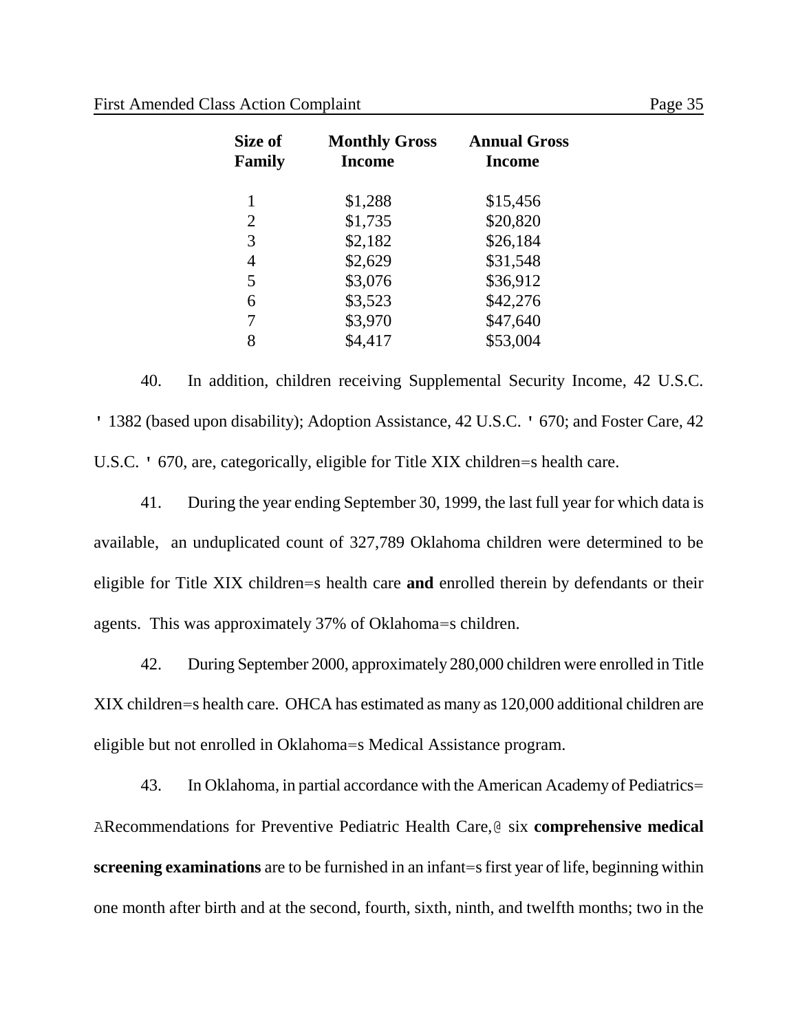| Size of Family | Monthly Gross Income | Annual Gross Income |
|---|---|---|
| 1 | $1,288 | $15,456 |
| 2 | $1,735 | $20,820 |
| 3 | $2,182 | $26,184 |
| 4 | $2,629 | $31,548 |
| 5 | $3,076 | $36,912 |
| 6 | $3,523 | $42,276 |
| 7 | $3,970 | $47,640 |
| 8 | $4,417 | $53,004 |

40. In addition, children receiving Supplemental Security Income, 42 U.S.C. ' 1382 (based upon disability); Adoption Assistance, 42 U.S.C. ' 670; and Foster Care, 42 U.S.C. ' 670, are, categorically, eligible for Title XIX children=s health care.

41. During the year ending September 30, 1999, the last full year for which data is available, an unduplicated count of 327,789 Oklahoma children were determined to be eligible for Title XIX children=s health care **and** enrolled therein by defendants or their agents. This was approximately 37% of Oklahoma=s children.

42. During September 2000, approximately 280,000 children were enrolled in Title XIX children=s health care. OHCA has estimated as many as 120,000 additional children are eligible but not enrolled in Oklahoma=s Medical Assistance program.

43. In Oklahoma, in partial accordance with the American Academy of Pediatrics= ARecommendations for Preventive Pediatric Health Care,@ six **comprehensive medical screening examinations** are to be furnished in an infant=s first year of life, beginning within one month after birth and at the second, fourth, sixth, ninth, and twelfth months; two in the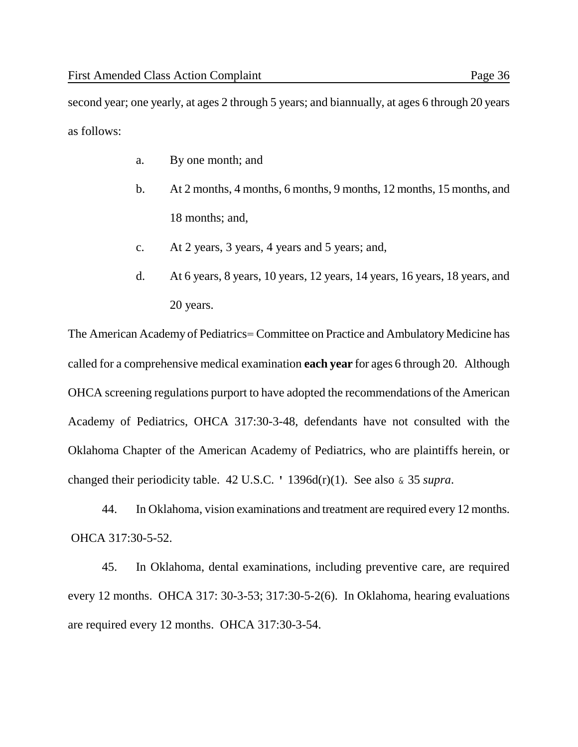second year; one yearly, at ages 2 through 5 years; and biannually, at ages 6 through 20 years as follows:

a. By one month; and

b. At 2 months, 4 months, 6 months, 9 months, 12 months, 15 months, and 18 months; and,

c. At 2 years, 3 years, 4 years and 5 years; and,

d. At 6 years, 8 years, 10 years, 12 years, 14 years, 16 years, 18 years, and 20 years.

The American Academy of Pediatrics= Committee on Practice and Ambulatory Medicine has called for a comprehensive medical examination **each year** for ages 6 through 20. Although OHCA screening regulations purport to have adopted the recommendations of the American Academy of Pediatrics, OHCA 317:30-3-48, defendants have not consulted with the Oklahoma Chapter of the American Academy of Pediatrics, who are plaintiffs herein, or changed their periodicity table. 42 U.S.C. ' 1396d(r)(1). See also & 35 *supra*.

44. In Oklahoma, vision examinations and treatment are required every 12 months. OHCA 317:30-5-52.

45. In Oklahoma, dental examinations, including preventive care, are required every 12 months. OHCA 317: 30-3-53; 317:30-5-2(6). In Oklahoma, hearing evaluations are required every 12 months. OHCA 317:30-3-54.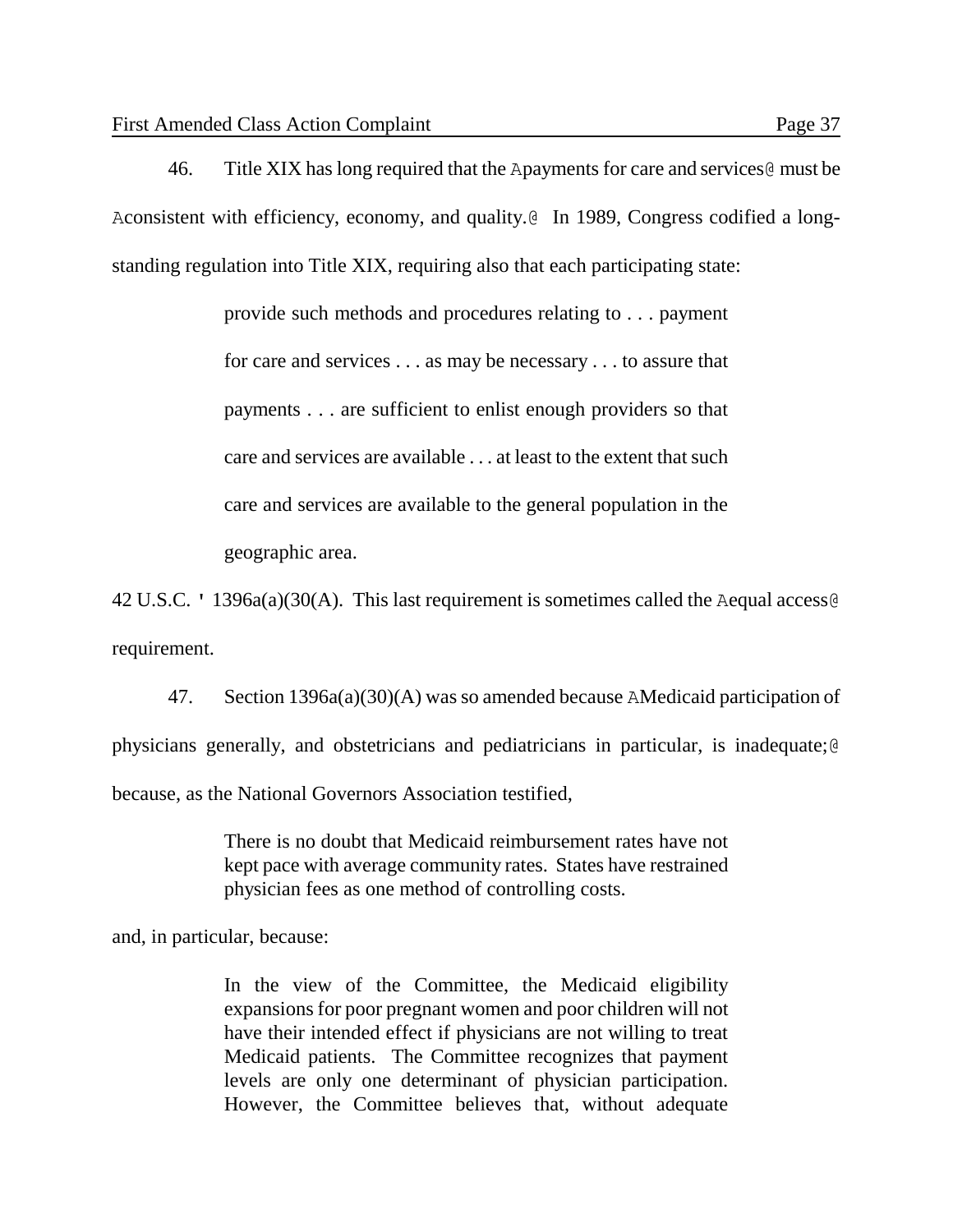46. Title XIX has long required that the Apayments for care and services@ must be Aconsistent with efficiency, economy, and quality.@ In 1989, Congress codified a long-standing regulation into Title XIX, requiring also that each participating state:

> provide such methods and procedures relating to . . . payment for care and services . . . as may be necessary . . . to assure that payments . . . are sufficient to enlist enough providers so that care and services are available . . . at least to the extent that such care and services are available to the general population in the geographic area.

42 U.S.C. ' 1396a(a)(30(A). This last requirement is sometimes called the Aequal access@ requirement.

47. Section 1396a(a)(30)(A) was so amended because AMedicaid participation of physicians generally, and obstetricians and pediatricians in particular, is inadequate;@ because, as the National Governors Association testified,

> There is no doubt that Medicaid reimbursement rates have not kept pace with average community rates. States have restrained physician fees as one method of controlling costs.

and, in particular, because:

> In the view of the Committee, the Medicaid eligibility expansions for poor pregnant women and poor children will not have their intended effect if physicians are not willing to treat Medicaid patients. The Committee recognizes that payment levels are only one determinant of physician participation. However, the Committee believes that, without adequate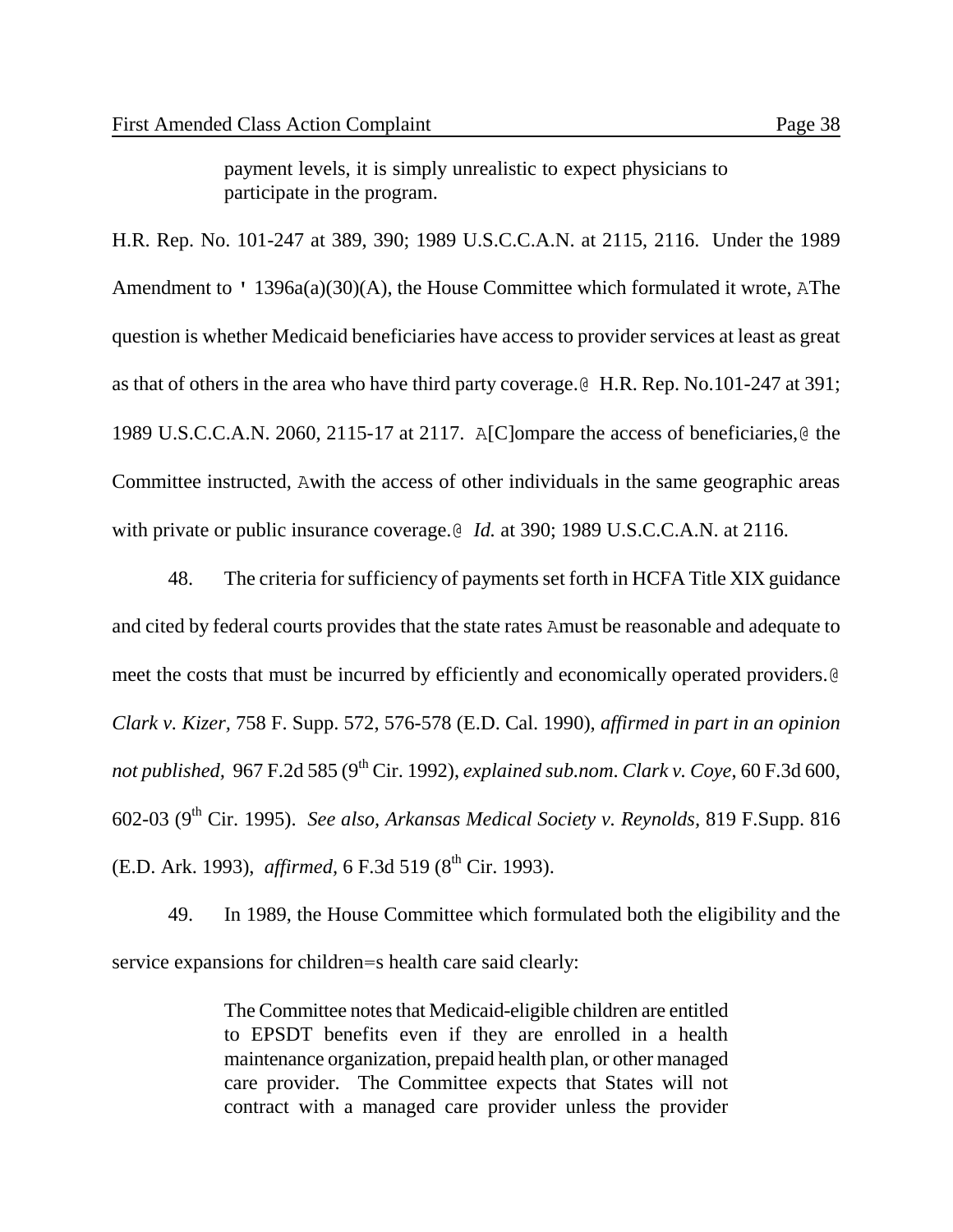> payment levels, it is simply unrealistic to expect physicians to participate in the program.

H.R. Rep. No. 101-247 at 389, 390; 1989 U.S.C.C.A.N. at 2115, 2116. Under the 1989 Amendment to ' 1396a(a)(30)(A), the House Committee which formulated it wrote, AThe question is whether Medicaid beneficiaries have access to provider services at least as great as that of others in the area who have third party coverage.@ H.R. Rep. No.101-247 at 391; 1989 U.S.C.C.A.N. 2060, 2115-17 at 2117. A[C]ompare the access of beneficiaries,@ the Committee instructed, Awith the access of other individuals in the same geographic areas with private or public insurance coverage.@ *Id.* at 390; 1989 U.S.C.C.A.N. at 2116.

48. The criteria for sufficiency of payments set forth in HCFA Title XIX guidance and cited by federal courts provides that the state rates Amust be reasonable and adequate to meet the costs that must be incurred by efficiently and economically operated providers.@ *Clark v. Kizer,* 758 F. Supp. 572, 576-578 (E.D. Cal. 1990), *affirmed in part in an opinion not published,* 967 F.2d 585 (9th Cir. 1992), *explained sub.nom. Clark v. Coye*, 60 F.3d 600, 602-03 (9th Cir. 1995). *See also, Arkansas Medical Society v. Reynolds*, 819 F.Supp. 816 (E.D. Ark. 1993), *affirmed,* 6 F.3d 519 (8th Cir. 1993).

49. In 1989, the House Committee which formulated both the eligibility and the service expansions for children=s health care said clearly:

> The Committee notes that Medicaid-eligible children are entitled to EPSDT benefits even if they are enrolled in a health maintenance organization, prepaid health plan, or other managed care provider. The Committee expects that States will not contract with a managed care provider unless the provider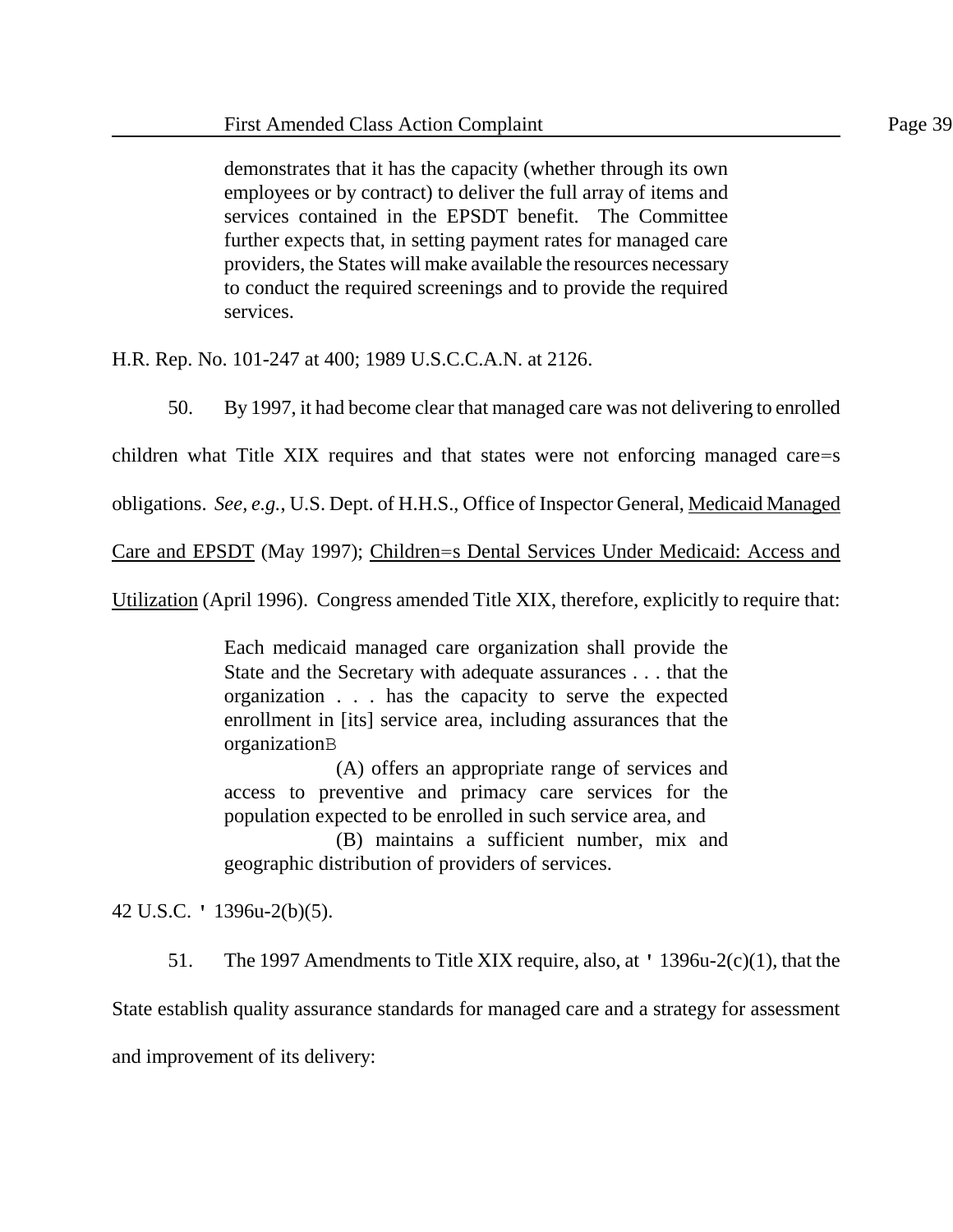> demonstrates that it has the capacity (whether through its own employees or by contract) to deliver the full array of items and services contained in the EPSDT benefit. The Committee further expects that, in setting payment rates for managed care providers, the States will make available the resources necessary to conduct the required screenings and to provide the required services.

H.R. Rep. No. 101-247 at 400; 1989 U.S.C.C.A.N. at 2126.

50. By 1997, it had become clear that managed care was not delivering to enrolled children what Title XIX requires and that states were not enforcing managed care=s obligations. *See, e.g.*, U.S. Dept. of H.H.S., Office of Inspector General, Medicaid Managed Care and EPSDT (May 1997); Children=s Dental Services Under Medicaid: Access and Utilization (April 1996). Congress amended Title XIX, therefore, explicitly to require that:

> Each medicaid managed care organization shall provide the State and the Secretary with adequate assurances . . . that the organization . . . has the capacity to serve the expected enrollment in [its] service area, including assurances that the organizationB
>
> (A) offers an appropriate range of services and access to preventive and primacy care services for the population expected to be enrolled in such service area, and
>
> (B) maintains a sufficient number, mix and geographic distribution of providers of services.

42 U.S.C. ' 1396u-2(b)(5).

51. The 1997 Amendments to Title XIX require, also, at ' 1396u-2(c)(1), that the State establish quality assurance standards for managed care and a strategy for assessment and improvement of its delivery: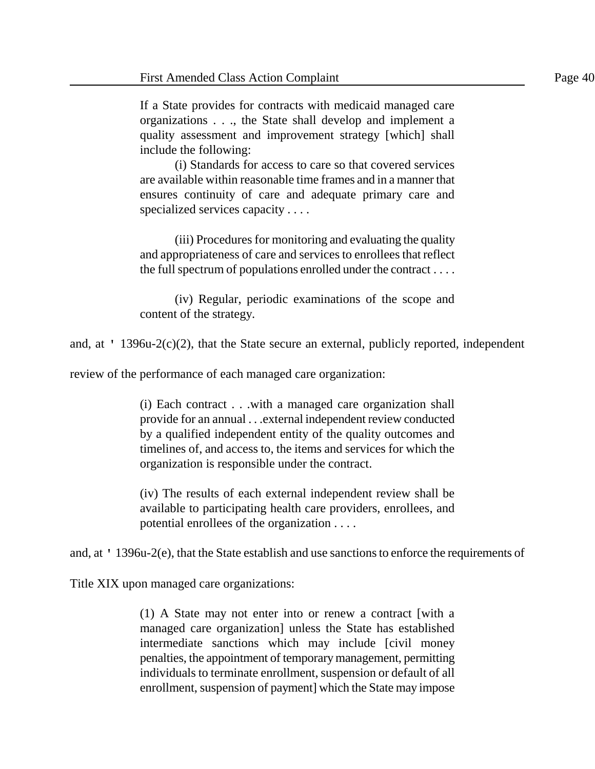> If a State provides for contracts with medicaid managed care organizations . . ., the State shall develop and implement a quality assessment and improvement strategy [which] shall include the following:
>
> (i) Standards for access to care so that covered services are available within reasonable time frames and in a manner that ensures continuity of care and adequate primary care and specialized services capacity . . . .
>
> (iii) Procedures for monitoring and evaluating the quality and appropriateness of care and services to enrollees that reflect the full spectrum of populations enrolled under the contract . . . .
>
> (iv) Regular, periodic examinations of the scope and content of the strategy.

and, at ' 1396u-2(c)(2), that the State secure an external, publicly reported, independent review of the performance of each managed care organization:

> (i) Each contract . . .with a managed care organization shall provide for an annual . . .external independent review conducted by a qualified independent entity of the quality outcomes and timelines of, and access to, the items and services for which the organization is responsible under the contract.
>
> (iv) The results of each external independent review shall be available to participating health care providers, enrollees, and potential enrollees of the organization . . . .

and, at ' 1396u-2(e), that the State establish and use sanctions to enforce the requirements of Title XIX upon managed care organizations:

> (1) A State may not enter into or renew a contract [with a managed care organization] unless the State has established intermediate sanctions which may include [civil money penalties, the appointment of temporary management, permitting individuals to terminate enrollment, suspension or default of all enrollment, suspension of payment] which the State may impose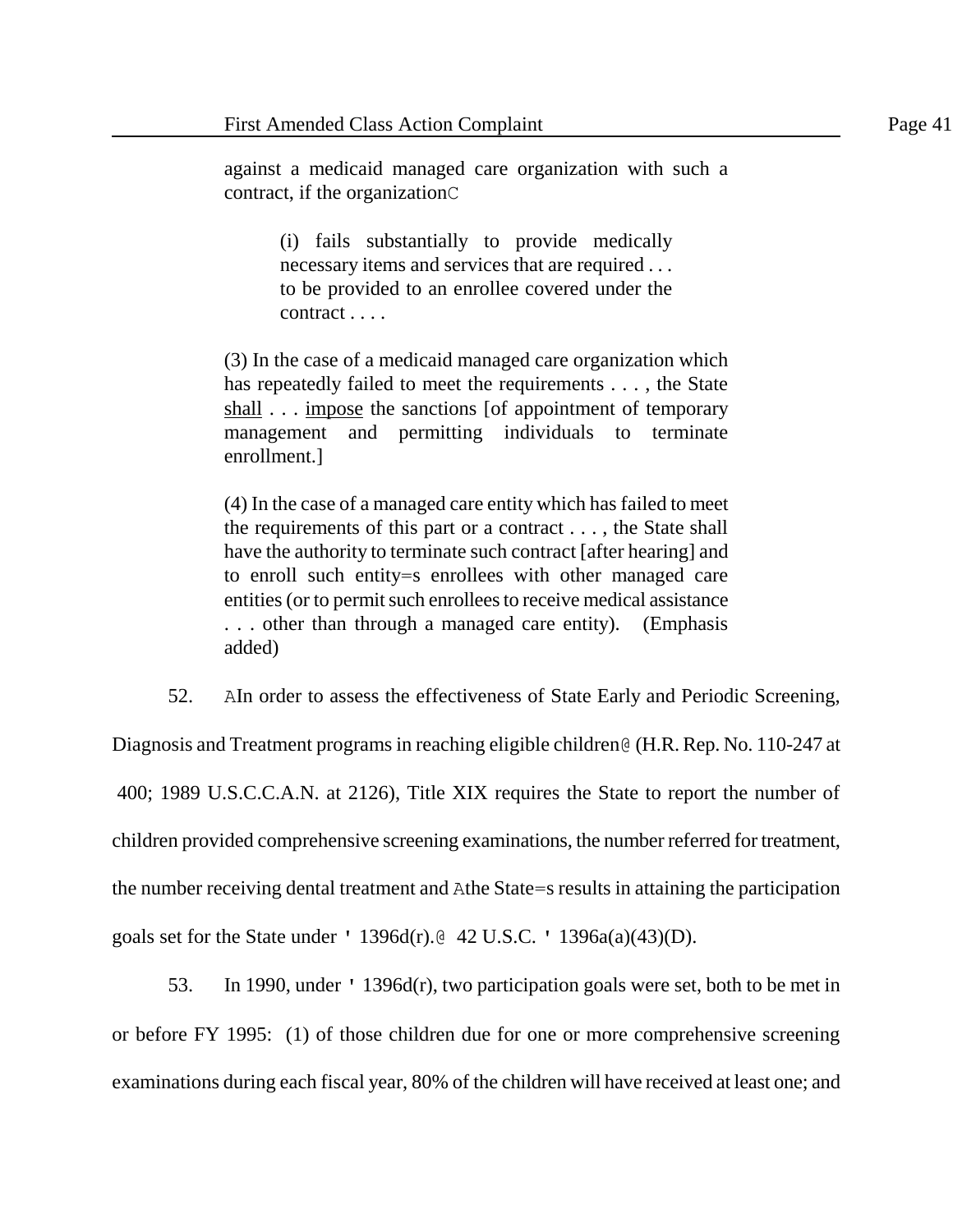> against a medicaid managed care organization with such a contract, if the organizationC
>
> > (i) fails substantially to provide medically necessary items and services that are required . . . to be provided to an enrollee covered under the contract . . . .
>
> (3) In the case of a medicaid managed care organization which has repeatedly failed to meet the requirements . . . , the State <u>shall</u> . . . <u>impose</u> the sanctions [of appointment of temporary management and permitting individuals to terminate enrollment.]
>
> (4) In the case of a managed care entity which has failed to meet the requirements of this part or a contract . . . , the State shall have the authority to terminate such contract [after hearing] and to enroll such entity=s enrollees with other managed care entities (or to permit such enrollees to receive medical assistance . . . other than through a managed care entity). (Emphasis added)

52. AIn order to assess the effectiveness of State Early and Periodic Screening, Diagnosis and Treatment programs in reaching eligible children@ (H.R. Rep. No. 110-247 at 400; 1989 U.S.C.C.A.N. at 2126), Title XIX requires the State to report the number of children provided comprehensive screening examinations, the number referred for treatment, the number receiving dental treatment and Athe State=s results in attaining the participation goals set for the State under ' 1396d(r).@ 42 U.S.C. ' 1396a(a)(43)(D).

53. In 1990, under ' 1396d(r), two participation goals were set, both to be met in or before FY 1995: (1) of those children due for one or more comprehensive screening examinations during each fiscal year, 80% of the children will have received at least one; and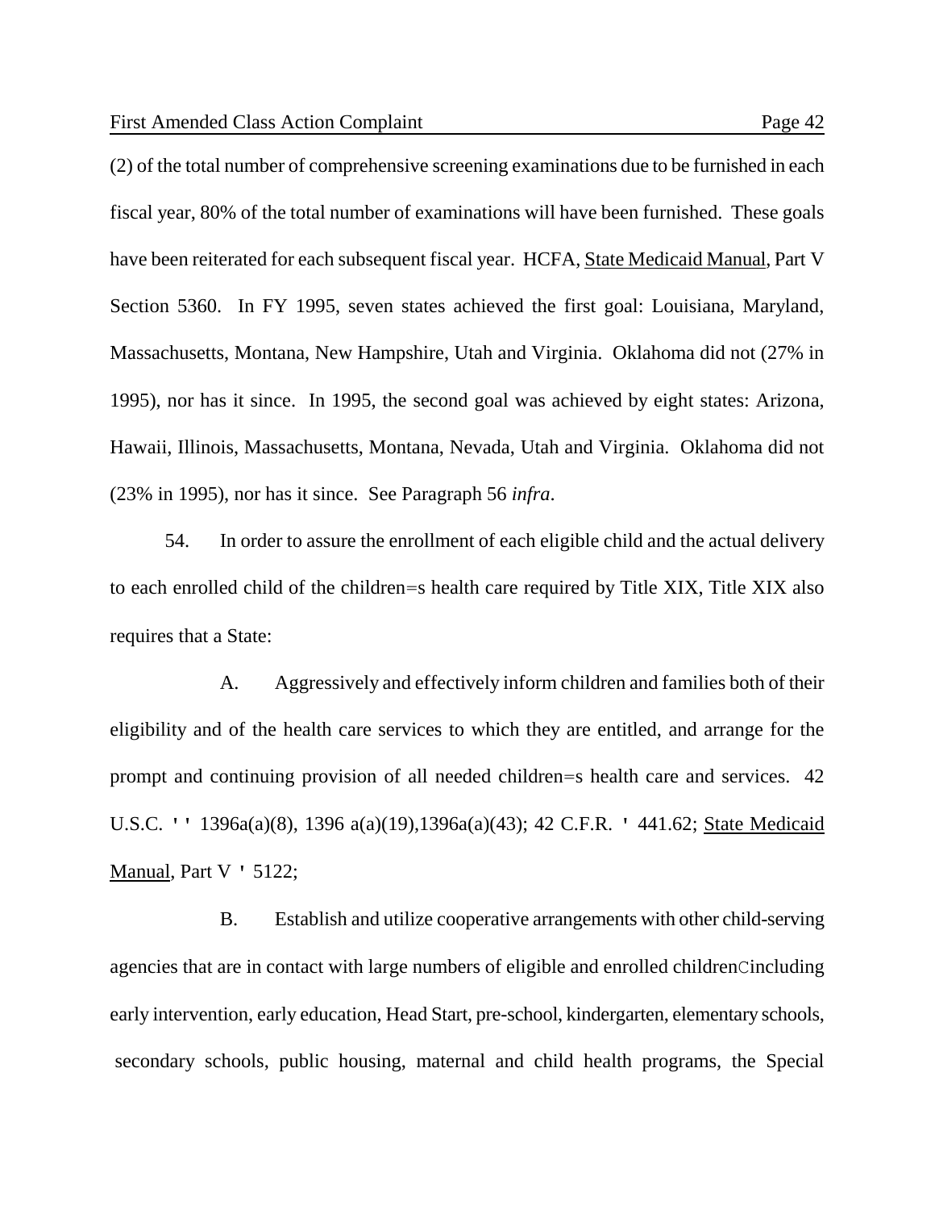(2) of the total number of comprehensive screening examinations due to be furnished in each fiscal year, 80% of the total number of examinations will have been furnished. These goals have been reiterated for each subsequent fiscal year. HCFA, State Medicaid Manual, Part V Section 5360. In FY 1995, seven states achieved the first goal: Louisiana, Maryland, Massachusetts, Montana, New Hampshire, Utah and Virginia. Oklahoma did not (27% in 1995), nor has it since. In 1995, the second goal was achieved by eight states: Arizona, Hawaii, Illinois, Massachusetts, Montana, Nevada, Utah and Virginia. Oklahoma did not (23% in 1995), nor has it since. See Paragraph 56 *infra*.

54. In order to assure the enrollment of each eligible child and the actual delivery to each enrolled child of the children=s health care required by Title XIX, Title XIX also requires that a State:

A. Aggressively and effectively inform children and families both of their eligibility and of the health care services to which they are entitled, and arrange for the prompt and continuing provision of all needed children=s health care and services. 42 U.S.C. '' 1396a(a)(8), 1396 a(a)(19),1396a(a)(43); 42 C.F.R. ' 441.62; State Medicaid Manual, Part V ' 5122;

B. Establish and utilize cooperative arrangements with other child-serving agencies that are in contact with large numbers of eligible and enrolled childrenCincluding early intervention, early education, Head Start, pre-school, kindergarten, elementary schools, secondary schools, public housing, maternal and child health programs, the Special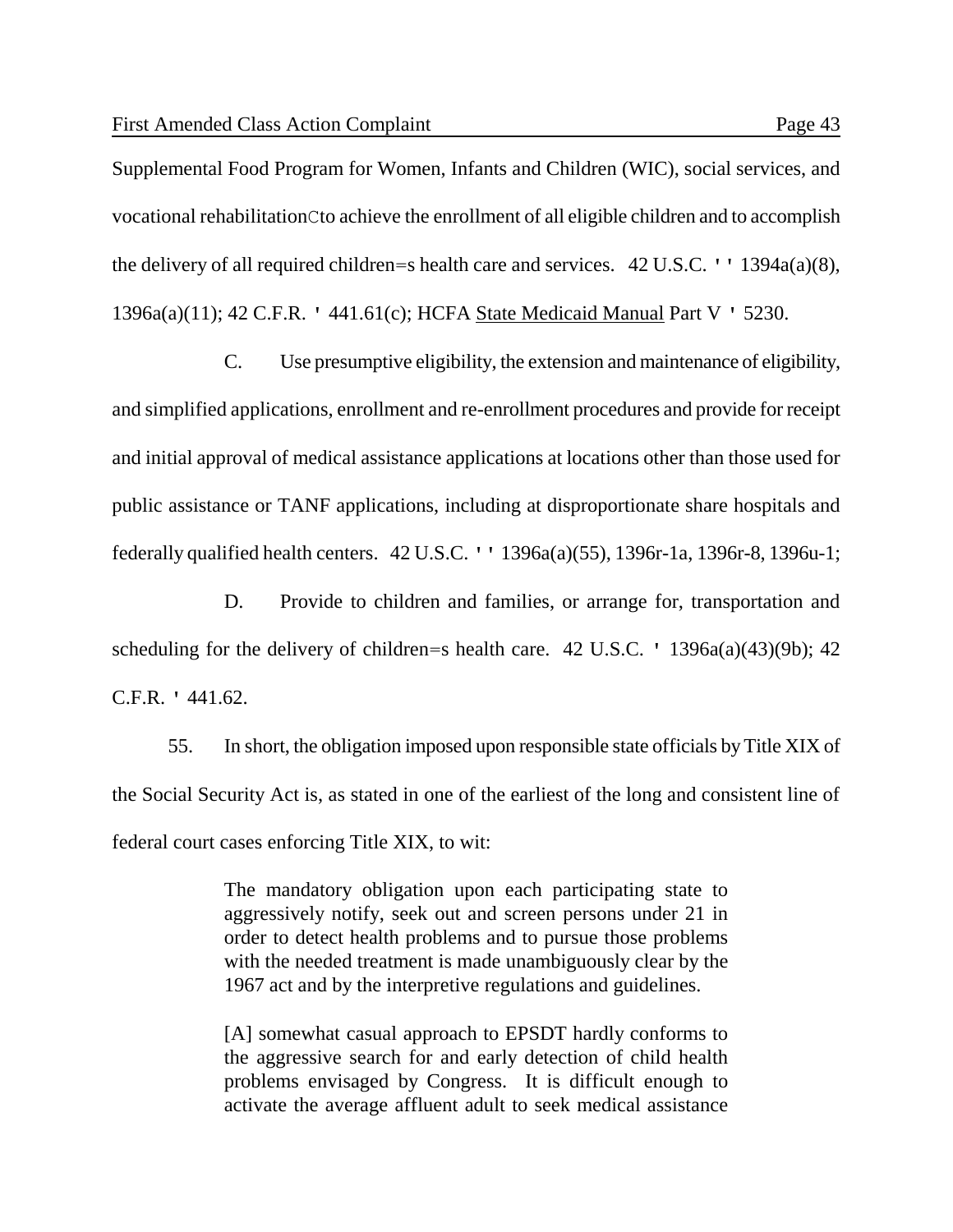Supplemental Food Program for Women, Infants and Children (WIC), social services, and vocational rehabilitationCto achieve the enrollment of all eligible children and to accomplish the delivery of all required children=s health care and services. 42 U.S.C. '' 1394a(a)(8), 1396a(a)(11); 42 C.F.R. ' 441.61(c); HCFA State Medicaid Manual Part V ' 5230.

C. Use presumptive eligibility, the extension and maintenance of eligibility, and simplified applications, enrollment and re-enrollment procedures and provide for receipt and initial approval of medical assistance applications at locations other than those used for public assistance or TANF applications, including at disproportionate share hospitals and federally qualified health centers. 42 U.S.C. '' 1396a(a)(55), 1396r-1a, 1396r-8, 1396u-1;

D. Provide to children and families, or arrange for, transportation and scheduling for the delivery of children=s health care. 42 U.S.C. ' 1396a(a)(43)(9b); 42 C.F.R. ' 441.62.

55. In short, the obligation imposed upon responsible state officials by Title XIX of the Social Security Act is, as stated in one of the earliest of the long and consistent line of federal court cases enforcing Title XIX, to wit:

> The mandatory obligation upon each participating state to aggressively notify, seek out and screen persons under 21 in order to detect health problems and to pursue those problems with the needed treatment is made unambiguously clear by the 1967 act and by the interpretive regulations and guidelines.
>
> [A] somewhat casual approach to EPSDT hardly conforms to the aggressive search for and early detection of child health problems envisaged by Congress. It is difficult enough to activate the average affluent adult to seek medical assistance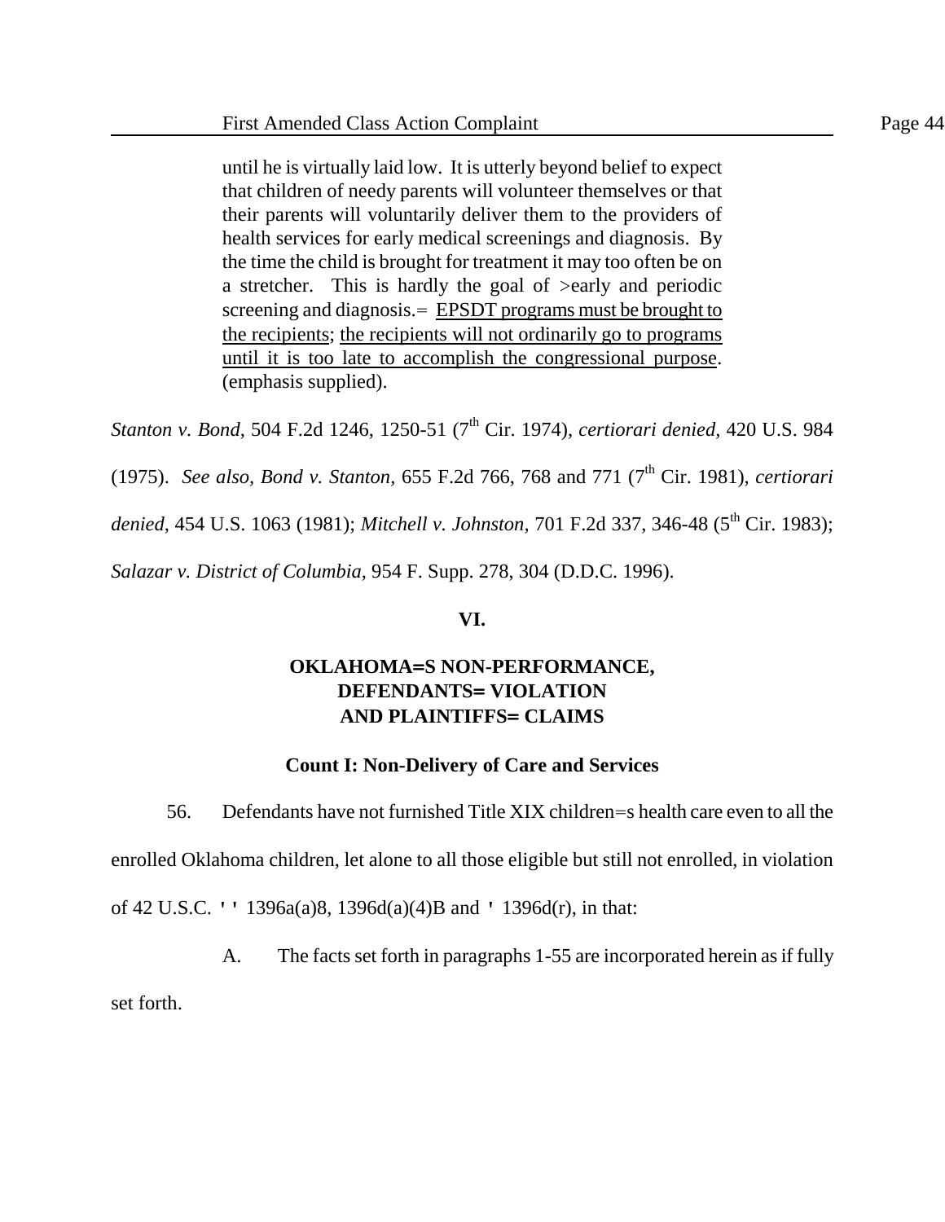> until he is virtually laid low. It is utterly beyond belief to expect that children of needy parents will volunteer themselves or that their parents will voluntarily deliver them to the providers of health services for early medical screenings and diagnosis. By the time the child is brought for treatment it may too often be on a stretcher. This is hardly the goal of >early and periodic screening and diagnosis.= <u>EPSDT programs must be brought to the recipients</u>; <u>the recipients will not ordinarily go to programs until it is too late to accomplish the congressional purpose</u>. (emphasis supplied).

*Stanton v. Bond*, 504 F.2d 1246, 1250-51 (7th Cir. 1974), *certiorari denied*, 420 U.S. 984 (1975). *See also, Bond v. Stanton,* 655 F.2d 766, 768 and 771 (7th Cir. 1981), *certiorari denied*, 454 U.S. 1063 (1981); *Mitchell v. Johnston,* 701 F.2d 337, 346-48 (5th Cir. 1983); *Salazar v. District of Columbia,* 954 F. Supp. 278, 304 (D.D.C. 1996).

## VI.

## OKLAHOMA=S NON-PERFORMANCE, DEFENDANTS= VIOLATION AND PLAINTIFFS= CLAIMS

### Count I: Non-Delivery of Care and Services

56. Defendants have not furnished Title XIX children=s health care even to all the enrolled Oklahoma children, let alone to all those eligible but still not enrolled, in violation of 42 U.S.C. '' 1396a(a)8, 1396d(a)(4)B and ' 1396d(r), in that:

A. The facts set forth in paragraphs 1-55 are incorporated herein as if fully set forth.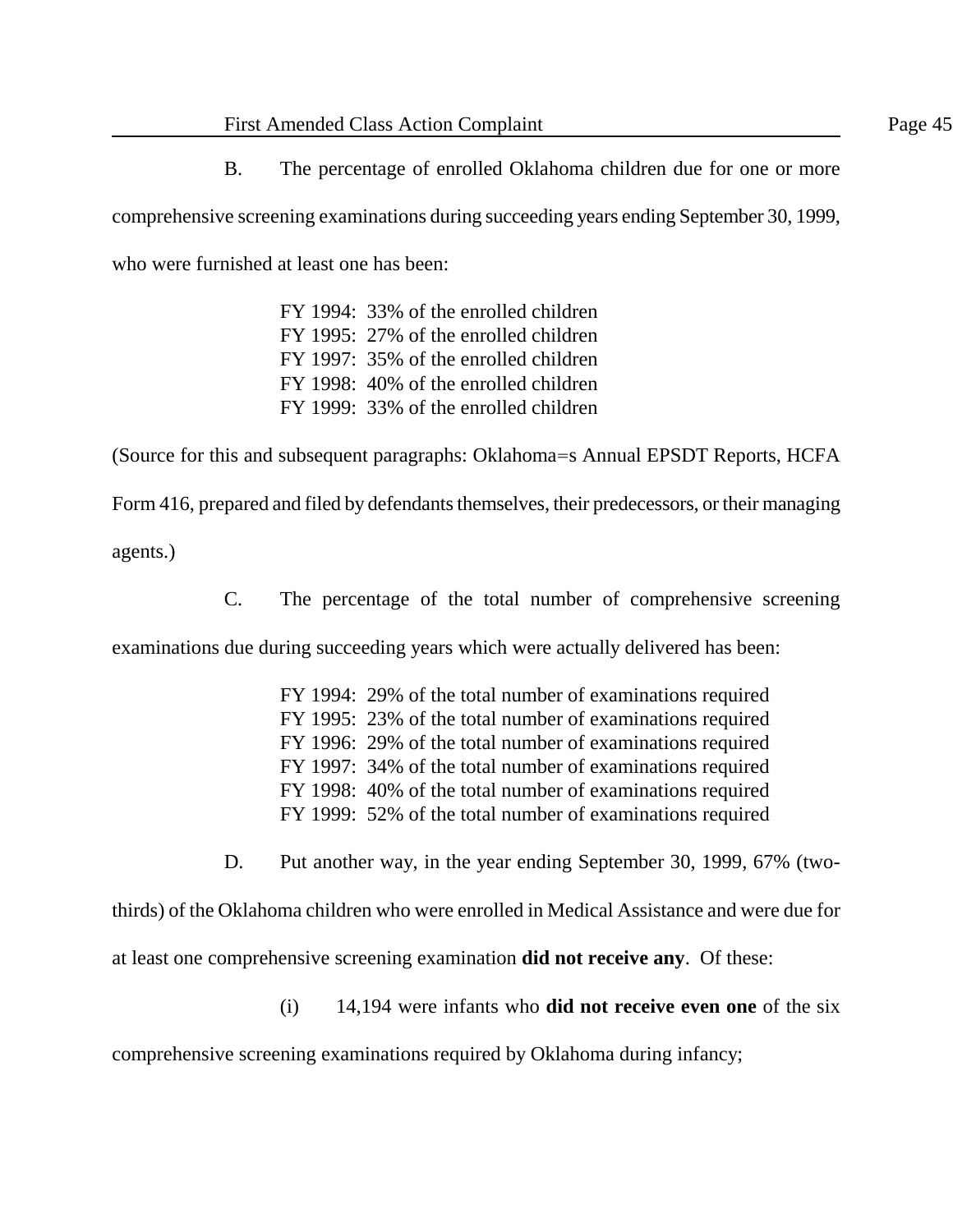B. The percentage of enrolled Oklahoma children due for one or more comprehensive screening examinations during succeeding years ending September 30, 1999, who were furnished at least one has been:

FY 1994: 33% of the enrolled children
FY 1995: 27% of the enrolled children
FY 1997: 35% of the enrolled children
FY 1998: 40% of the enrolled children
FY 1999: 33% of the enrolled children

(Source for this and subsequent paragraphs: Oklahoma=s Annual EPSDT Reports, HCFA Form 416, prepared and filed by defendants themselves, their predecessors, or their managing agents.)

C. The percentage of the total number of comprehensive screening examinations due during succeeding years which were actually delivered has been:

FY 1994: 29% of the total number of examinations required
FY 1995: 23% of the total number of examinations required
FY 1996: 29% of the total number of examinations required
FY 1997: 34% of the total number of examinations required
FY 1998: 40% of the total number of examinations required
FY 1999: 52% of the total number of examinations required

D. Put another way, in the year ending September 30, 1999, 67% (two-thirds) of the Oklahoma children who were enrolled in Medical Assistance and were due for at least one comprehensive screening examination **did not receive any**. Of these:

(i) 14,194 were infants who **did not receive even one** of the six comprehensive screening examinations required by Oklahoma during infancy;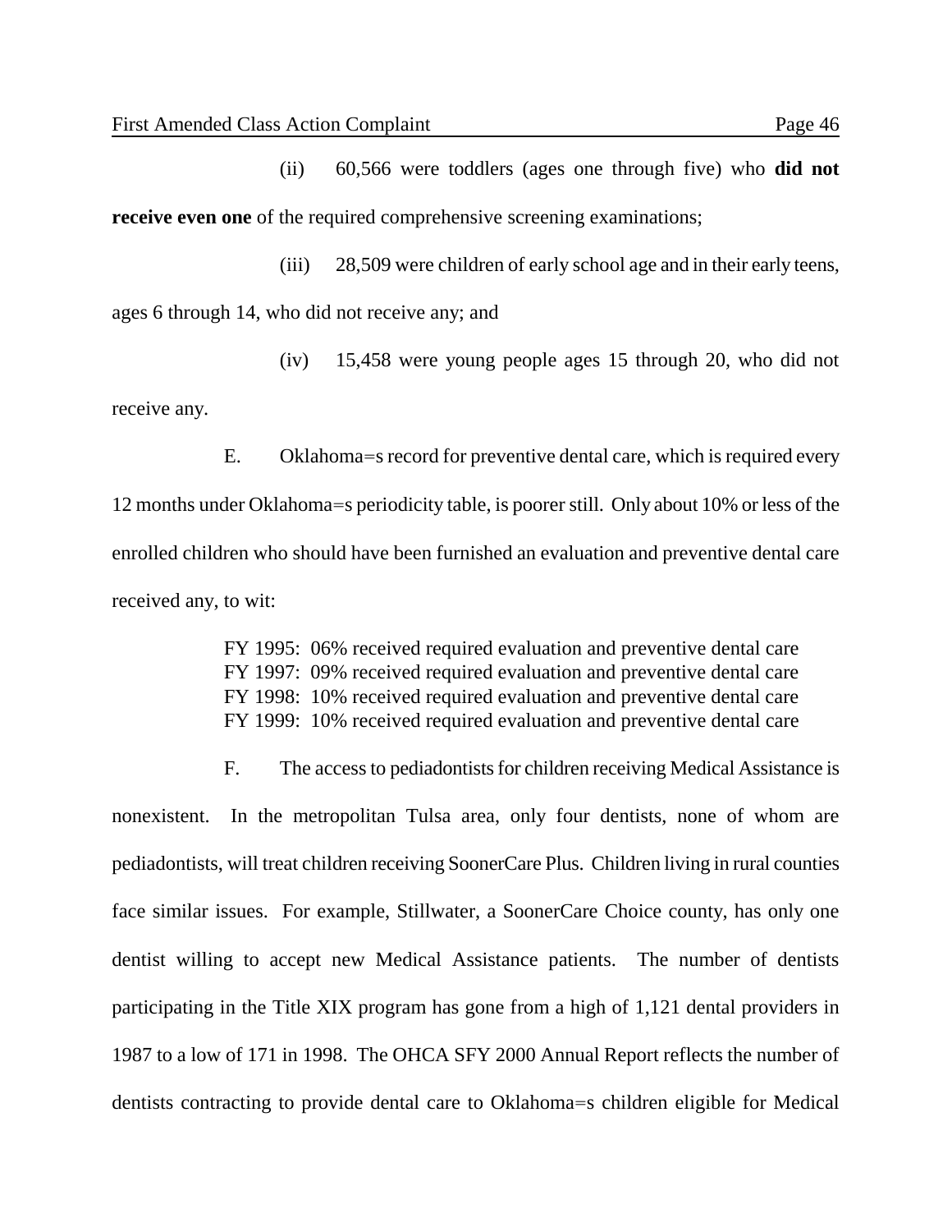(ii) 60,566 were toddlers (ages one through five) who **did not receive even one** of the required comprehensive screening examinations;

(iii) 28,509 were children of early school age and in their early teens, ages 6 through 14, who did not receive any; and

(iv) 15,458 were young people ages 15 through 20, who did not receive any.

E. Oklahoma=s record for preventive dental care, which is required every 12 months under Oklahoma=s periodicity table, is poorer still. Only about 10% or less of the enrolled children who should have been furnished an evaluation and preventive dental care received any, to wit:

FY 1995: 06% received required evaluation and preventive dental care
FY 1997: 09% received required evaluation and preventive dental care
FY 1998: 10% received required evaluation and preventive dental care
FY 1999: 10% received required evaluation and preventive dental care

F. The access to pediadontists for children receiving Medical Assistance is nonexistent. In the metropolitan Tulsa area, only four dentists, none of whom are pediadontists, will treat children receiving SoonerCare Plus. Children living in rural counties face similar issues. For example, Stillwater, a SoonerCare Choice county, has only one dentist willing to accept new Medical Assistance patients. The number of dentists participating in the Title XIX program has gone from a high of 1,121 dental providers in 1987 to a low of 171 in 1998. The OHCA SFY 2000 Annual Report reflects the number of dentists contracting to provide dental care to Oklahoma=s children eligible for Medical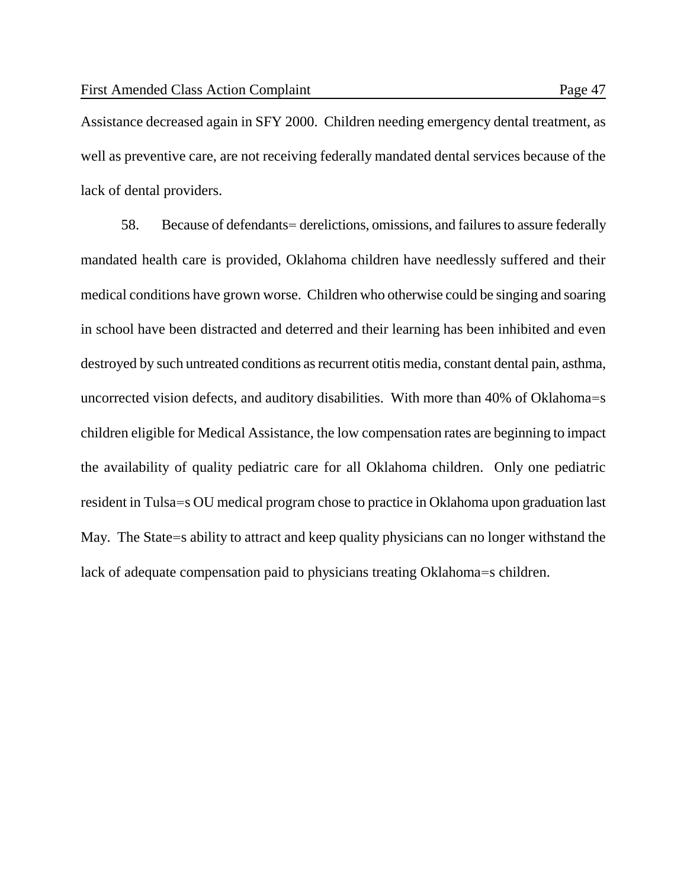Assistance decreased again in SFY 2000. Children needing emergency dental treatment, as well as preventive care, are not receiving federally mandated dental services because of the lack of dental providers.

58. Because of defendants= derelictions, omissions, and failures to assure federally mandated health care is provided, Oklahoma children have needlessly suffered and their medical conditions have grown worse. Children who otherwise could be singing and soaring in school have been distracted and deterred and their learning has been inhibited and even destroyed by such untreated conditions as recurrent otitis media, constant dental pain, asthma, uncorrected vision defects, and auditory disabilities. With more than 40% of Oklahoma=s children eligible for Medical Assistance, the low compensation rates are beginning to impact the availability of quality pediatric care for all Oklahoma children. Only one pediatric resident in Tulsa=s OU medical program chose to practice in Oklahoma upon graduation last May. The State=s ability to attract and keep quality physicians can no longer withstand the lack of adequate compensation paid to physicians treating Oklahoma=s children.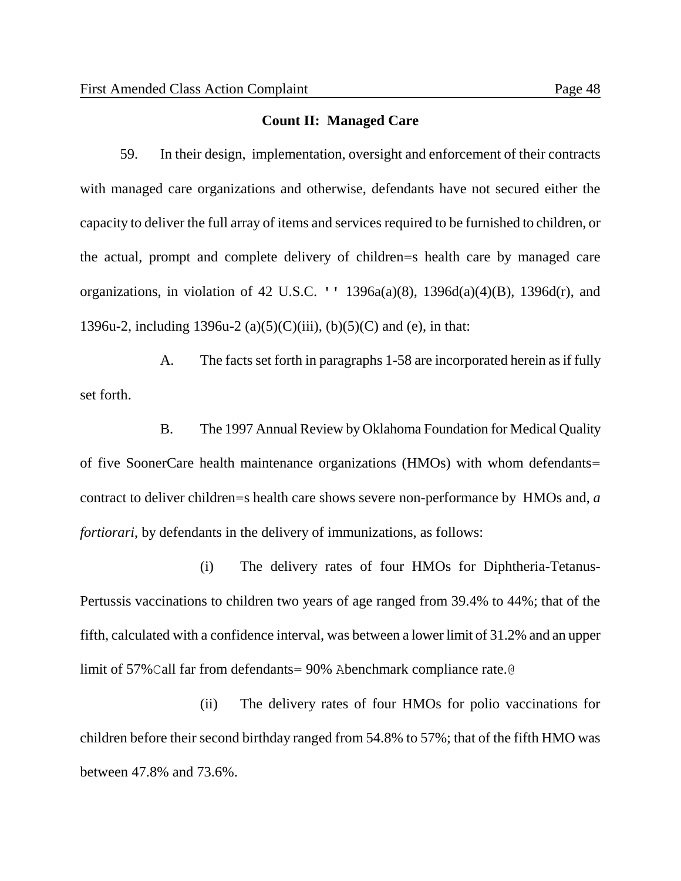**Count II: Managed Care**

59. In their design, implementation, oversight and enforcement of their contracts with managed care organizations and otherwise, defendants have not secured either the capacity to deliver the full array of items and services required to be furnished to children, or the actual, prompt and complete delivery of children=s health care by managed care organizations, in violation of 42 U.S.C. '' 1396a(a)(8), 1396d(a)(4)(B), 1396d(r), and 1396u-2, including 1396u-2 (a)(5)(C)(iii), (b)(5)(C) and (e), in that:

A. The facts set forth in paragraphs 1-58 are incorporated herein as if fully set forth.

B. The 1997 Annual Review by Oklahoma Foundation for Medical Quality of five SoonerCare health maintenance organizations (HMOs) with whom defendants= contract to deliver children=s health care shows severe non-performance by HMOs and, *a fortiorari*, by defendants in the delivery of immunizations, as follows:

(i) The delivery rates of four HMOs for Diphtheria-Tetanus-Pertussis vaccinations to children two years of age ranged from 39.4% to 44%; that of the fifth, calculated with a confidence interval, was between a lower limit of 31.2% and an upper limit of 57%Call far from defendants= 90% Abenchmark compliance rate.@

(ii) The delivery rates of four HMOs for polio vaccinations for children before their second birthday ranged from 54.8% to 57%; that of the fifth HMO was between 47.8% and 73.6%.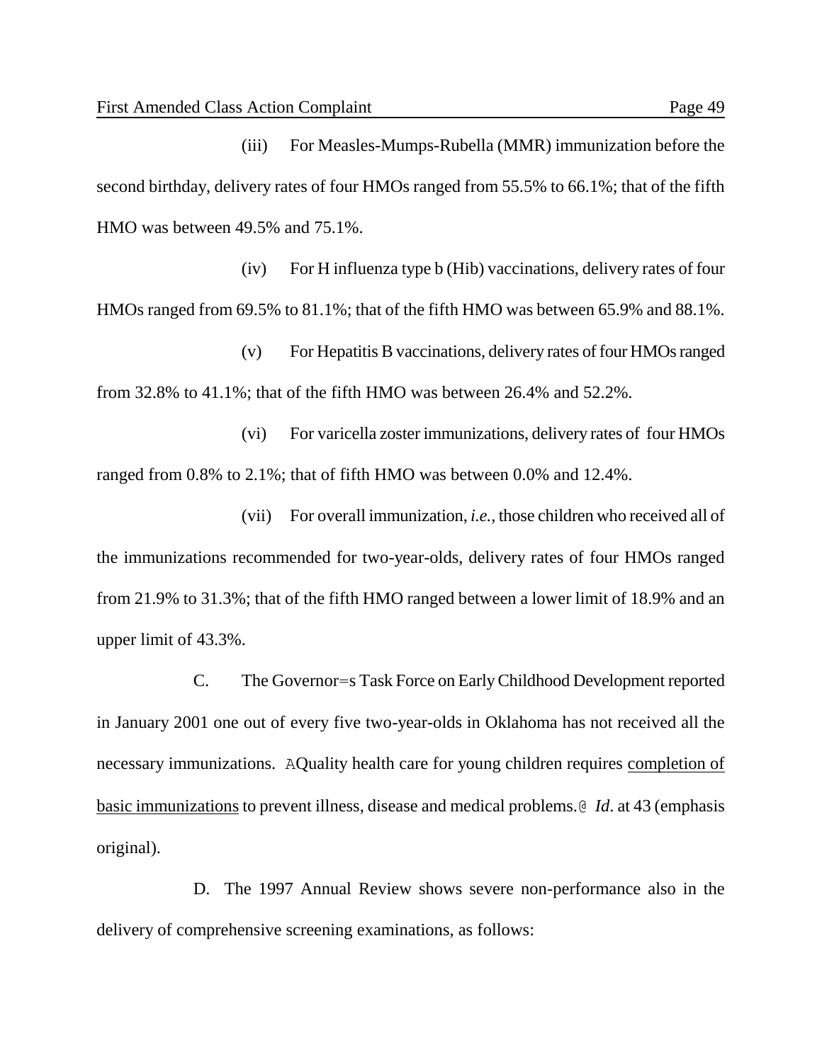(iii) For Measles-Mumps-Rubella (MMR) immunization before the second birthday, delivery rates of four HMOs ranged from 55.5% to 66.1%; that of the fifth HMO was between 49.5% and 75.1%.

(iv) For H influenza type b (Hib) vaccinations, delivery rates of four HMOs ranged from 69.5% to 81.1%; that of the fifth HMO was between 65.9% and 88.1%.

(v) For Hepatitis B vaccinations, delivery rates of four HMOs ranged from 32.8% to 41.1%; that of the fifth HMO was between 26.4% and 52.2%.

(vi) For varicella zoster immunizations, delivery rates of four HMOs ranged from 0.8% to 2.1%; that of fifth HMO was between 0.0% and 12.4%.

(vii) For overall immunization, *i.e.*, those children who received all of the immunizations recommended for two-year-olds, delivery rates of four HMOs ranged from 21.9% to 31.3%; that of the fifth HMO ranged between a lower limit of 18.9% and an upper limit of 43.3%.

C. The Governor=s Task Force on Early Childhood Development reported in January 2001 one out of every five two-year-olds in Oklahoma has not received all the necessary immunizations. AQuality health care for young children requires <u>completion of basic immunizations</u> to prevent illness, disease and medical problems.@ *Id*. at 43 (emphasis original).

D. The 1997 Annual Review shows severe non-performance also in the delivery of comprehensive screening examinations, as follows: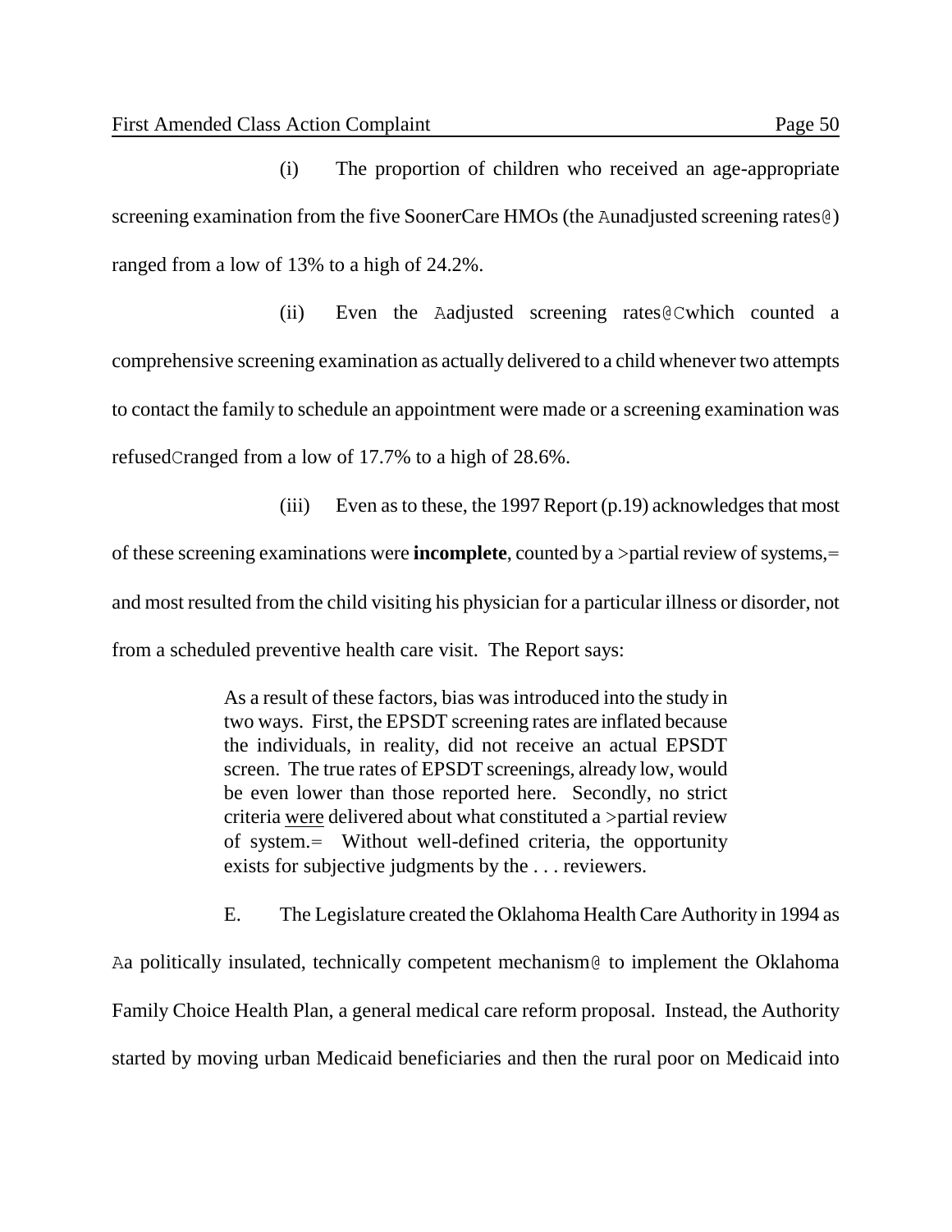(i) The proportion of children who received an age-appropriate screening examination from the five SoonerCare HMOs (the Aunadjusted screening rates@) ranged from a low of 13% to a high of 24.2%.

(ii) Even the Aadjusted screening rates@Cwhich counted a comprehensive screening examination as actually delivered to a child whenever two attempts to contact the family to schedule an appointment were made or a screening examination was refusedCranged from a low of 17.7% to a high of 28.6%.

(iii) Even as to these, the 1997 Report (p.19) acknowledges that most of these screening examinations were **incomplete**, counted by a >partial review of systems,= and most resulted from the child visiting his physician for a particular illness or disorder, not from a scheduled preventive health care visit. The Report says:

> As a result of these factors, bias was introduced into the study in two ways. First, the EPSDT screening rates are inflated because the individuals, in reality, did not receive an actual EPSDT screen. The true rates of EPSDT screenings, already low, would be even lower than those reported here. Secondly, no strict criteria <u>were</u> delivered about what constituted a >partial review of system.= Without well-defined criteria, the opportunity exists for subjective judgments by the . . . reviewers.

E. The Legislature created the Oklahoma Health Care Authority in 1994 as Aa politically insulated, technically competent mechanism@ to implement the Oklahoma Family Choice Health Plan, a general medical care reform proposal. Instead, the Authority started by moving urban Medicaid beneficiaries and then the rural poor on Medicaid into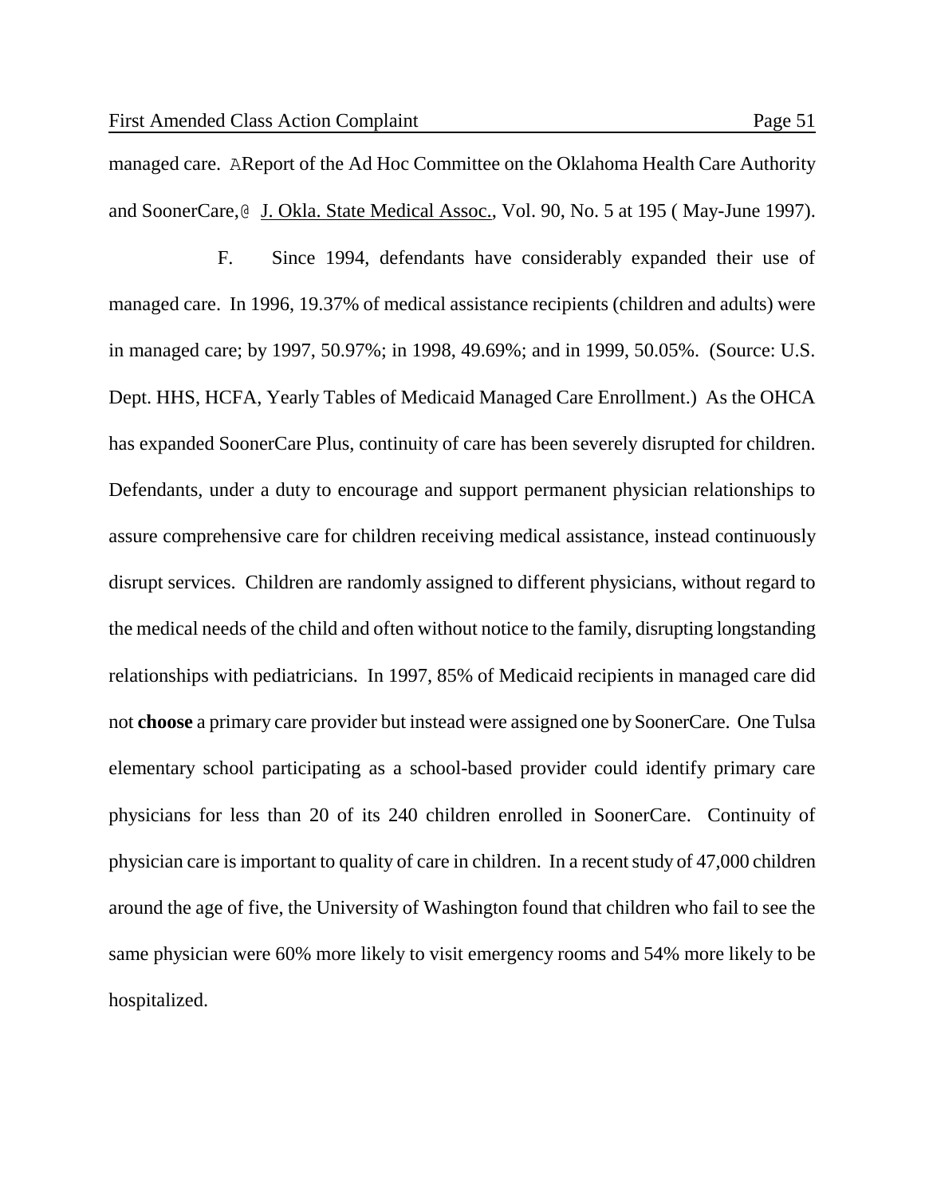managed care. AReport of the Ad Hoc Committee on the Oklahoma Health Care Authority and SoonerCare,@ J. Okla. State Medical Assoc., Vol. 90, No. 5 at 195 ( May-June 1997).

F. Since 1994, defendants have considerably expanded their use of managed care. In 1996, 19.37% of medical assistance recipients (children and adults) were in managed care; by 1997, 50.97%; in 1998, 49.69%; and in 1999, 50.05%. (Source: U.S. Dept. HHS, HCFA, Yearly Tables of Medicaid Managed Care Enrollment.) As the OHCA has expanded SoonerCare Plus, continuity of care has been severely disrupted for children. Defendants, under a duty to encourage and support permanent physician relationships to assure comprehensive care for children receiving medical assistance, instead continuously disrupt services. Children are randomly assigned to different physicians, without regard to the medical needs of the child and often without notice to the family, disrupting longstanding relationships with pediatricians. In 1997, 85% of Medicaid recipients in managed care did not **choose** a primary care provider but instead were assigned one by SoonerCare. One Tulsa elementary school participating as a school-based provider could identify primary care physicians for less than 20 of its 240 children enrolled in SoonerCare. Continuity of physician care is important to quality of care in children. In a recent study of 47,000 children around the age of five, the University of Washington found that children who fail to see the same physician were 60% more likely to visit emergency rooms and 54% more likely to be hospitalized.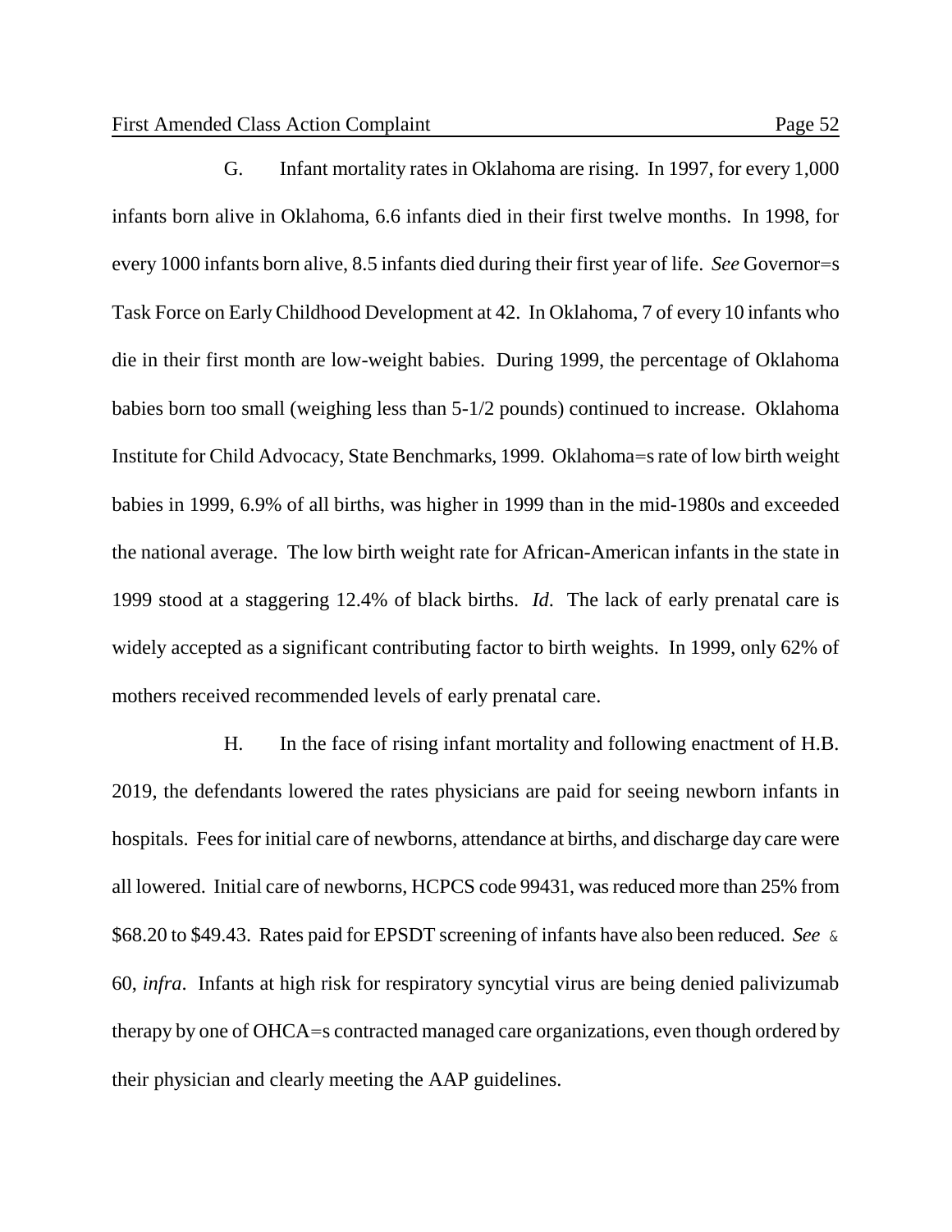G. Infant mortality rates in Oklahoma are rising. In 1997, for every 1,000 infants born alive in Oklahoma, 6.6 infants died in their first twelve months. In 1998, for every 1000 infants born alive, 8.5 infants died during their first year of life. *See* Governor=s Task Force on Early Childhood Development at 42. In Oklahoma, 7 of every 10 infants who die in their first month are low-weight babies. During 1999, the percentage of Oklahoma babies born too small (weighing less than 5-1/2 pounds) continued to increase. Oklahoma Institute for Child Advocacy, State Benchmarks, 1999. Oklahoma=s rate of low birth weight babies in 1999, 6.9% of all births, was higher in 1999 than in the mid-1980s and exceeded the national average. The low birth weight rate for African-American infants in the state in 1999 stood at a staggering 12.4% of black births. *Id*. The lack of early prenatal care is widely accepted as a significant contributing factor to birth weights. In 1999, only 62% of mothers received recommended levels of early prenatal care.

H. In the face of rising infant mortality and following enactment of H.B. 2019, the defendants lowered the rates physicians are paid for seeing newborn infants in hospitals. Fees for initial care of newborns, attendance at births, and discharge day care were all lowered. Initial care of newborns, HCPCS code 99431, was reduced more than 25% from \$68.20 to \$49.43. Rates paid for EPSDT screening of infants have also been reduced. *See* & 60, *infra*. Infants at high risk for respiratory syncytial virus are being denied palivizumab therapy by one of OHCA=s contracted managed care organizations, even though ordered by their physician and clearly meeting the AAP guidelines.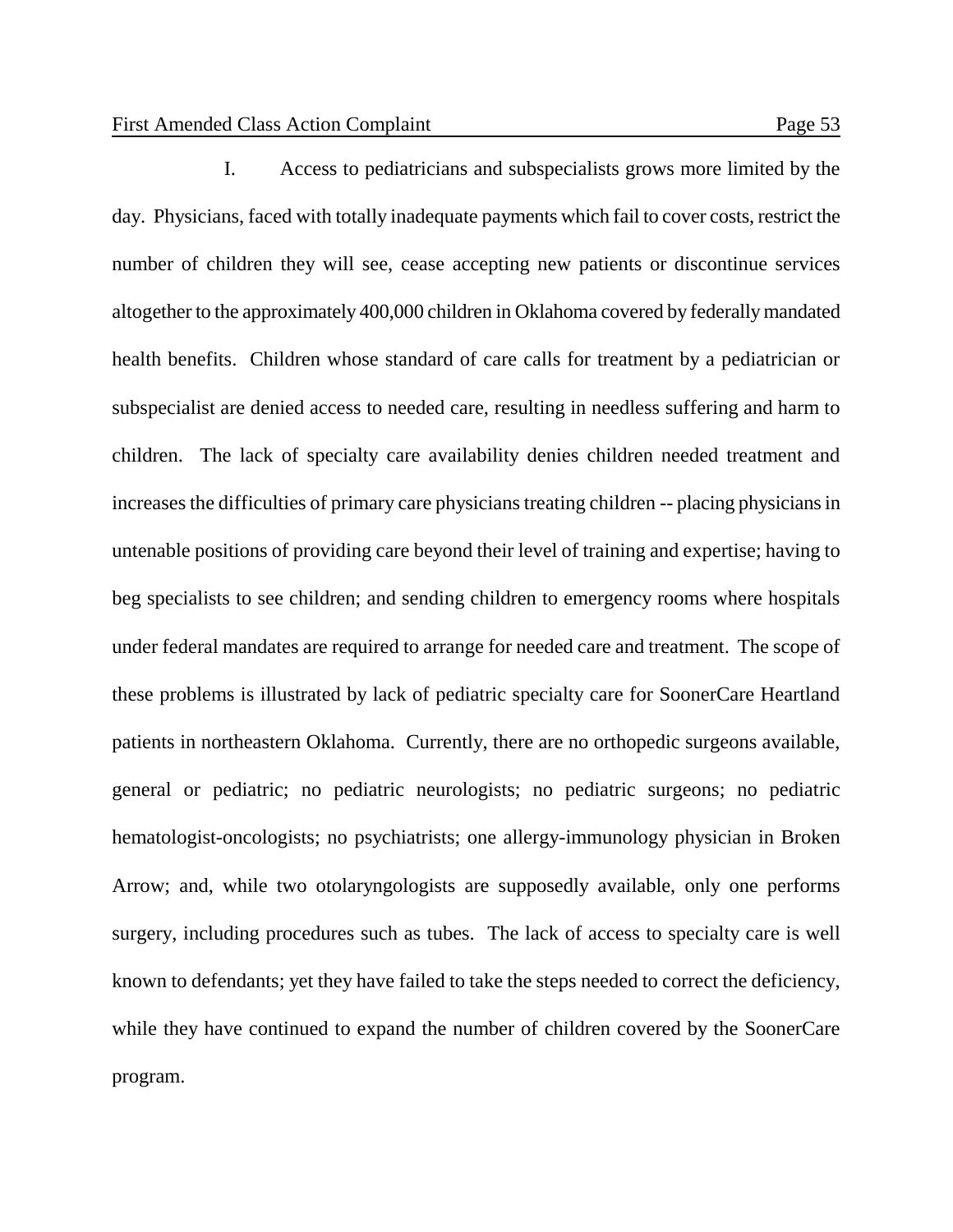I. Access to pediatricians and subspecialists grows more limited by the day. Physicians, faced with totally inadequate payments which fail to cover costs, restrict the number of children they will see, cease accepting new patients or discontinue services altogether to the approximately 400,000 children in Oklahoma covered by federally mandated health benefits. Children whose standard of care calls for treatment by a pediatrician or subspecialist are denied access to needed care, resulting in needless suffering and harm to children. The lack of specialty care availability denies children needed treatment and increases the difficulties of primary care physicians treating children -- placing physicians in untenable positions of providing care beyond their level of training and expertise; having to beg specialists to see children; and sending children to emergency rooms where hospitals under federal mandates are required to arrange for needed care and treatment. The scope of these problems is illustrated by lack of pediatric specialty care for SoonerCare Heartland patients in northeastern Oklahoma. Currently, there are no orthopedic surgeons available, general or pediatric; no pediatric neurologists; no pediatric surgeons; no pediatric hematologist-oncologists; no psychiatrists; one allergy-immunology physician in Broken Arrow; and, while two otolaryngologists are supposedly available, only one performs surgery, including procedures such as tubes. The lack of access to specialty care is well known to defendants; yet they have failed to take the steps needed to correct the deficiency, while they have continued to expand the number of children covered by the SoonerCare program.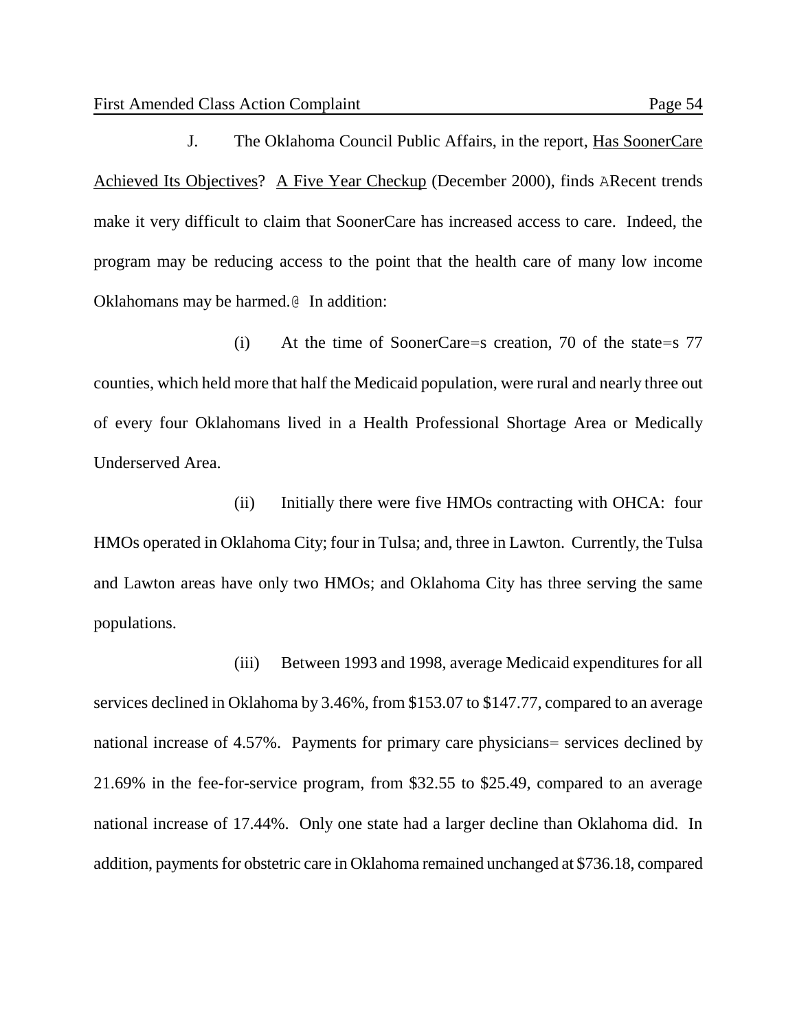J. The Oklahoma Council Public Affairs, in the report, Has SoonerCare Achieved Its Objectives? A Five Year Checkup (December 2000), finds ARecent trends make it very difficult to claim that SoonerCare has increased access to care. Indeed, the program may be reducing access to the point that the health care of many low income Oklahomans may be harmed.@ In addition:

(i) At the time of SoonerCare=s creation, 70 of the state=s 77 counties, which held more that half the Medicaid population, were rural and nearly three out of every four Oklahomans lived in a Health Professional Shortage Area or Medically Underserved Area.

(ii) Initially there were five HMOs contracting with OHCA: four HMOs operated in Oklahoma City; four in Tulsa; and, three in Lawton. Currently, the Tulsa and Lawton areas have only two HMOs; and Oklahoma City has three serving the same populations.

(iii) Between 1993 and 1998, average Medicaid expenditures for all services declined in Oklahoma by 3.46%, from $153.07 to $147.77, compared to an average national increase of 4.57%. Payments for primary care physicians= services declined by 21.69% in the fee-for-service program, from $32.55 to $25.49, compared to an average national increase of 17.44%. Only one state had a larger decline than Oklahoma did. In addition, payments for obstetric care in Oklahoma remained unchanged at $736.18, compared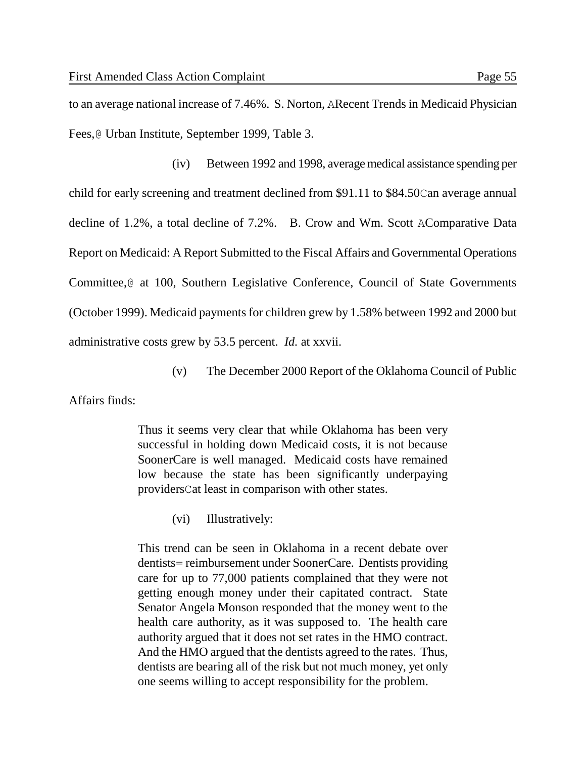to an average national increase of 7.46%. S. Norton, ARecent Trends in Medicaid Physician Fees,@ Urban Institute, September 1999, Table 3.

(iv) Between 1992 and 1998, average medical assistance spending per child for early screening and treatment declined from $91.11 to $84.50Can average annual decline of 1.2%, a total decline of 7.2%. B. Crow and Wm. Scott AComparative Data Report on Medicaid: A Report Submitted to the Fiscal Affairs and Governmental Operations Committee,@ at 100, Southern Legislative Conference, Council of State Governments (October 1999). Medicaid payments for children grew by 1.58% between 1992 and 2000 but administrative costs grew by 53.5 percent. *Id.* at xxvii.

(v) The December 2000 Report of the Oklahoma Council of Public Affairs finds:

> Thus it seems very clear that while Oklahoma has been very successful in holding down Medicaid costs, it is not because SoonerCare is well managed. Medicaid costs have remained low because the state has been significantly underpaying providersCat least in comparison with other states.

(vi) Illustratively:

> This trend can be seen in Oklahoma in a recent debate over dentists= reimbursement under SoonerCare. Dentists providing care for up to 77,000 patients complained that they were not getting enough money under their capitated contract. State Senator Angela Monson responded that the money went to the health care authority, as it was supposed to. The health care authority argued that it does not set rates in the HMO contract. And the HMO argued that the dentists agreed to the rates. Thus, dentists are bearing all of the risk but not much money, yet only one seems willing to accept responsibility for the problem.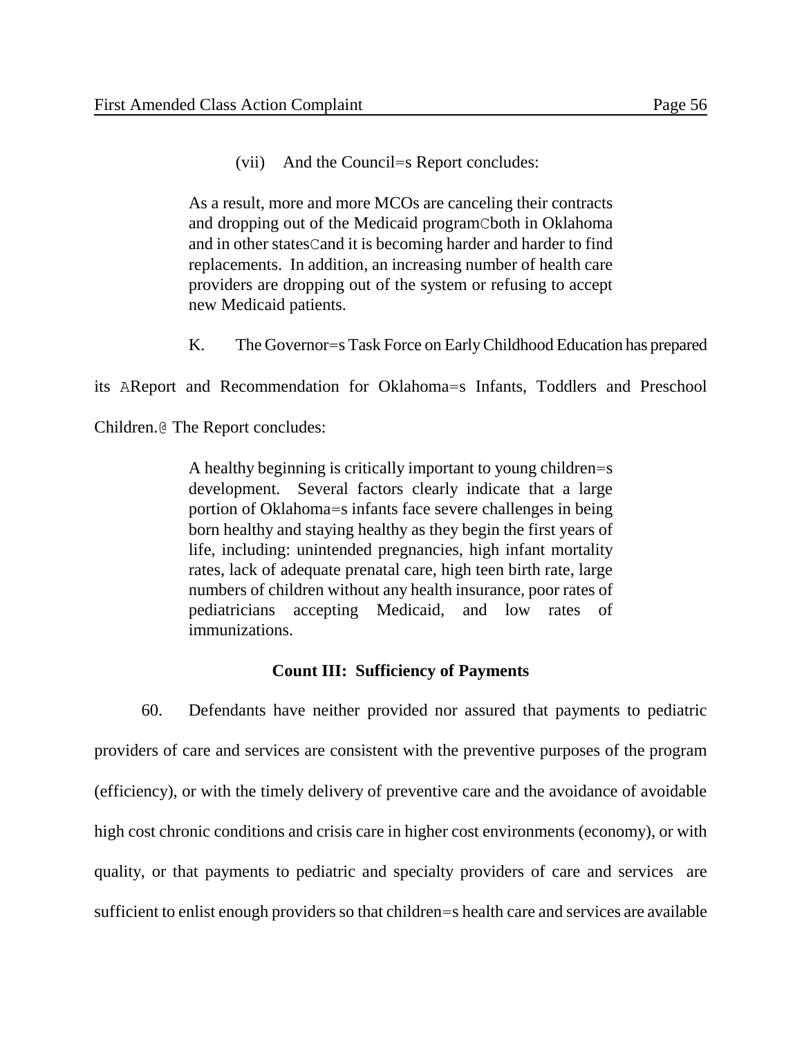(vii) And the Council=s Report concludes:

> As a result, more and more MCOs are canceling their contracts and dropping out of the Medicaid programCboth in Oklahoma and in other statesCand it is becoming harder and harder to find replacements. In addition, an increasing number of health care providers are dropping out of the system or refusing to accept new Medicaid patients.

K. The Governor=s Task Force on Early Childhood Education has prepared its AReport and Recommendation for Oklahoma=s Infants, Toddlers and Preschool Children.@ The Report concludes:

> A healthy beginning is critically important to young children=s development. Several factors clearly indicate that a large portion of Oklahoma=s infants face severe challenges in being born healthy and staying healthy as they begin the first years of life, including: unintended pregnancies, high infant mortality rates, lack of adequate prenatal care, high teen birth rate, large numbers of children without any health insurance, poor rates of pediatricians accepting Medicaid, and low rates of immunizations.

**Count III: Sufficiency of Payments**

60. Defendants have neither provided nor assured that payments to pediatric providers of care and services are consistent with the preventive purposes of the program (efficiency), or with the timely delivery of preventive care and the avoidance of avoidable high cost chronic conditions and crisis care in higher cost environments (economy), or with quality, or that payments to pediatric and specialty providers of care and services are sufficient to enlist enough providers so that children=s health care and services are available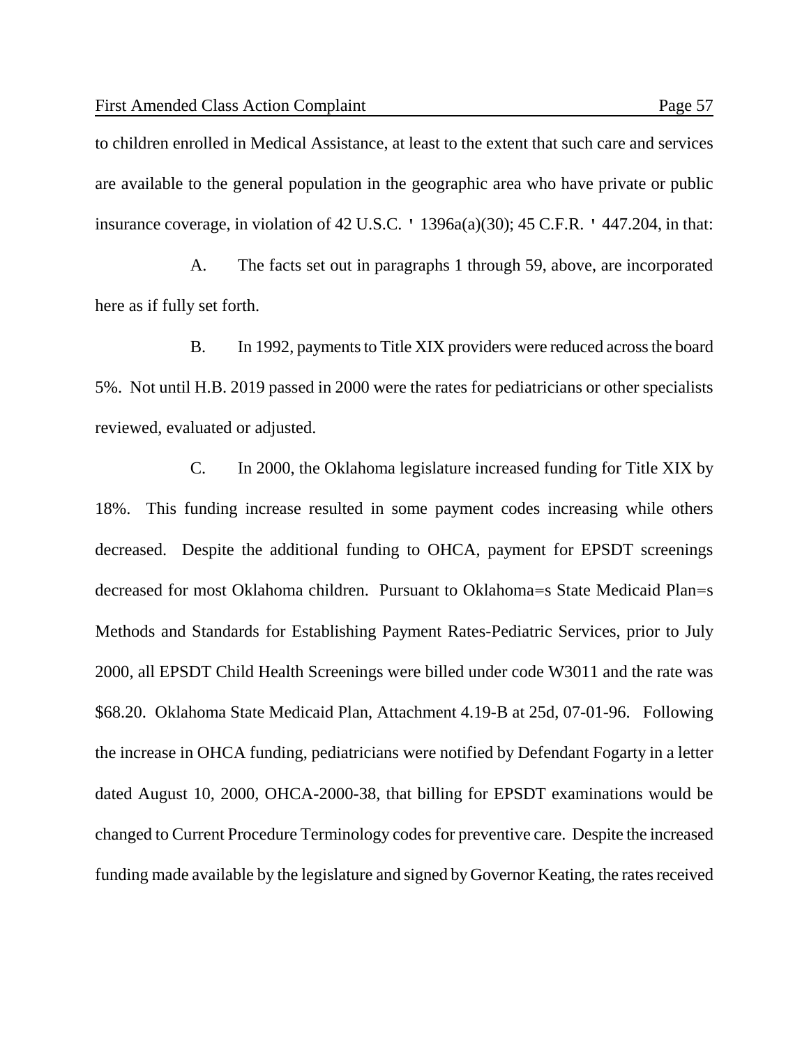to children enrolled in Medical Assistance, at least to the extent that such care and services are available to the general population in the geographic area who have private or public insurance coverage, in violation of 42 U.S.C. ' 1396a(a)(30); 45 C.F.R. ' 447.204, in that:

A. The facts set out in paragraphs 1 through 59, above, are incorporated here as if fully set forth.

B. In 1992, payments to Title XIX providers were reduced across the board 5%. Not until H.B. 2019 passed in 2000 were the rates for pediatricians or other specialists reviewed, evaluated or adjusted.

C. In 2000, the Oklahoma legislature increased funding for Title XIX by 18%. This funding increase resulted in some payment codes increasing while others decreased. Despite the additional funding to OHCA, payment for EPSDT screenings decreased for most Oklahoma children. Pursuant to Oklahoma=s State Medicaid Plan=s Methods and Standards for Establishing Payment Rates-Pediatric Services, prior to July 2000, all EPSDT Child Health Screenings were billed under code W3011 and the rate was $68.20. Oklahoma State Medicaid Plan, Attachment 4.19-B at 25d, 07-01-96. Following the increase in OHCA funding, pediatricians were notified by Defendant Fogarty in a letter dated August 10, 2000, OHCA-2000-38, that billing for EPSDT examinations would be changed to Current Procedure Terminology codes for preventive care. Despite the increased funding made available by the legislature and signed by Governor Keating, the rates received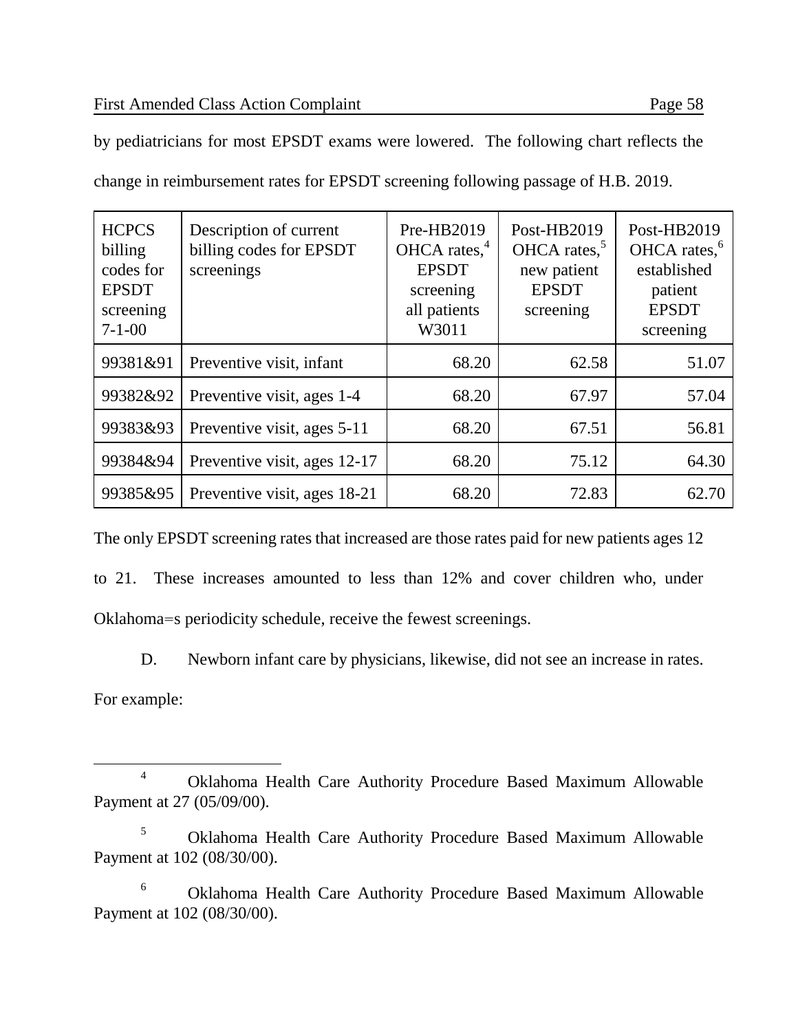by pediatricians for most EPSDT exams were lowered. The following chart reflects the change in reimbursement rates for EPSDT screening following passage of H.B. 2019.

| HCPCS billing codes for EPSDT screening 7-1-00 | Description of current billing codes for EPSDT screenings | Pre-HB2019 OHCA rates,[4] EPSDT screening all patients W3011 | Post-HB2019 OHCA rates,[5] new patient EPSDT screening | Post-HB2019 OHCA rates,[6] established patient EPSDT screening |
|---|---|---|---|---|
| 99381&91 | Preventive visit, infant | 68.20 | 62.58 | 51.07 |
| 99382&92 | Preventive visit, ages 1-4 | 68.20 | 67.97 | 57.04 |
| 99383&93 | Preventive visit, ages 5-11 | 68.20 | 67.51 | 56.81 |
| 99384&94 | Preventive visit, ages 12-17 | 68.20 | 75.12 | 64.30 |
| 99385&95 | Preventive visit, ages 18-21 | 68.20 | 72.83 | 62.70 |

The only EPSDT screening rates that increased are those rates paid for new patients ages 12 to 21. These increases amounted to less than 12% and cover children who, under Oklahoma=s periodicity schedule, receive the fewest screenings.

D. Newborn infant care by physicians, likewise, did not see an increase in rates. For example:

[4] Oklahoma Health Care Authority Procedure Based Maximum Allowable Payment at 27 (05/09/00).

[5] Oklahoma Health Care Authority Procedure Based Maximum Allowable Payment at 102 (08/30/00).

[6] Oklahoma Health Care Authority Procedure Based Maximum Allowable Payment at 102 (08/30/00).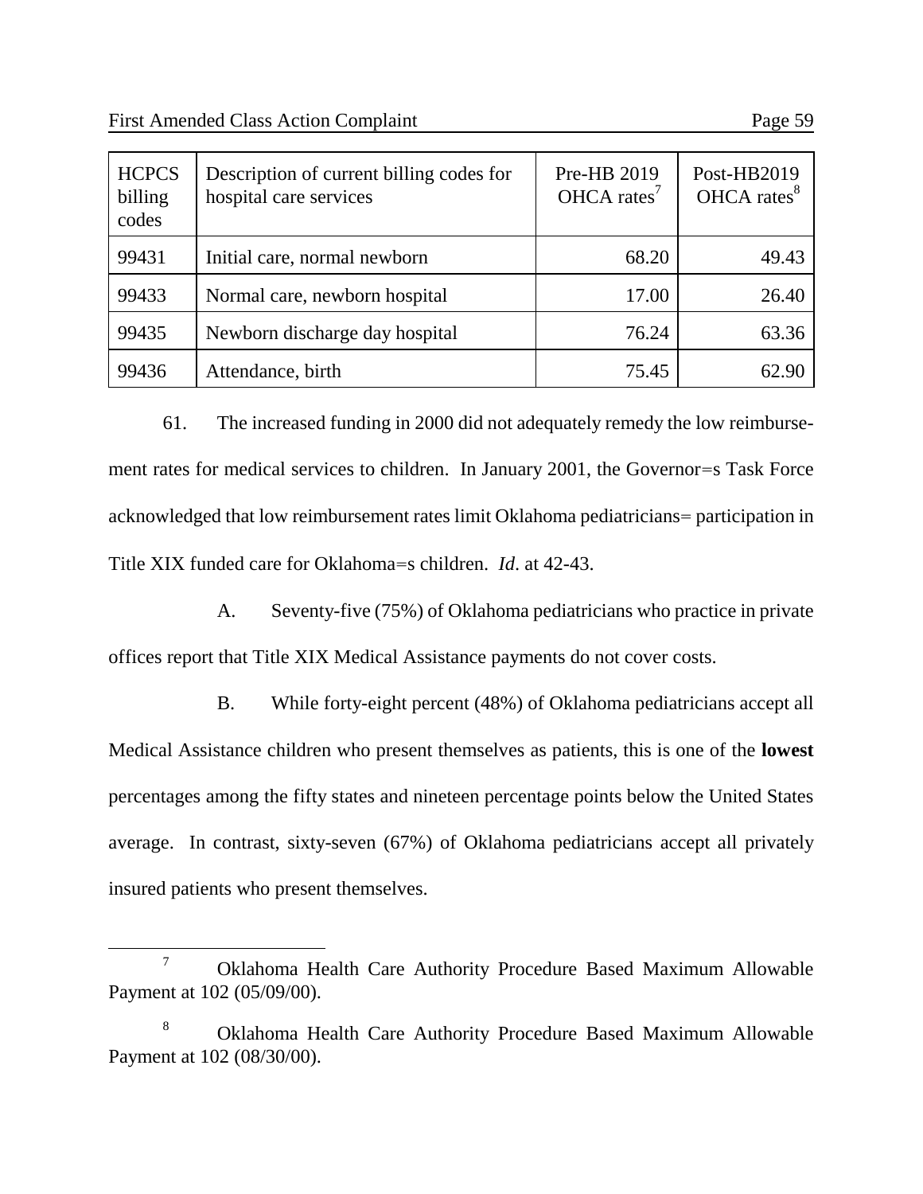| HCPCS billing codes | Description of current billing codes for hospital care services | Pre-HB 2019 OHCA rates[7] | Post-HB2019 OHCA rates[8] |
|---|---|---|---|
| 99431 | Initial care, normal newborn | 68.20 | 49.43 |
| 99433 | Normal care, newborn hospital | 17.00 | 26.40 |
| 99435 | Newborn discharge day hospital | 76.24 | 63.36 |
| 99436 | Attendance, birth | 75.45 | 62.90 |

61. The increased funding in 2000 did not adequately remedy the low reimbursement rates for medical services to children. In January 2001, the Governor=s Task Force acknowledged that low reimbursement rates limit Oklahoma pediatricians= participation in Title XIX funded care for Oklahoma=s children. *Id*. at 42-43.

A. Seventy-five (75%) of Oklahoma pediatricians who practice in private offices report that Title XIX Medical Assistance payments do not cover costs.

B. While forty-eight percent (48%) of Oklahoma pediatricians accept all Medical Assistance children who present themselves as patients, this is one of the **lowest** percentages among the fifty states and nineteen percentage points below the United States average. In contrast, sixty-seven (67%) of Oklahoma pediatricians accept all privately insured patients who present themselves.

---

[7] Oklahoma Health Care Authority Procedure Based Maximum Allowable Payment at 102 (05/09/00).

[8] Oklahoma Health Care Authority Procedure Based Maximum Allowable Payment at 102 (08/30/00).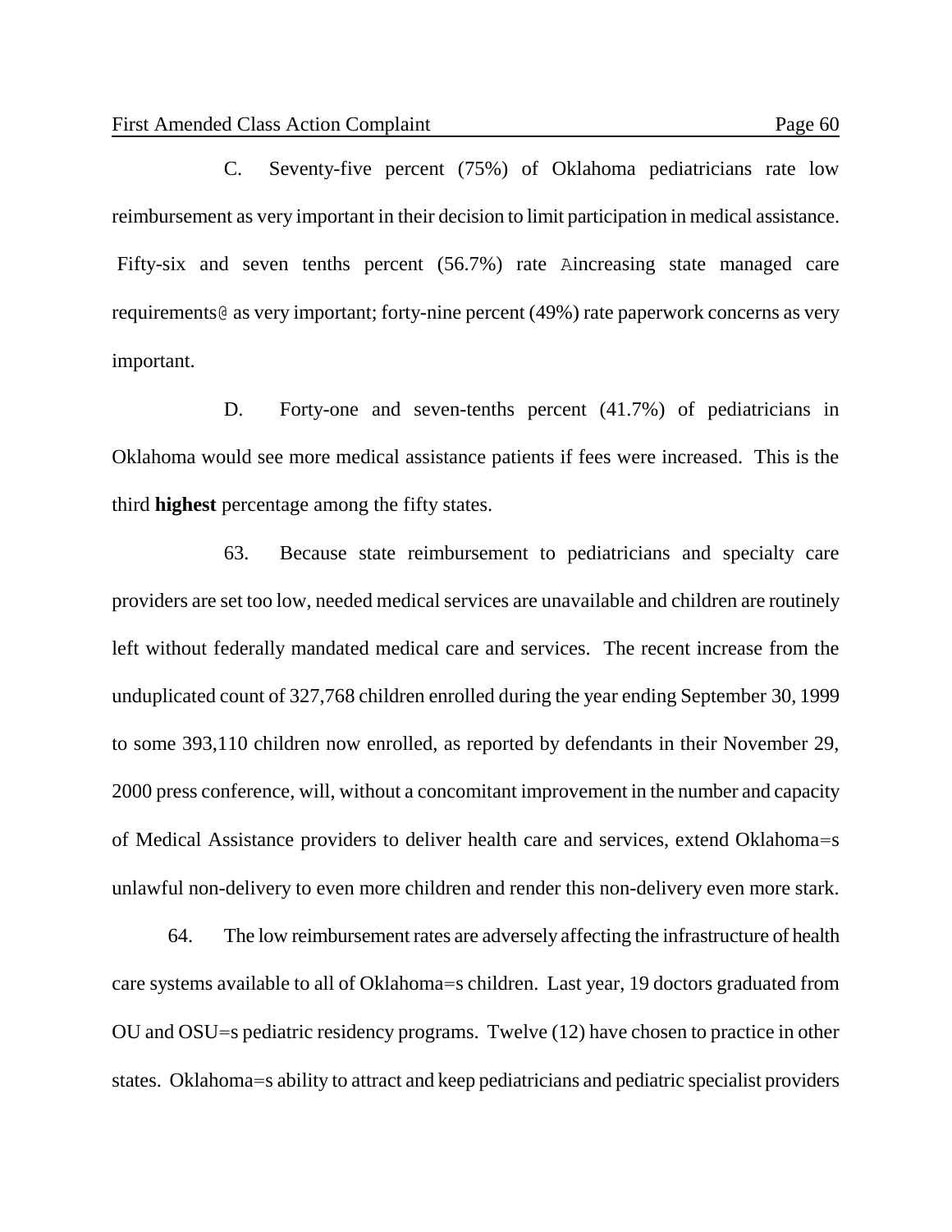C. Seventy-five percent (75%) of Oklahoma pediatricians rate low reimbursement as very important in their decision to limit participation in medical assistance. Fifty-six and seven tenths percent (56.7%) rate Aincreasing state managed care requirements@ as very important; forty-nine percent (49%) rate paperwork concerns as very important.

D. Forty-one and seven-tenths percent (41.7%) of pediatricians in Oklahoma would see more medical assistance patients if fees were increased. This is the third **highest** percentage among the fifty states.

63. Because state reimbursement to pediatricians and specialty care providers are set too low, needed medical services are unavailable and children are routinely left without federally mandated medical care and services. The recent increase from the unduplicated count of 327,768 children enrolled during the year ending September 30, 1999 to some 393,110 children now enrolled, as reported by defendants in their November 29, 2000 press conference, will, without a concomitant improvement in the number and capacity of Medical Assistance providers to deliver health care and services, extend Oklahoma=s unlawful non-delivery to even more children and render this non-delivery even more stark.

64. The low reimbursement rates are adversely affecting the infrastructure of health care systems available to all of Oklahoma=s children. Last year, 19 doctors graduated from OU and OSU=s pediatric residency programs. Twelve (12) have chosen to practice in other states. Oklahoma=s ability to attract and keep pediatricians and pediatric specialist providers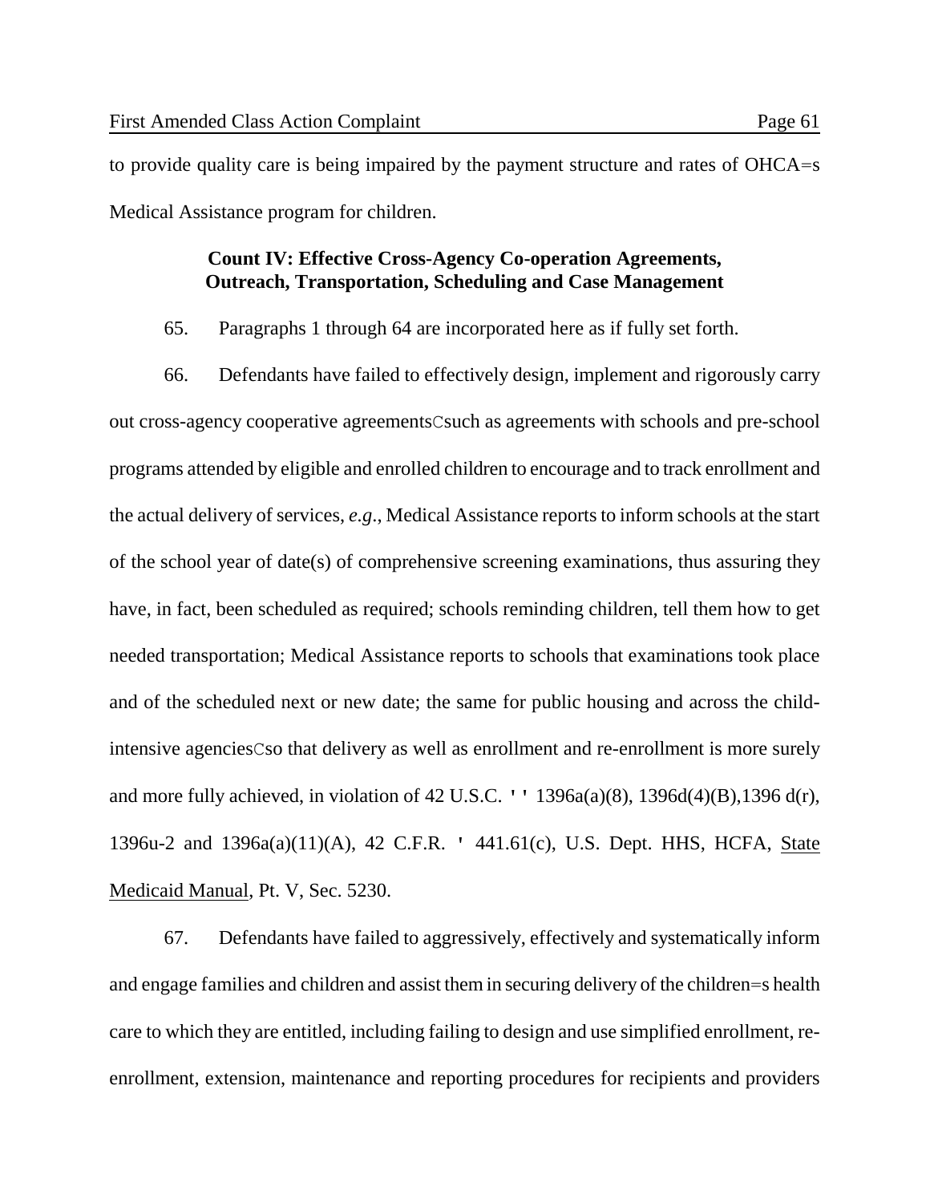to provide quality care is being impaired by the payment structure and rates of OHCA=s Medical Assistance program for children.

**Count IV: Effective Cross-Agency Co-operation Agreements, Outreach, Transportation, Scheduling and Case Management**

65. Paragraphs 1 through 64 are incorporated here as if fully set forth.

66. Defendants have failed to effectively design, implement and rigorously carry out cross-agency cooperative agreementsCsuch as agreements with schools and pre-school programs attended by eligible and enrolled children to encourage and to track enrollment and the actual delivery of services, *e.g*., Medical Assistance reports to inform schools at the start of the school year of date(s) of comprehensive screening examinations, thus assuring they have, in fact, been scheduled as required; schools reminding children, tell them how to get needed transportation; Medical Assistance reports to schools that examinations took place and of the scheduled next or new date; the same for public housing and across the child-intensive agenciesCso that delivery as well as enrollment and re-enrollment is more surely and more fully achieved, in violation of 42 U.S.C. '' 1396a(a)(8), 1396d(4)(B),1396 d(r), 1396u-2 and 1396a(a)(11)(A), 42 C.F.R. ' 441.61(c), U.S. Dept. HHS, HCFA, <u>State Medicaid Manual</u>, Pt. V, Sec. 5230.

67. Defendants have failed to aggressively, effectively and systematically inform and engage families and children and assist them in securing delivery of the children=s health care to which they are entitled, including failing to design and use simplified enrollment, re-enrollment, extension, maintenance and reporting procedures for recipients and providers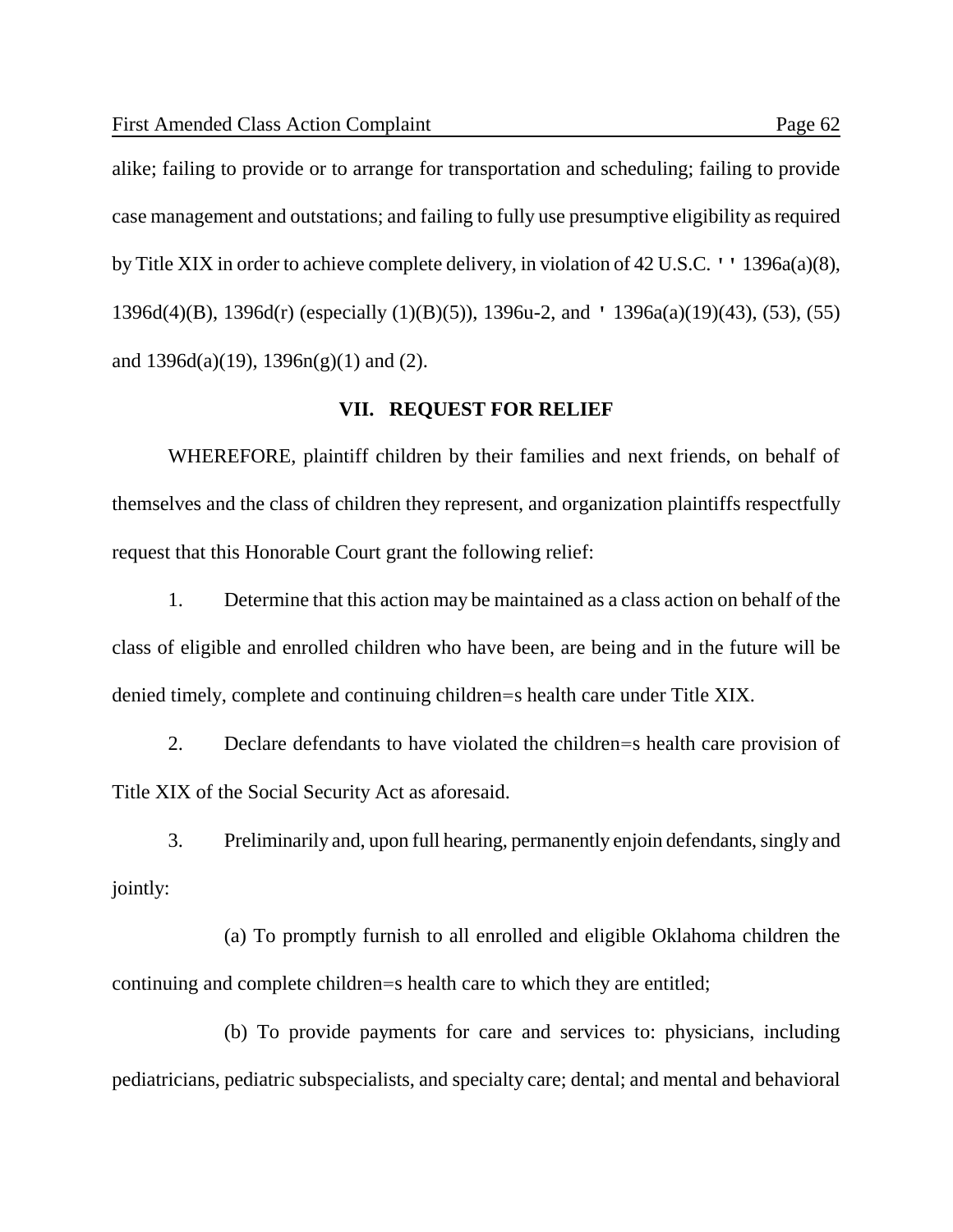alike; failing to provide or to arrange for transportation and scheduling; failing to provide case management and outstations; and failing to fully use presumptive eligibility as required by Title XIX in order to achieve complete delivery, in violation of 42 U.S.C. '' 1396a(a)(8), 1396d(4)(B), 1396d(r) (especially (1)(B)(5)), 1396u-2, and ' 1396a(a)(19)(43), (53), (55) and 1396d(a)(19), 1396n(g)(1) and (2).

## VII. REQUEST FOR RELIEF

WHEREFORE, plaintiff children by their families and next friends, on behalf of themselves and the class of children they represent, and organization plaintiffs respectfully request that this Honorable Court grant the following relief:

1. Determine that this action may be maintained as a class action on behalf of the class of eligible and enrolled children who have been, are being and in the future will be denied timely, complete and continuing children=s health care under Title XIX.

2. Declare defendants to have violated the children=s health care provision of Title XIX of the Social Security Act as aforesaid.

3. Preliminarily and, upon full hearing, permanently enjoin defendants, singly and jointly:

(a) To promptly furnish to all enrolled and eligible Oklahoma children the continuing and complete children=s health care to which they are entitled;

(b) To provide payments for care and services to: physicians, including pediatricians, pediatric subspecialists, and specialty care; dental; and mental and behavioral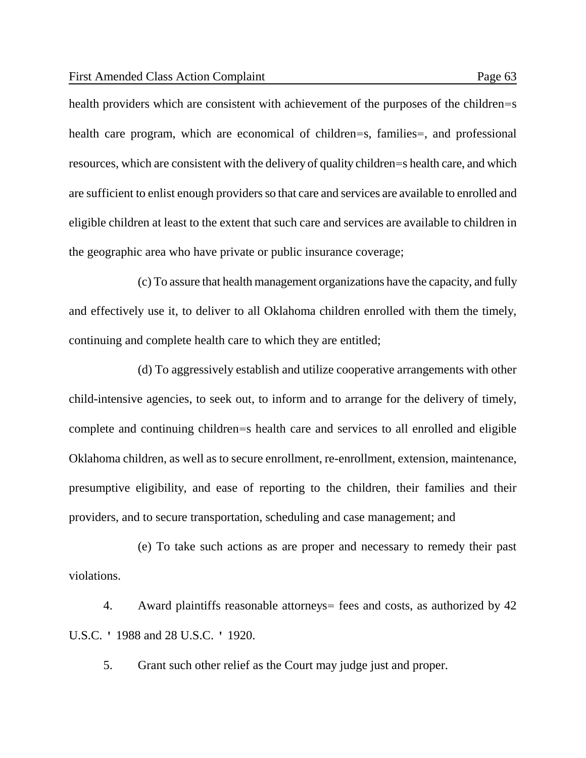health providers which are consistent with achievement of the purposes of the children=s health care program, which are economical of children=s, families=, and professional resources, which are consistent with the delivery of quality children=s health care, and which are sufficient to enlist enough providers so that care and services are available to enrolled and eligible children at least to the extent that such care and services are available to children in the geographic area who have private or public insurance coverage;

(c) To assure that health management organizations have the capacity, and fully and effectively use it, to deliver to all Oklahoma children enrolled with them the timely, continuing and complete health care to which they are entitled;

(d) To aggressively establish and utilize cooperative arrangements with other child-intensive agencies, to seek out, to inform and to arrange for the delivery of timely, complete and continuing children=s health care and services to all enrolled and eligible Oklahoma children, as well as to secure enrollment, re-enrollment, extension, maintenance, presumptive eligibility, and ease of reporting to the children, their families and their providers, and to secure transportation, scheduling and case management; and

(e) To take such actions as are proper and necessary to remedy their past violations.

4. Award plaintiffs reasonable attorneys= fees and costs, as authorized by 42 U.S.C. ' 1988 and 28 U.S.C. ' 1920.

5. Grant such other relief as the Court may judge just and proper.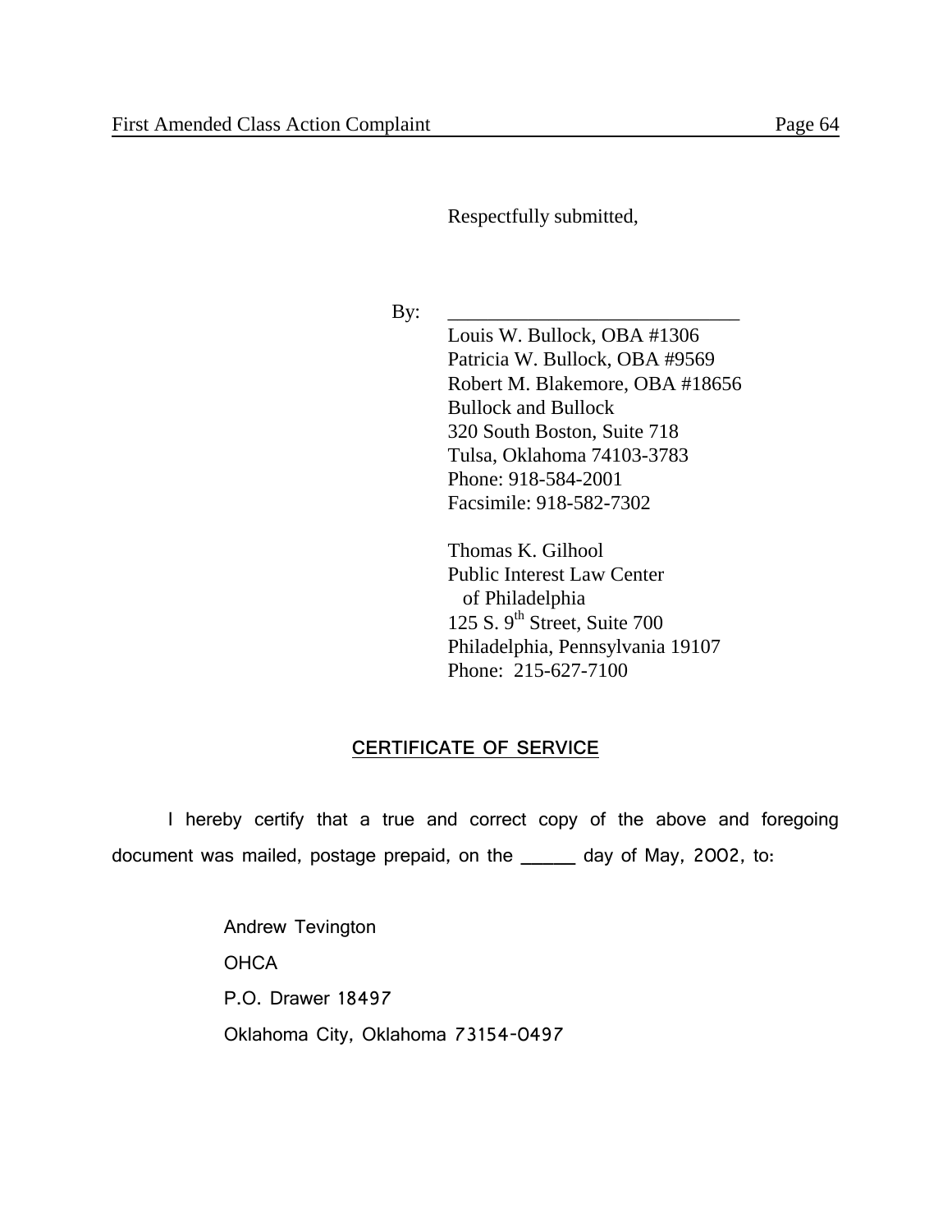Respectfully submitted,

By: ____________________________

Louis W. Bullock, OBA #1306
Patricia W. Bullock, OBA #9569
Robert M. Blakemore, OBA #18656
Bullock and Bullock
320 South Boston, Suite 718
Tulsa, Oklahoma 74103-3783
Phone: 918-584-2001
Facsimile: 918-582-7302

Thomas K. Gilhool
Public Interest Law Center
of Philadelphia
125 S. 9th Street, Suite 700
Philadelphia, Pennsylvania 19107
Phone: 215-627-7100

## CERTIFICATE OF SERVICE

I hereby certify that a true and correct copy of the above and foregoing document was mailed, postage prepaid, on the _____ day of May, 2002, to:

Andrew Tevington
OHCA
P.O. Drawer 18497
Oklahoma City, Oklahoma 73154-0497